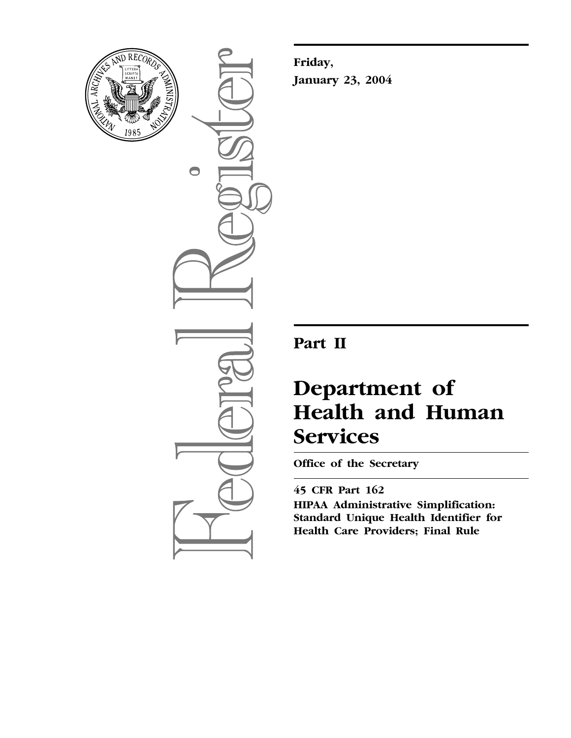Friday,

January 23, 2004

# Part II

# Department of Health and Human Services

**Office of the Secretary**

**45 CFR Part 162**

**HIPAA Administrative Simplification: Standard Unique Health Identifier for Health Care Providers; Final Rule**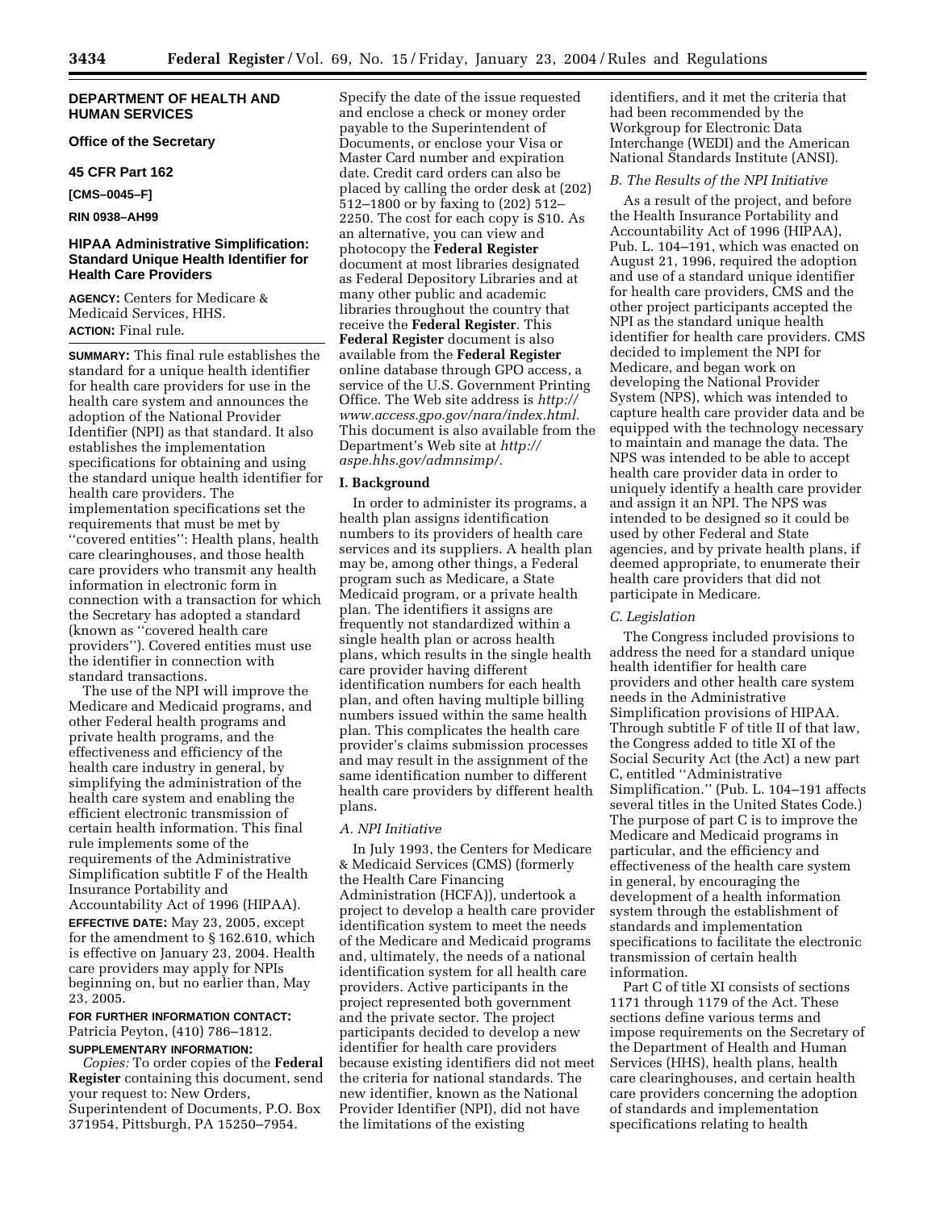## DEPARTMENT OF HEALTH AND HUMAN SERVICES

### Office of the Secretary

### 45 CFR Part 162

**[CMS–0045–F]**

**RIN 0938–AH99**

### HIPAA Administrative Simplification: Standard Unique Health Identifier for Health Care Providers

**AGENCY:** Centers for Medicare & Medicaid Services, HHS.

**ACTION:** Final rule.

**SUMMARY:** This final rule establishes the standard for a unique health identifier for health care providers for use in the health care system and announces the adoption of the National Provider Identifier (NPI) as that standard. It also establishes the implementation specifications for obtaining and using the standard unique health identifier for health care providers. The implementation specifications set the requirements that must be met by ''covered entities'': Health plans, health care clearinghouses, and those health care providers who transmit any health information in electronic form in connection with a transaction for which the Secretary has adopted a standard (known as ''covered health care providers''). Covered entities must use the identifier in connection with standard transactions.

The use of the NPI will improve the Medicare and Medicaid programs, and other Federal health programs and private health programs, and the effectiveness and efficiency of the health care industry in general, by simplifying the administration of the health care system and enabling the efficient electronic transmission of certain health information. This final rule implements some of the requirements of the Administrative Simplification subtitle F of the Health Insurance Portability and Accountability Act of 1996 (HIPAA).

**EFFECTIVE DATE:** May 23, 2005, except for the amendment to § 162.610, which is effective on January 23, 2004. Health care providers may apply for NPIs beginning on, but no earlier than, May 23, 2005.

**FOR FURTHER INFORMATION CONTACT:** Patricia Peyton, (410) 786–1812.

**SUPPLEMENTARY INFORMATION:**

*Copies:* To order copies of the **Federal Register** containing this document, send your request to: New Orders, Superintendent of Documents, P.O. Box 371954, Pittsburgh, PA 15250–7954. Specify the date of the issue requested and enclose a check or money order payable to the Superintendent of Documents, or enclose your Visa or Master Card number and expiration date. Credit card orders can also be placed by calling the order desk at (202) 512–1800 or by faxing to (202) 512–2250. The cost for each copy is $10. As an alternative, you can view and photocopy the **Federal Register** document at most libraries designated as Federal Depository Libraries and at many other public and academic libraries throughout the country that receive the **Federal Register**. This **Federal Register** document is also available from the **Federal Register** online database through GPO access, a service of the U.S. Government Printing Office. The Web site address is *http://www.access.gpo.gov/nara/index.html.* This document is also available from the Department's Web site at *http://aspe.hhs.gov/admnsimp/.*

## I. Background

In order to administer its programs, a health plan assigns identification numbers to its providers of health care services and its suppliers. A health plan may be, among other things, a Federal program such as Medicare, a State Medicaid program, or a private health plan. The identifiers it assigns are frequently not standardized within a single health plan or across health plans, which results in the single health care provider having different identification numbers for each health plan, and often having multiple billing numbers issued within the same health plan. This complicates the health care provider's claims submission processes and may result in the assignment of the same identification number to different health care providers by different health plans.

### A. NPI Initiative

In July 1993, the Centers for Medicare & Medicaid Services (CMS) (formerly the Health Care Financing Administration (HCFA)), undertook a project to develop a health care provider identification system to meet the needs of the Medicare and Medicaid programs and, ultimately, the needs of a national identification system for all health care providers. Active participants in the project represented both government and the private sector. The project participants decided to develop a new identifier for health care providers because existing identifiers did not meet the criteria for national standards. The new identifier, known as the National Provider Identifier (NPI), did not have the limitations of the existing identifiers, and it met the criteria that had been recommended by the Workgroup for Electronic Data Interchange (WEDI) and the American National Standards Institute (ANSI).

### B. The Results of the NPI Initiative

As a result of the project, and before the Health Insurance Portability and Accountability Act of 1996 (HIPAA), Pub. L. 104–191, which was enacted on August 21, 1996, required the adoption and use of a standard unique identifier for health care providers, CMS and the other project participants accepted the NPI as the standard unique health identifier for health care providers. CMS decided to implement the NPI for Medicare, and began work on developing the National Provider System (NPS), which was intended to capture health care provider data and be equipped with the technology necessary to maintain and manage the data. The NPS was intended to be able to accept health care provider data in order to uniquely identify a health care provider and assign it an NPI. The NPS was intended to be designed so it could be used by other Federal and State agencies, and by private health plans, if deemed appropriate, to enumerate their health care providers that did not participate in Medicare.

### C. Legislation

The Congress included provisions to address the need for a standard unique health identifier for health care providers and other health care system needs in the Administrative Simplification provisions of HIPAA. Through subtitle F of title II of that law, the Congress added to title XI of the Social Security Act (the Act) a new part C, entitled ''Administrative Simplification.'' (Pub. L. 104–191 affects several titles in the United States Code.) The purpose of part C is to improve the Medicare and Medicaid programs in particular, and the efficiency and effectiveness of the health care system in general, by encouraging the development of a health information system through the establishment of standards and implementation specifications to facilitate the electronic transmission of certain health information.

Part C of title XI consists of sections 1171 through 1179 of the Act. These sections define various terms and impose requirements on the Secretary of the Department of Health and Human Services (HHS), health plans, health care clearinghouses, and certain health care providers concerning the adoption of standards and implementation specifications relating to health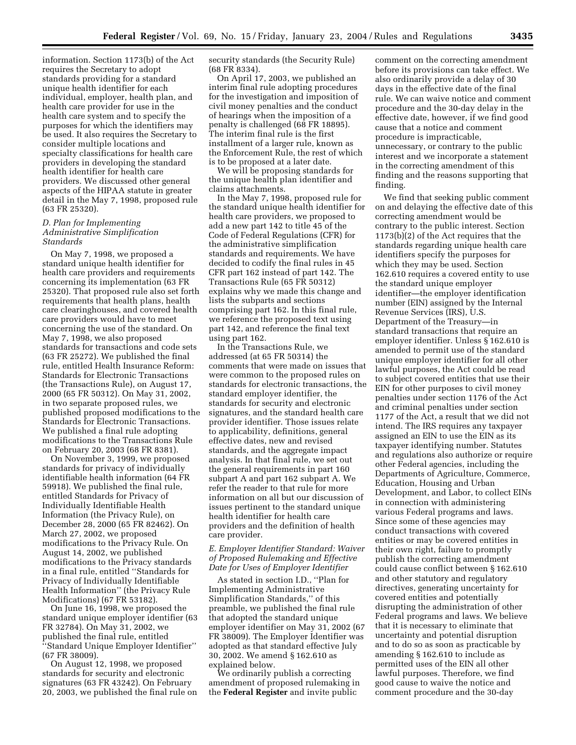information. Section 1173(b) of the Act requires the Secretary to adopt standards providing for a standard unique health identifier for each individual, employer, health plan, and health care provider for use in the health care system and to specify the purposes for which the identifiers may be used. It also requires the Secretary to consider multiple locations and specialty classifications for health care providers in developing the standard health identifier for health care providers. We discussed other general aspects of the HIPAA statute in greater detail in the May 7, 1998, proposed rule (63 FR 25320).

### *D. Plan for Implementing Administrative Simplification Standards*

On May 7, 1998, we proposed a standard unique health identifier for health care providers and requirements concerning its implementation (63 FR 25320). That proposed rule also set forth requirements that health plans, health care clearinghouses, and covered health care providers would have to meet concerning the use of the standard. On May 7, 1998, we also proposed standards for transactions and code sets (63 FR 25272). We published the final rule, entitled Health Insurance Reform: Standards for Electronic Transactions (the Transactions Rule), on August 17, 2000 (65 FR 50312). On May 31, 2002, in two separate proposed rules, we published proposed modifications to the Standards for Electronic Transactions. We published a final rule adopting modifications to the Transactions Rule on February 20, 2003 (68 FR 8381).

On November 3, 1999, we proposed standards for privacy of individually identifiable health information (64 FR 59918). We published the final rule, entitled Standards for Privacy of Individually Identifiable Health Information (the Privacy Rule), on December 28, 2000 (65 FR 82462). On March 27, 2002, we proposed modifications to the Privacy Rule. On August 14, 2002, we published modifications to the Privacy standards in a final rule, entitled "Standards for Privacy of Individually Identifiable Health Information" (the Privacy Rule Modifications) (67 FR 53182).

On June 16, 1998, we proposed the standard unique employer identifier (63 FR 32784). On May 31, 2002, we published the final rule, entitled "Standard Unique Employer Identifier" (67 FR 38009).

On August 12, 1998, we proposed standards for security and electronic signatures (63 FR 43242). On February 20, 2003, we published the final rule on security standards (the Security Rule) (68 FR 8334).

On April 17, 2003, we published an interim final rule adopting procedures for the investigation and imposition of civil money penalties and the conduct of hearings when the imposition of a penalty is challenged (68 FR 18895). The interim final rule is the first installment of a larger rule, known as the Enforcement Rule, the rest of which is to be proposed at a later date.

We will be proposing standards for the unique health plan identifier and claims attachments.

In the May 7, 1998, proposed rule for the standard unique health identifier for health care providers, we proposed to add a new part 142 to title 45 of the Code of Federal Regulations (CFR) for the administrative simplification standards and requirements. We have decided to codify the final rules in 45 CFR part 162 instead of part 142. The Transactions Rule (65 FR 50312) explains why we made this change and lists the subparts and sections comprising part 162. In this final rule, we reference the proposed text using part 142, and reference the final text using part 162.

In the Transactions Rule, we addressed (at 65 FR 50314) the comments that were made on issues that were common to the proposed rules on standards for electronic transactions, the standard employer identifier, the standards for security and electronic signatures, and the standard health care provider identifier. Those issues relate to applicability, definitions, general effective dates, new and revised standards, and the aggregate impact analysis. In that final rule, we set out the general requirements in part 160 subpart A and part 162 subpart A. We refer the reader to that rule for more information on all but our discussion of issues pertinent to the standard unique health identifier for health care providers and the definition of health care provider.

### *E. Employer Identifier Standard: Waiver of Proposed Rulemaking and Effective Date for Uses of Employer Identifier*

As stated in section I.D., "Plan for Implementing Administrative Simplification Standards," of this preamble, we published the final rule that adopted the standard unique employer identifier on May 31, 2002 (67 FR 38009). The Employer Identifier was adopted as that standard effective July 30, 2002. We amend § 162.610 as explained below.

We ordinarily publish a correcting amendment of proposed rulemaking in the **Federal Register** and invite public comment on the correcting amendment before its provisions can take effect. We also ordinarily provide a delay of 30 days in the effective date of the final rule. We can waive notice and comment procedure and the 30-day delay in the effective date, however, if we find good cause that a notice and comment procedure is impracticable, unnecessary, or contrary to the public interest and we incorporate a statement in the correcting amendment of this finding and the reasons supporting that finding.

We find that seeking public comment on and delaying the effective date of this correcting amendment would be contrary to the public interest. Section 1173(b)(2) of the Act requires that the standards regarding unique health care identifiers specify the purposes for which they may be used. Section 162.610 requires a covered entity to use the standard unique employer identifier—the employer identification number (EIN) assigned by the Internal Revenue Services (IRS), U.S. Department of the Treasury—in standard transactions that require an employer identifier. Unless § 162.610 is amended to permit use of the standard unique employer identifier for all other lawful purposes, the Act could be read to subject covered entities that use their EIN for other purposes to civil money penalties under section 1176 of the Act and criminal penalties under section 1177 of the Act, a result that we did not intend. The IRS requires any taxpayer assigned an EIN to use the EIN as its taxpayer identifying number. Statutes and regulations also authorize or require other Federal agencies, including the Departments of Agriculture, Commerce, Education, Housing and Urban Development, and Labor, to collect EINs in connection with administering various Federal programs and laws. Since some of these agencies may conduct transactions with covered entities or may be covered entities in their own right, failure to promptly publish the correcting amendment could cause conflict between § 162.610 and other statutory and regulatory directives, generating uncertainty for covered entities and potentially disrupting the administration of other Federal programs and laws. We believe that it is necessary to eliminate that uncertainty and potential disruption and to do so as soon as practicable by amending § 162.610 to include as permitted uses of the EIN all other lawful purposes. Therefore, we find good cause to waive the notice and comment procedure and the 30-day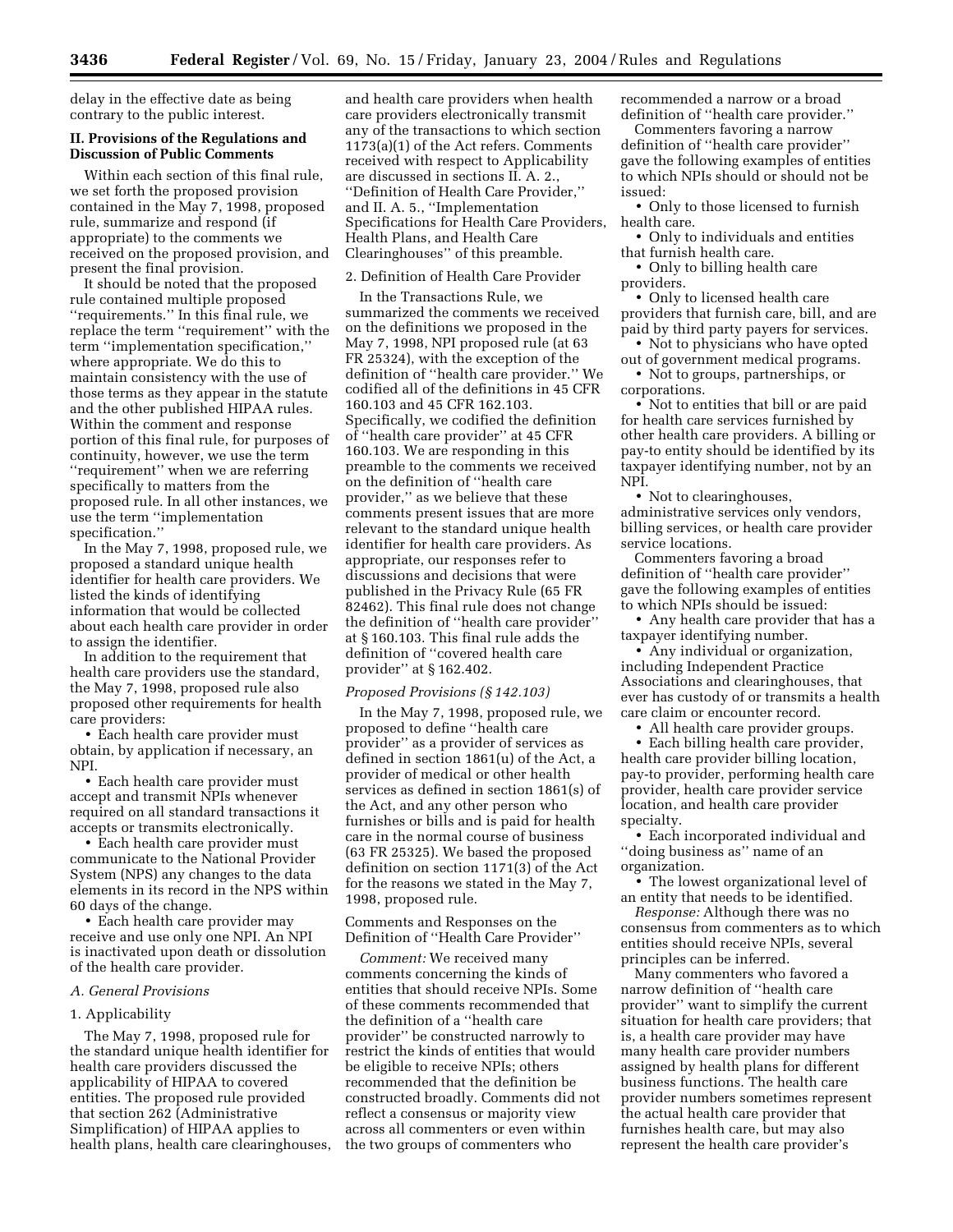delay in the effective date as being contrary to the public interest.

## II. Provisions of the Regulations and Discussion of Public Comments

Within each section of this final rule, we set forth the proposed provision contained in the May 7, 1998, proposed rule, summarize and respond (if appropriate) to the comments we received on the proposed provision, and present the final provision.

It should be noted that the proposed rule contained multiple proposed ''requirements.'' In this final rule, we replace the term ''requirement'' with the term ''implementation specification,'' where appropriate. We do this to maintain consistency with the use of those terms as they appear in the statute and the other published HIPAA rules. Within the comment and response portion of this final rule, for purposes of continuity, however, we use the term ''requirement'' when we are referring specifically to matters from the proposed rule. In all other instances, we use the term ''implementation specification.''

In the May 7, 1998, proposed rule, we proposed a standard unique health identifier for health care providers. We listed the kinds of identifying information that would be collected about each health care provider in order to assign the identifier.

In addition to the requirement that health care providers use the standard, the May 7, 1998, proposed rule also proposed other requirements for health care providers:

- Each health care provider must obtain, by application if necessary, an NPI.
- Each health care provider must accept and transmit NPIs whenever required on all standard transactions it accepts or transmits electronically.
- Each health care provider must communicate to the National Provider System (NPS) any changes to the data elements in its record in the NPS within 60 days of the change.
- Each health care provider may receive and use only one NPI. An NPI is inactivated upon death or dissolution of the health care provider.

### *A. General Provisions*

#### 1. Applicability

The May 7, 1998, proposed rule for the standard unique health identifier for health care providers discussed the applicability of HIPAA to covered entities. The proposed rule provided that section 262 (Administrative Simplification) of HIPAA applies to health plans, health care clearinghouses, and health care providers when health care providers electronically transmit any of the transactions to which section 1173(a)(1) of the Act refers. Comments received with respect to Applicability are discussed in sections II. A. 2., ''Definition of Health Care Provider,'' and II. A. 5., ''Implementation Specifications for Health Care Providers, Health Plans, and Health Care Clearinghouses'' of this preamble.

#### 2. Definition of Health Care Provider

In the Transactions Rule, we summarized the comments we received on the definitions we proposed in the May 7, 1998, NPI proposed rule (at 63 FR 25324), with the exception of the definition of ''health care provider.'' We codified all of the definitions in 45 CFR 160.103 and 45 CFR 162.103. Specifically, we codified the definition of ''health care provider'' at 45 CFR 160.103. We are responding in this preamble to the comments we received on the definition of ''health care provider,'' as we believe that these comments present issues that are more relevant to the standard unique health identifier for health care providers. As appropriate, our responses refer to discussions and decisions that were published in the Privacy Rule (65 FR 82462). This final rule does not change the definition of ''health care provider'' at § 160.103. This final rule adds the definition of ''covered health care provider'' at § 162.402.

*Proposed Provisions (§ 142.103)*

In the May 7, 1998, proposed rule, we proposed to define ''health care provider'' as a provider of services as defined in section 1861(u) of the Act, a provider of medical or other health services as defined in section 1861(s) of the Act, and any other person who furnishes or bills and is paid for health care in the normal course of business (63 FR 25325). We based the proposed definition on section 1171(3) of the Act for the reasons we stated in the May 7, 1998, proposed rule.

Comments and Responses on the Definition of ''Health Care Provider''

*Comment:* We received many comments concerning the kinds of entities that should receive NPIs. Some of these comments recommended that the definition of a ''health care provider'' be constructed narrowly to restrict the kinds of entities that would be eligible to receive NPIs; others recommended that the definition be constructed broadly. Comments did not reflect a consensus or majority view across all commenters or even within the two groups of commenters who recommended a narrow or a broad definition of ''health care provider.''

Commenters favoring a narrow definition of ''health care provider'' gave the following examples of entities to which NPIs should or should not be issued:

- Only to those licensed to furnish health care.
- Only to individuals and entities that furnish health care.
- Only to billing health care providers.
- Only to licensed health care providers that furnish care, bill, and are paid by third party payers for services.
- Not to physicians who have opted out of government medical programs.
- Not to groups, partnerships, or corporations.
- Not to entities that bill or are paid for health care services furnished by other health care providers. A billing or pay-to entity should be identified by its taxpayer identifying number, not by an NPI.
- Not to clearinghouses, administrative services only vendors, billing services, or health care provider service locations.

Commenters favoring a broad definition of ''health care provider'' gave the following examples of entities to which NPIs should be issued:

- Any health care provider that has a taxpayer identifying number.
- Any individual or organization, including Independent Practice Associations and clearinghouses, that ever has custody of or transmits a health care claim or encounter record.
- All health care provider groups.
- Each billing health care provider, health care provider billing location, pay-to provider, performing health care provider, health care provider service location, and health care provider specialty.
- Each incorporated individual and ''doing business as'' name of an organization.
- The lowest organizational level of an entity that needs to be identified.

*Response:* Although there was no consensus from commenters as to which entities should receive NPIs, several principles can be inferred.

Many commenters who favored a narrow definition of ''health care provider'' want to simplify the current situation for health care providers; that is, a health care provider may have many health care provider numbers assigned by health plans for different business functions. The health care provider numbers sometimes represent the actual health care provider that furnishes health care, but may also represent the health care provider's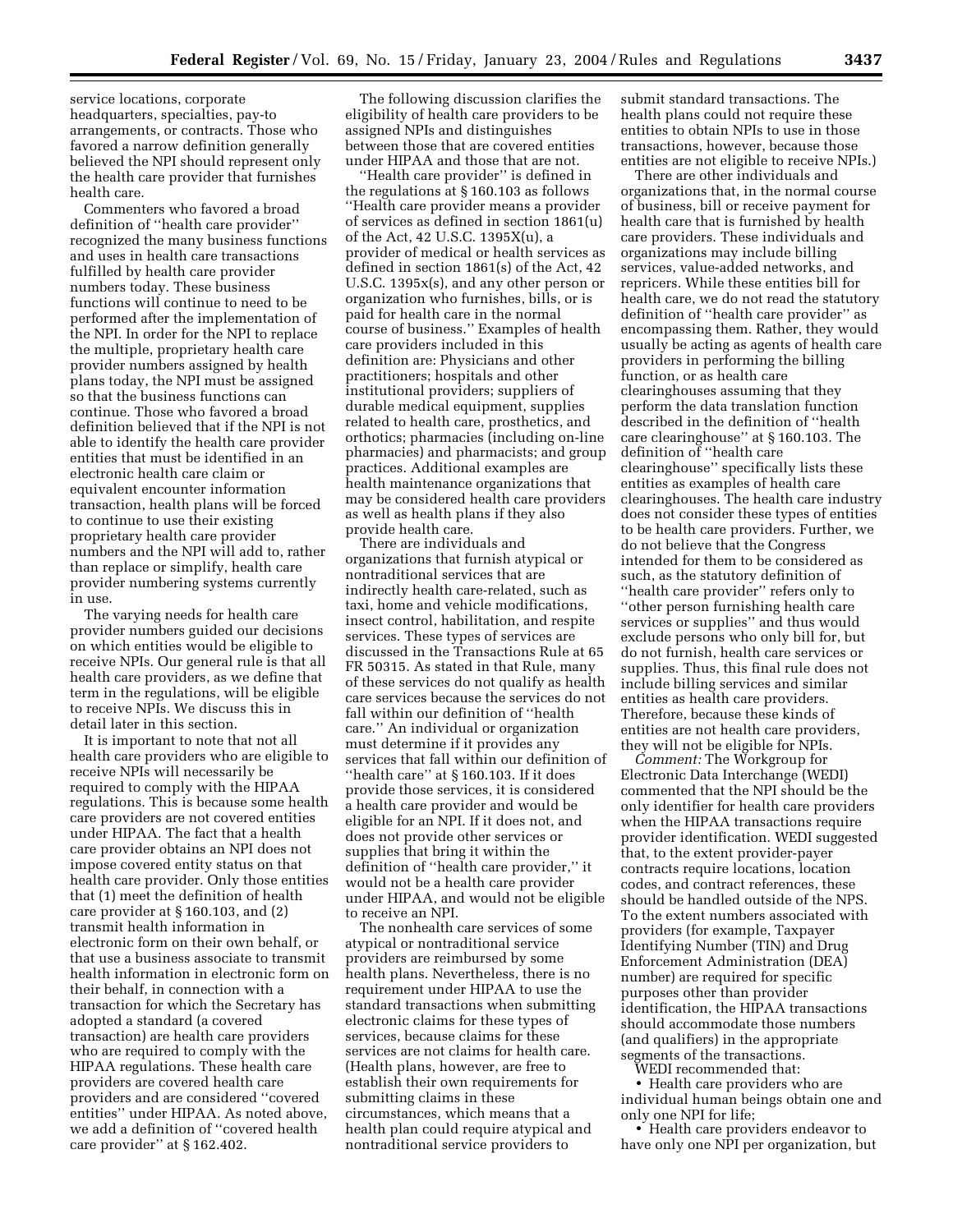service locations, corporate headquarters, specialties, pay-to arrangements, or contracts. Those who favored a narrow definition generally believed the NPI should represent only the health care provider that furnishes health care.

Commenters who favored a broad definition of ''health care provider'' recognized the many business functions and uses in health care transactions fulfilled by health care provider numbers today. These business functions will continue to need to be performed after the implementation of the NPI. In order for the NPI to replace the multiple, proprietary health care provider numbers assigned by health plans today, the NPI must be assigned so that the business functions can continue. Those who favored a broad definition believed that if the NPI is not able to identify the health care provider entities that must be identified in an electronic health care claim or equivalent encounter information transaction, health plans will be forced to continue to use their existing proprietary health care provider numbers and the NPI will add to, rather than replace or simplify, health care provider numbering systems currently in use.

The varying needs for health care provider numbers guided our decisions on which entities would be eligible to receive NPIs. Our general rule is that all health care providers, as we define that term in the regulations, will be eligible to receive NPIs. We discuss this in detail later in this section.

It is important to note that not all health care providers who are eligible to receive NPIs will necessarily be required to comply with the HIPAA regulations. This is because some health care providers are not covered entities under HIPAA. The fact that a health care provider obtains an NPI does not impose covered entity status on that health care provider. Only those entities that (1) meet the definition of health care provider at § 160.103, and (2) transmit health information in electronic form on their own behalf, or that use a business associate to transmit health information in electronic form on their behalf, in connection with a transaction for which the Secretary has adopted a standard (a covered transaction) are health care providers who are required to comply with the HIPAA regulations. These health care providers are covered health care providers and are considered ''covered entities'' under HIPAA. As noted above, we add a definition of ''covered health care provider'' at § 162.402.

The following discussion clarifies the eligibility of health care providers to be assigned NPIs and distinguishes between those that are covered entities under HIPAA and those that are not.

''Health care provider'' is defined in the regulations at § 160.103 as follows ''Health care provider means a provider of services as defined in section 1861(u) of the Act, 42 U.S.C. 1395X(u), a provider of medical or health services as defined in section 1861(s) of the Act, 42 U.S.C. 1395x(s), and any other person or organization who furnishes, bills, or is paid for health care in the normal course of business.'' Examples of health care providers included in this definition are: Physicians and other practitioners; hospitals and other institutional providers; suppliers of durable medical equipment, supplies related to health care, prosthetics, and orthotics; pharmacies (including on-line pharmacies) and pharmacists; and group practices. Additional examples are health maintenance organizations that may be considered health care providers as well as health plans if they also provide health care.

There are individuals and organizations that furnish atypical or nontraditional services that are indirectly health care-related, such as taxi, home and vehicle modifications, insect control, habilitation, and respite services. These types of services are discussed in the Transactions Rule at 65 FR 50315. As stated in that Rule, many of these services do not qualify as health care services because the services do not fall within our definition of ''health care.'' An individual or organization must determine if it provides any services that fall within our definition of ''health care'' at § 160.103. If it does provide those services, it is considered a health care provider and would be eligible for an NPI. If it does not, and does not provide other services or supplies that bring it within the definition of ''health care provider,'' it would not be a health care provider under HIPAA, and would not be eligible to receive an NPI.

The nonhealth care services of some atypical or nontraditional service providers are reimbursed by some health plans. Nevertheless, there is no requirement under HIPAA to use the standard transactions when submitting electronic claims for these types of services, because claims for these services are not claims for health care. (Health plans, however, are free to establish their own requirements for submitting claims in these circumstances, which means that a health plan could require atypical and nontraditional service providers to submit standard transactions. The health plans could not require these entities to obtain NPIs to use in those transactions, however, because those entities are not eligible to receive NPIs.)

There are other individuals and organizations that, in the normal course of business, bill or receive payment for health care that is furnished by health care providers. These individuals and organizations may include billing services, value-added networks, and repricers. While these entities bill for health care, we do not read the statutory definition of ''health care provider'' as encompassing them. Rather, they would usually be acting as agents of health care providers in performing the billing function, or as health care clearinghouses assuming that they perform the data translation function described in the definition of ''health care clearinghouse'' at § 160.103. The definition of ''health care clearinghouse'' specifically lists these entities as examples of health care clearinghouses. The health care industry does not consider these types of entities to be health care providers. Further, we do not believe that the Congress intended for them to be considered as such, as the statutory definition of ''health care provider'' refers only to ''other person furnishing health care services or supplies'' and thus would exclude persons who only bill for, but do not furnish, health care services or supplies. Thus, this final rule does not include billing services and similar entities as health care providers. Therefore, because these kinds of entities are not health care providers, they will not be eligible for NPIs.

*Comment:* The Workgroup for Electronic Data Interchange (WEDI) commented that the NPI should be the only identifier for health care providers when the HIPAA transactions require provider identification. WEDI suggested that, to the extent provider-payer contracts require locations, location codes, and contract references, these should be handled outside of the NPS. To the extent numbers associated with providers (for example, Taxpayer Identifying Number (TIN) and Drug Enforcement Administration (DEA) number) are required for specific purposes other than provider identification, the HIPAA transactions should accommodate those numbers (and qualifiers) in the appropriate segments of the transactions.

WEDI recommended that:

- Health care providers who are individual human beings obtain one and only one NPI for life;
- Health care providers endeavor to have only one NPI per organization, but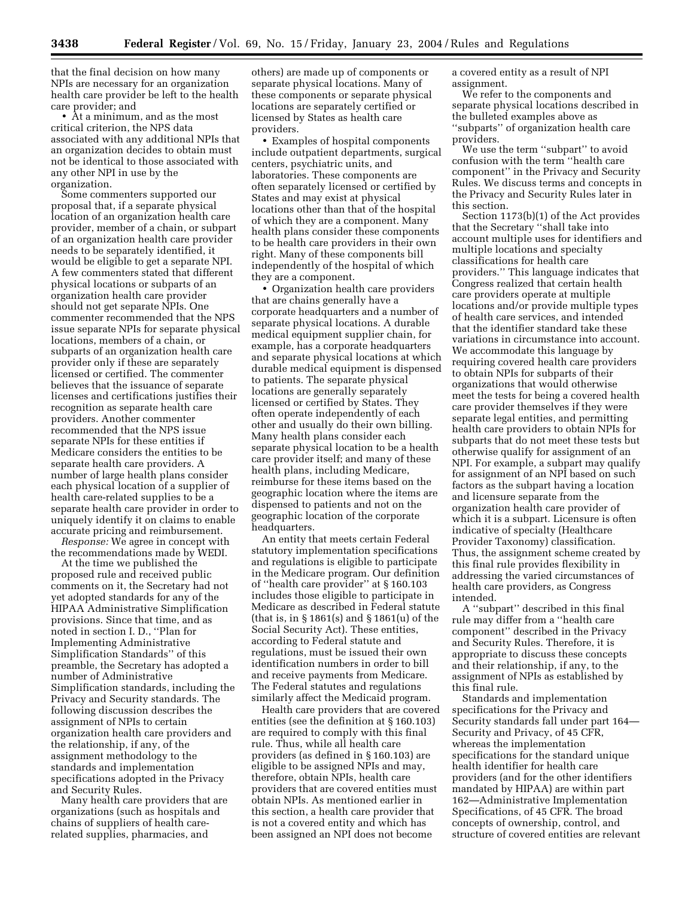that the final decision on how many NPIs are necessary for an organization health care provider be left to the health care provider; and

- At a minimum, and as the most critical criterion, the NPS data associated with any additional NPIs that an organization decides to obtain must not be identical to those associated with any other NPI in use by the organization.

Some commenters supported our proposal that, if a separate physical location of an organization health care provider, member of a chain, or subpart of an organization health care provider needs to be separately identified, it would be eligible to get a separate NPI. A few commenters stated that different physical locations or subparts of an organization health care provider should not get separate NPIs. One commenter recommended that the NPS issue separate NPIs for separate physical locations, members of a chain, or subparts of an organization health care provider only if these are separately licensed or certified. The commenter believes that the issuance of separate licenses and certifications justifies their recognition as separate health care providers. Another commenter recommended that the NPS issue separate NPIs for these entities if Medicare considers the entities to be separate health care providers. A number of large health plans consider each physical location of a supplier of health care-related supplies to be a separate health care provider in order to uniquely identify it on claims to enable accurate pricing and reimbursement.

*Response:* We agree in concept with the recommendations made by WEDI.

At the time we published the proposed rule and received public comments on it, the Secretary had not yet adopted standards for any of the HIPAA Administrative Simplification provisions. Since that time, and as noted in section I. D., "Plan for Implementing Administrative Simplification Standards" of this preamble, the Secretary has adopted a number of Administrative Simplification standards, including the Privacy and Security standards. The following discussion describes the assignment of NPIs to certain organization health care providers and the relationship, if any, of the assignment methodology to the standards and implementation specifications adopted in the Privacy and Security Rules.

Many health care providers that are organizations (such as hospitals and chains of suppliers of health care-related supplies, pharmacies, and others) are made up of components or separate physical locations. Many of these components or separate physical locations are separately certified or licensed by States as health care providers.

- Examples of hospital components include outpatient departments, surgical centers, psychiatric units, and laboratories. These components are often separately licensed or certified by States and may exist at physical locations other than that of the hospital of which they are a component. Many health plans consider these components to be health care providers in their own right. Many of these components bill independently of the hospital of which they are a component.
- Organization health care providers that are chains generally have a corporate headquarters and a number of separate physical locations. A durable medical equipment supplier chain, for example, has a corporate headquarters and separate physical locations at which durable medical equipment is dispensed to patients. The separate physical locations are generally separately licensed or certified by States. They often operate independently of each other and usually do their own billing. Many health plans consider each separate physical location to be a health care provider itself; and many of these health plans, including Medicare, reimburse for these items based on the geographic location where the items are dispensed to patients and not on the geographic location of the corporate headquarters.

An entity that meets certain Federal statutory implementation specifications and regulations is eligible to participate in the Medicare program. Our definition of "health care provider" at § 160.103 includes those eligible to participate in Medicare as described in Federal statute (that is, in § 1861(s) and § 1861(u) of the Social Security Act). These entities, according to Federal statute and regulations, must be issued their own identification numbers in order to bill and receive payments from Medicare. The Federal statutes and regulations similarly affect the Medicaid program.

Health care providers that are covered entities (see the definition at § 160.103) are required to comply with this final rule. Thus, while all health care providers (as defined in § 160.103) are eligible to be assigned NPIs and may, therefore, obtain NPIs, health care providers that are covered entities must obtain NPIs. As mentioned earlier in this section, a health care provider that is not a covered entity and which has been assigned an NPI does not become a covered entity as a result of NPI assignment.

We refer to the components and separate physical locations described in the bulleted examples above as "subparts" of organization health care providers.

We use the term "subpart" to avoid confusion with the term "health care component" in the Privacy and Security Rules. We discuss terms and concepts in the Privacy and Security Rules later in this section.

Section 1173(b)(1) of the Act provides that the Secretary "shall take into account multiple uses for identifiers and multiple locations and specialty classifications for health care providers." This language indicates that Congress realized that certain health care providers operate at multiple locations and/or provide multiple types of health care services, and intended that the identifier standard take these variations in circumstance into account. We accommodate this language by requiring covered health care providers to obtain NPIs for subparts of their organizations that would otherwise meet the tests for being a covered health care provider themselves if they were separate legal entities, and permitting health care providers to obtain NPIs for subparts that do not meet these tests but otherwise qualify for assignment of an NPI. For example, a subpart may qualify for assignment of an NPI based on such factors as the subpart having a location and licensure separate from the organization health care provider of which it is a subpart. Licensure is often indicative of specialty (Healthcare Provider Taxonomy) classification. Thus, the assignment scheme created by this final rule provides flexibility in addressing the varied circumstances of health care providers, as Congress intended.

A "subpart" described in this final rule may differ from a "health care component" described in the Privacy and Security Rules. Therefore, it is appropriate to discuss these concepts and their relationship, if any, to the assignment of NPIs as established by this final rule.

Standards and implementation specifications for the Privacy and Security standards fall under part 164—Security and Privacy, of 45 CFR, whereas the implementation specifications for the standard unique health identifier for health care providers (and for the other identifiers mandated by HIPAA) are within part 162—Administrative Implementation Specifications, of 45 CFR. The broad concepts of ownership, control, and structure of covered entities are relevant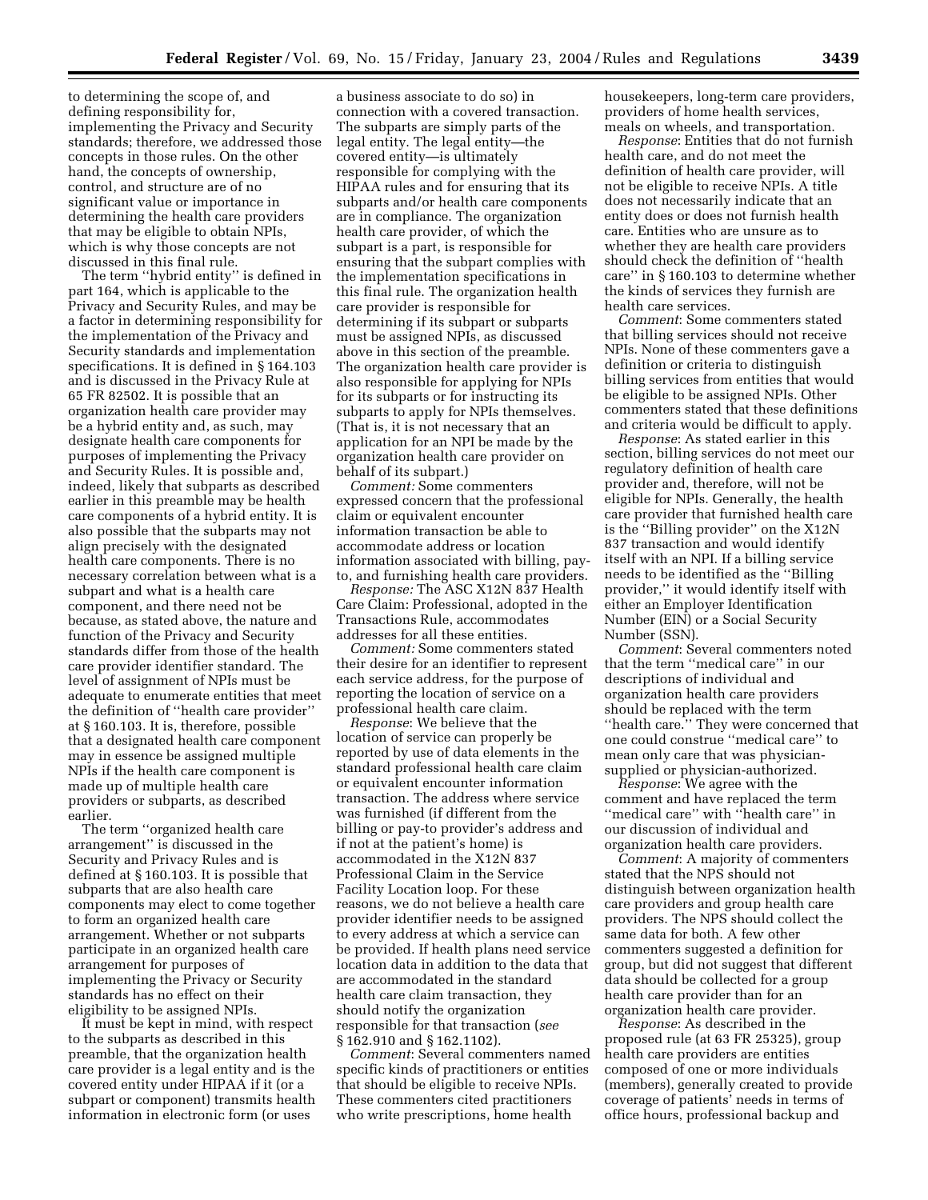to determining the scope of, and defining responsibility for, implementing the Privacy and Security standards; therefore, we addressed those concepts in those rules. On the other hand, the concepts of ownership, control, and structure are of no significant value or importance in determining the health care providers that may be eligible to obtain NPIs, which is why those concepts are not discussed in this final rule.

The term ''hybrid entity'' is defined in part 164, which is applicable to the Privacy and Security Rules, and may be a factor in determining responsibility for the implementation of the Privacy and Security standards and implementation specifications. It is defined in § 164.103 and is discussed in the Privacy Rule at 65 FR 82502. It is possible that an organization health care provider may be a hybrid entity and, as such, may designate health care components for purposes of implementing the Privacy and Security Rules. It is possible and, indeed, likely that subparts as described earlier in this preamble may be health care components of a hybrid entity. It is also possible that the subparts may not align precisely with the designated health care components. There is no necessary correlation between what is a subpart and what is a health care component, and there need not be because, as stated above, the nature and function of the Privacy and Security standards differ from those of the health care provider identifier standard. The level of assignment of NPIs must be adequate to enumerate entities that meet the definition of ''health care provider'' at § 160.103. It is, therefore, possible that a designated health care component may in essence be assigned multiple NPIs if the health care component is made up of multiple health care providers or subparts, as described earlier.

The term ''organized health care arrangement'' is discussed in the Security and Privacy Rules and is defined at § 160.103. It is possible that subparts that are also health care components may elect to come together to form an organized health care arrangement. Whether or not subparts participate in an organized health care arrangement for purposes of implementing the Privacy or Security standards has no effect on their eligibility to be assigned NPIs.

It must be kept in mind, with respect to the subparts as described in this preamble, that the organization health care provider is a legal entity and is the covered entity under HIPAA if it (or a subpart or component) transmits health information in electronic form (or uses a business associate to do so) in connection with a covered transaction. The subparts are simply parts of the legal entity. The legal entity—the covered entity—is ultimately responsible for complying with the HIPAA rules and for ensuring that its subparts and/or health care components are in compliance. The organization health care provider, of which the subpart is a part, is responsible for ensuring that the subpart complies with the implementation specifications in this final rule. The organization health care provider is responsible for determining if its subpart or subparts must be assigned NPIs, as discussed above in this section of the preamble. The organization health care provider is also responsible for applying for NPIs for its subparts or for instructing its subparts to apply for NPIs themselves. (That is, it is not necessary that an application for an NPI be made by the organization health care provider on behalf of its subpart.)

*Comment:* Some commenters expressed concern that the professional claim or equivalent encounter information transaction be able to accommodate address or location information associated with billing, pay-to, and furnishing health care providers.

*Response:* The ASC X12N 837 Health Care Claim: Professional, adopted in the Transactions Rule, accommodates addresses for all these entities.

*Comment:* Some commenters stated their desire for an identifier to represent each service address, for the purpose of reporting the location of service on a professional health care claim.

*Response*: We believe that the location of service can properly be reported by use of data elements in the standard professional health care claim or equivalent encounter information transaction. The address where service was furnished (if different from the billing or pay-to provider's address and if not at the patient's home) is accommodated in the X12N 837 Professional Claim in the Service Facility Location loop. For these reasons, we do not believe a health care provider identifier needs to be assigned to every address at which a service can be provided. If health plans need service location data in addition to the data that are accommodated in the standard health care claim transaction, they should notify the organization responsible for that transaction (*see* § 162.910 and § 162.1102).

*Comment*: Several commenters named specific kinds of practitioners or entities that should be eligible to receive NPIs. These commenters cited practitioners who write prescriptions, home health housekeepers, long-term care providers, providers of home health services, meals on wheels, and transportation.

*Response*: Entities that do not furnish health care, and do not meet the definition of health care provider, will not be eligible to receive NPIs. A title does not necessarily indicate that an entity does or does not furnish health care. Entities who are unsure as to whether they are health care providers should check the definition of ''health care'' in § 160.103 to determine whether the kinds of services they furnish are health care services.

*Comment*: Some commenters stated that billing services should not receive NPIs. None of these commenters gave a definition or criteria to distinguish billing services from entities that would be eligible to be assigned NPIs. Other commenters stated that these definitions and criteria would be difficult to apply.

*Response*: As stated earlier in this section, billing services do not meet our regulatory definition of health care provider and, therefore, will not be eligible for NPIs. Generally, the health care provider that furnished health care is the ''Billing provider'' on the X12N 837 transaction and would identify itself with an NPI. If a billing service needs to be identified as the ''Billing provider,'' it would identify itself with either an Employer Identification Number (EIN) or a Social Security Number (SSN).

*Comment*: Several commenters noted that the term ''medical care'' in our descriptions of individual and organization health care providers should be replaced with the term ''health care.'' They were concerned that one could construe ''medical care'' to mean only care that was physician-supplied or physician-authorized.

*Response*: We agree with the comment and have replaced the term ''medical care'' with ''health care'' in our discussion of individual and organization health care providers.

*Comment*: A majority of commenters stated that the NPS should not distinguish between organization health care providers and group health care providers. The NPS should collect the same data for both. A few other commenters suggested a definition for group, but did not suggest that different data should be collected for a group health care provider than for an organization health care provider.

*Response*: As described in the proposed rule (at 63 FR 25325), group health care providers are entities composed of one or more individuals (members), generally created to provide coverage of patients' needs in terms of office hours, professional backup and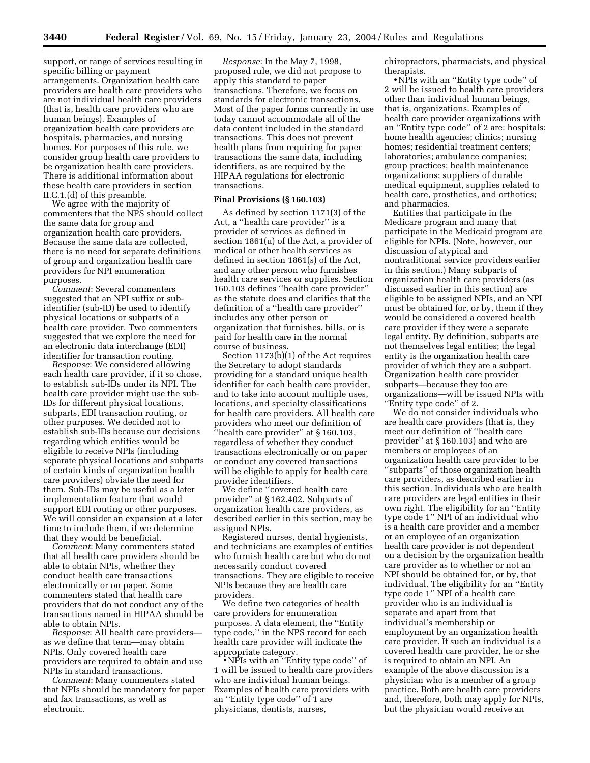support, or range of services resulting in specific billing or payment arrangements. Organization health care providers are health care providers who are not individual health care providers (that is, health care providers who are human beings). Examples of organization health care providers are hospitals, pharmacies, and nursing homes. For purposes of this rule, we consider group health care providers to be organization health care providers. There is additional information about these health care providers in section II.C.1.(d) of this preamble.

We agree with the majority of commenters that the NPS should collect the same data for group and organization health care providers. Because the same data are collected, there is no need for separate definitions of group and organization health care providers for NPI enumeration purposes.

*Comment*: Several commenters suggested that an NPI suffix or sub-identifier (sub-ID) be used to identify physical locations or subparts of a health care provider. Two commenters suggested that we explore the need for an electronic data interchange (EDI) identifier for transaction routing.

*Response*: We considered allowing each health care provider, if it so chose, to establish sub-IDs under its NPI. The health care provider might use the sub-IDs for different physical locations, subparts, EDI transaction routing, or other purposes. We decided not to establish sub-IDs because our decisions regarding which entities would be eligible to receive NPIs (including separate physical locations and subparts of certain kinds of organization health care providers) obviate the need for them. Sub-IDs may be useful as a later implementation feature that would support EDI routing or other purposes. We will consider an expansion at a later time to include them, if we determine that they would be beneficial.

*Comment*: Many commenters stated that all health care providers should be able to obtain NPIs, whether they conduct health care transactions electronically or on paper. Some commenters stated that health care providers that do not conduct any of the transactions named in HIPAA should be able to obtain NPIs.

*Response*: All health care providers—as we define that term—may obtain NPIs. Only covered health care providers are required to obtain and use NPIs in standard transactions.

*Comment*: Many commenters stated that NPIs should be mandatory for paper and fax transactions, as well as electronic.

*Response*: In the May 7, 1998, proposed rule, we did not propose to apply this standard to paper transactions. Therefore, we focus on standards for electronic transactions. Most of the paper forms currently in use today cannot accommodate all of the data content included in the standard transactions. This does not prevent health plans from requiring for paper transactions the same data, including identifiers, as are required by the HIPAA regulations for electronic transactions.

**Final Provisions (§ 160.103)**

As defined by section 1171(3) of the Act, a "health care provider" is a provider of services as defined in section 1861(u) of the Act, a provider of medical or other health services as defined in section 1861(s) of the Act, and any other person who furnishes health care services or supplies. Section 160.103 defines "health care provider" as the statute does and clarifies that the definition of a "health care provider" includes any other person or organization that furnishes, bills, or is paid for health care in the normal course of business.

Section 1173(b)(1) of the Act requires the Secretary to adopt standards providing for a standard unique health identifier for each health care provider, and to take into account multiple uses, locations, and specialty classifications for health care providers. All health care providers who meet our definition of "health care provider" at § 160.103, regardless of whether they conduct transactions electronically or on paper or conduct any covered transactions will be eligible to apply for health care provider identifiers.

We define "covered health care provider" at § 162.402. Subparts of organization health care providers, as described earlier in this section, may be assigned NPIs.

Registered nurses, dental hygienists, and technicians are examples of entities who furnish health care but who do not necessarily conduct covered transactions. They are eligible to receive NPIs because they are health care providers.

We define two categories of health care providers for enumeration purposes. A data element, the "Entity type code," in the NPS record for each health care provider will indicate the appropriate category.

- NPIs with an "Entity type code" of 1 will be issued to health care providers who are individual human beings. Examples of health care providers with an "Entity type code" of 1 are physicians, dentists, nurses, chiropractors, pharmacists, and physical therapists.
- NPIs with an "Entity type code" of 2 will be issued to health care providers other than individual human beings, that is, organizations. Examples of health care provider organizations with an "Entity type code" of 2 are: hospitals; home health agencies; clinics; nursing homes; residential treatment centers; laboratories; ambulance companies; group practices; health maintenance organizations; suppliers of durable medical equipment, supplies related to health care, prosthetics, and orthotics; and pharmacies.

Entities that participate in the Medicare program and many that participate in the Medicaid program are eligible for NPIs. (Note, however, our discussion of atypical and nontraditional service providers earlier in this section.) Many subparts of organization health care providers (as discussed earlier in this section) are eligible to be assigned NPIs, and an NPI must be obtained for, or by, them if they would be considered a covered health care provider if they were a separate legal entity. By definition, subparts are not themselves legal entities; the legal entity is the organization health care provider of which they are a subpart. Organization health care provider subparts—because they too are organizations—will be issued NPIs with "Entity type code" of 2.

We do not consider individuals who are health care providers (that is, they meet our definition of "health care provider" at § 160.103) and who are members or employees of an organization health care provider to be "subparts" of those organization health care providers, as described earlier in this section. Individuals who are health care providers are legal entities in their own right. The eligibility for an "Entity type code 1" NPI of an individual who is a health care provider and a member or an employee of an organization health care provider is not dependent on a decision by the organization health care provider as to whether or not an NPI should be obtained for, or by, that individual. The eligibility for an "Entity type code 1" NPI of a health care provider who is an individual is separate and apart from that individual's membership or employment by an organization health care provider. If such an individual is a covered health care provider, he or she is required to obtain an NPI. An example of the above discussion is a physician who is a member of a group practice. Both are health care providers and, therefore, both may apply for NPIs, but the physician would receive an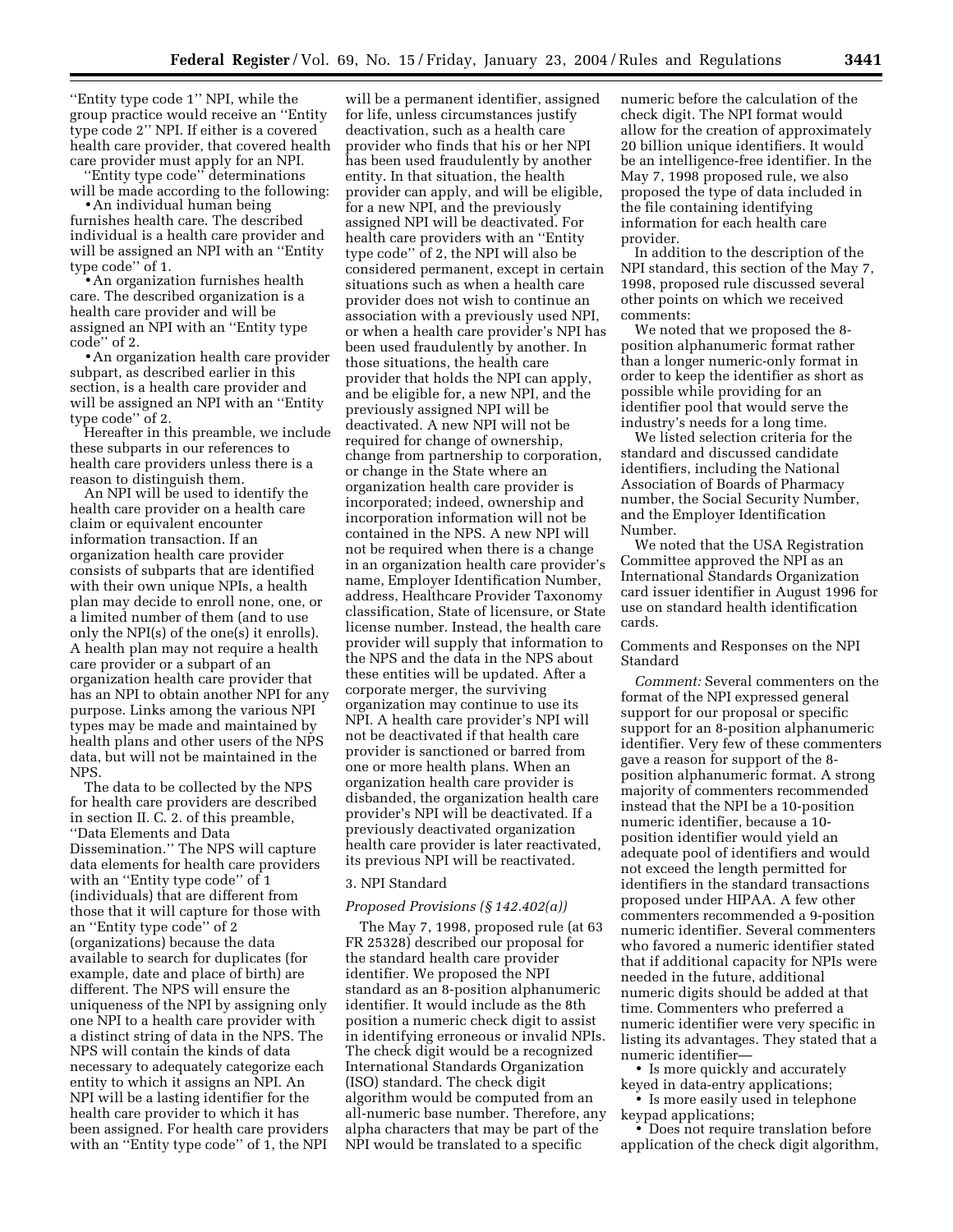''Entity type code 1'' NPI, while the group practice would receive an ''Entity type code 2'' NPI. If either is a covered health care provider, that covered health care provider must apply for an NPI.

''Entity type code'' determinations will be made according to the following:

• An individual human being furnishes health care. The described individual is a health care provider and will be assigned an NPI with an ''Entity type code'' of 1.

• An organization furnishes health care. The described organization is a health care provider and will be assigned an NPI with an ''Entity type code'' of 2.

• An organization health care provider subpart, as described earlier in this section, is a health care provider and will be assigned an NPI with an ''Entity type code'' of 2.

Hereafter in this preamble, we include these subparts in our references to health care providers unless there is a reason to distinguish them.

An NPI will be used to identify the health care provider on a health care claim or equivalent encounter information transaction. If an organization health care provider consists of subparts that are identified with their own unique NPIs, a health plan may decide to enroll none, one, or a limited number of them (and to use only the NPI(s) of the one(s) it enrolls). A health plan may not require a health care provider or a subpart of an organization health care provider that has an NPI to obtain another NPI for any purpose. Links among the various NPI types may be made and maintained by health plans and other users of the NPS data, but will not be maintained in the NPS.

The data to be collected by the NPS for health care providers are described in section II. C. 2. of this preamble, ''Data Elements and Data Dissemination.'' The NPS will capture data elements for health care providers with an ''Entity type code'' of 1 (individuals) that are different from those that it will capture for those with an ''Entity type code'' of 2 (organizations) because the data available to search for duplicates (for example, date and place of birth) are different. The NPS will ensure the uniqueness of the NPI by assigning only one NPI to a health care provider with a distinct string of data in the NPS. The NPS will contain the kinds of data necessary to adequately categorize each entity to which it assigns an NPI. An NPI will be a lasting identifier for the health care provider to which it has been assigned. For health care providers with an ''Entity type code'' of 1, the NPI will be a permanent identifier, assigned for life, unless circumstances justify deactivation, such as a health care provider who finds that his or her NPI has been used fraudulently by another entity. In that situation, the health provider can apply, and will be eligible, for a new NPI, and the previously assigned NPI will be deactivated. For health care providers with an ''Entity type code'' of 2, the NPI will also be considered permanent, except in certain situations such as when a health care provider does not wish to continue an association with a previously used NPI, or when a health care provider's NPI has been used fraudulently by another. In those situations, the health care provider that holds the NPI can apply, and be eligible for, a new NPI, and the previously assigned NPI will be deactivated. A new NPI will not be required for change of ownership, change from partnership to corporation, or change in the State where an organization health care provider is incorporated; indeed, ownership and incorporation information will not be contained in the NPS. A new NPI will not be required when there is a change in an organization health care provider's name, Employer Identification Number, address, Healthcare Provider Taxonomy classification, State of licensure, or State license number. Instead, the health care provider will supply that information to the NPS and the data in the NPS about these entities will be updated. After a corporate merger, the surviving organization may continue to use its NPI. A health care provider's NPI will not be deactivated if that health care provider is sanctioned or barred from one or more health plans. When an organization health care provider is disbanded, the organization health care provider's NPI will be deactivated. If a previously deactivated organization health care provider is later reactivated, its previous NPI will be reactivated.

### 3. NPI Standard

#### *Proposed Provisions (§ 142.402(a))*

The May 7, 1998, proposed rule (at 63 FR 25328) described our proposal for the standard health care provider identifier. We proposed the NPI standard as an 8-position alphanumeric identifier. It would include as the 8th position a numeric check digit to assist in identifying erroneous or invalid NPIs. The check digit would be a recognized International Standards Organization (ISO) standard. The check digit algorithm would be computed from an all-numeric base number. Therefore, any alpha characters that may be part of the NPI would be translated to a specific numeric before the calculation of the check digit. The NPI format would allow for the creation of approximately 20 billion unique identifiers. It would be an intelligence-free identifier. In the May 7, 1998 proposed rule, we also proposed the type of data included in the file containing identifying information for each health care provider.

In addition to the description of the NPI standard, this section of the May 7, 1998, proposed rule discussed several other points on which we received comments:

We noted that we proposed the 8-position alphanumeric format rather than a longer numeric-only format in order to keep the identifier as short as possible while providing for an identifier pool that would serve the industry's needs for a long time.

We listed selection criteria for the standard and discussed candidate identifiers, including the National Association of Boards of Pharmacy number, the Social Security Number, and the Employer Identification Number.

We noted that the USA Registration Committee approved the NPI as an International Standards Organization card issuer identifier in August 1996 for use on standard health identification cards.

#### Comments and Responses on the NPI Standard

*Comment:* Several commenters on the format of the NPI expressed general support for our proposal or specific support for an 8-position alphanumeric identifier. Very few of these commenters gave a reason for support of the 8-position alphanumeric format. A strong majority of commenters recommended instead that the NPI be a 10-position numeric identifier, because a 10-position identifier would yield an adequate pool of identifiers and would not exceed the length permitted for identifiers in the standard transactions proposed under HIPAA. A few other commenters recommended a 9-position numeric identifier. Several commenters who favored a numeric identifier stated that if additional capacity for NPIs were needed in the future, additional numeric digits should be added at that time. Commenters who preferred a numeric identifier were very specific in listing its advantages. They stated that a numeric identifier—

• Is more quickly and accurately keyed in data-entry applications;

• Is more easily used in telephone keypad applications;

• Does not require translation before application of the check digit algorithm,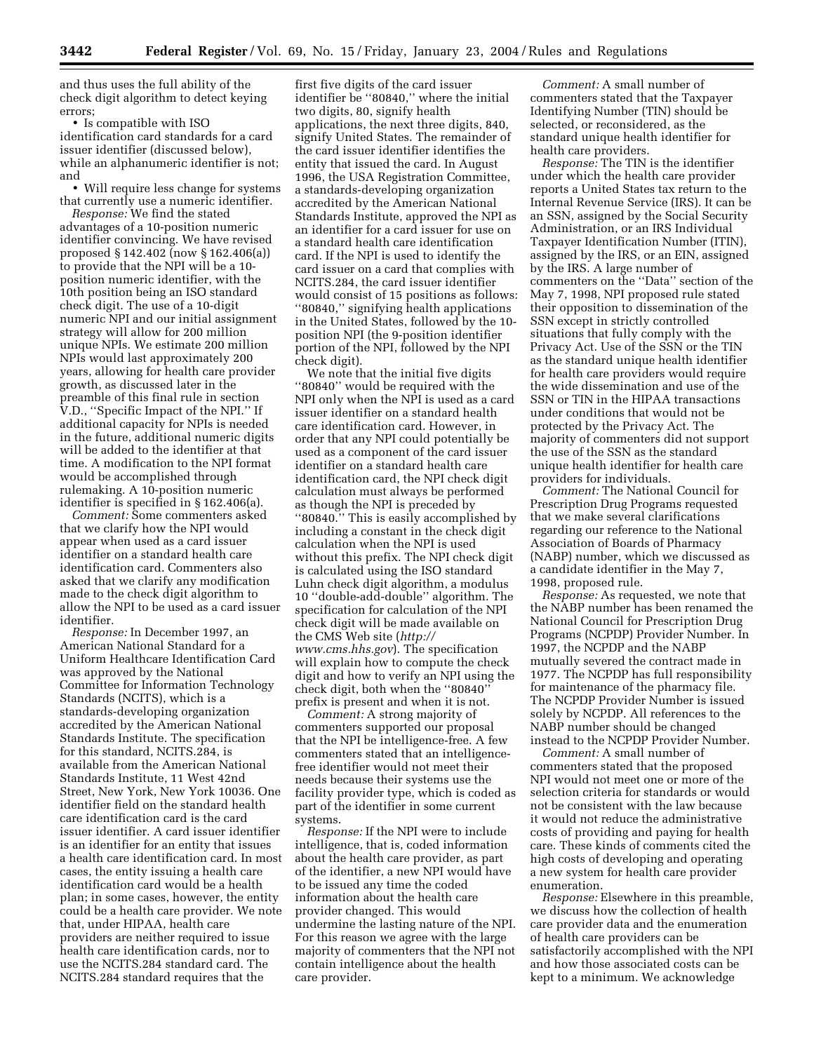and thus uses the full ability of the check digit algorithm to detect keying errors;

• Is compatible with ISO identification card standards for a card issuer identifier (discussed below), while an alphanumeric identifier is not; and

• Will require less change for systems that currently use a numeric identifier.

*Response:* We find the stated advantages of a 10-position numeric identifier convincing. We have revised proposed § 142.402 (now § 162.406(a)) to provide that the NPI will be a 10-position numeric identifier, with the 10th position being an ISO standard check digit. The use of a 10-digit numeric NPI and our initial assignment strategy will allow for 200 million unique NPIs. We estimate 200 million NPIs would last approximately 200 years, allowing for health care provider growth, as discussed later in the preamble of this final rule in section V.D., ''Specific Impact of the NPI.'' If additional capacity for NPIs is needed in the future, additional numeric digits will be added to the identifier at that time. A modification to the NPI format would be accomplished through rulemaking. A 10-position numeric identifier is specified in § 162.406(a).

*Comment:* Some commenters asked that we clarify how the NPI would appear when used as a card issuer identifier on a standard health care identification card. Commenters also asked that we clarify any modification made to the check digit algorithm to allow the NPI to be used as a card issuer identifier.

*Response:* In December 1997, an American National Standard for a Uniform Healthcare Identification Card was approved by the National Committee for Information Technology Standards (NCITS), which is a standards-developing organization accredited by the American National Standards Institute. The specification for this standard, NCITS.284, is available from the American National Standards Institute, 11 West 42nd Street, New York, New York 10036. One identifier field on the standard health care identification card is the card issuer identifier. A card issuer identifier is an identifier for an entity that issues a health care identification card. In most cases, the entity issuing a health care identification card would be a health plan; in some cases, however, the entity could be a health care provider. We note that, under HIPAA, health care providers are neither required to issue health care identification cards, nor to use the NCITS.284 standard card. The NCITS.284 standard requires that the first five digits of the card issuer identifier be ''80840,'' where the initial two digits, 80, signify health applications, the next three digits, 840, signify United States. The remainder of the card issuer identifier identifies the entity that issued the card. In August 1996, the USA Registration Committee, a standards-developing organization accredited by the American National Standards Institute, approved the NPI as an identifier for a card issuer for use on a standard health care identification card. If the NPI is used to identify the card issuer on a card that complies with NCITS.284, the card issuer identifier would consist of 15 positions as follows: ''80840,'' signifying health applications in the United States, followed by the 10-position NPI (the 9-position identifier portion of the NPI, followed by the NPI check digit).

We note that the initial five digits ''80840'' would be required with the NPI only when the NPI is used as a card issuer identifier on a standard health care identification card. However, in order that any NPI could potentially be used as a component of the card issuer identifier on a standard health care identification card, the NPI check digit calculation must always be performed as though the NPI is preceded by ''80840.'' This is easily accomplished by including a constant in the check digit calculation when the NPI is used without this prefix. The NPI check digit is calculated using the ISO standard Luhn check digit algorithm, a modulus 10 ''double-add-double'' algorithm. The specification for calculation of the NPI check digit will be made available on the CMS Web site (*http://www.cms.hhs.gov*). The specification will explain how to compute the check digit and how to verify an NPI using the check digit, both when the ''80840'' prefix is present and when it is not.

*Comment:* A strong majority of commenters supported our proposal that the NPI be intelligence-free. A few commenters stated that an intelligence-free identifier would not meet their needs because their systems use the facility provider type, which is coded as part of the identifier in some current systems.

*Response:* If the NPI were to include intelligence, that is, coded information about the health care provider, as part of the identifier, a new NPI would have to be issued any time the coded information about the health care provider changed. This would undermine the lasting nature of the NPI. For this reason we agree with the large majority of commenters that the NPI not contain intelligence about the health care provider.

*Comment:* A small number of commenters stated that the Taxpayer Identifying Number (TIN) should be selected, or reconsidered, as the standard unique health identifier for health care providers.

*Response:* The TIN is the identifier under which the health care provider reports a United States tax return to the Internal Revenue Service (IRS). It can be an SSN, assigned by the Social Security Administration, or an IRS Individual Taxpayer Identification Number (ITIN), assigned by the IRS, or an EIN, assigned by the IRS. A large number of commenters on the ''Data'' section of the May 7, 1998, NPI proposed rule stated their opposition to dissemination of the SSN except in strictly controlled situations that fully comply with the Privacy Act. Use of the SSN or the TIN as the standard unique health identifier for health care providers would require the wide dissemination and use of the SSN or TIN in the HIPAA transactions under conditions that would not be protected by the Privacy Act. The majority of commenters did not support the use of the SSN as the standard unique health identifier for health care providers for individuals.

*Comment:* The National Council for Prescription Drug Programs requested that we make several clarifications regarding our reference to the National Association of Boards of Pharmacy (NABP) number, which we discussed as a candidate identifier in the May 7, 1998, proposed rule.

*Response:* As requested, we note that the NABP number has been renamed the National Council for Prescription Drug Programs (NCPDP) Provider Number. In 1997, the NCPDP and the NABP mutually severed the contract made in 1977. The NCPDP has full responsibility for maintenance of the pharmacy file. The NCPDP Provider Number is issued solely by NCPDP. All references to the NABP number should be changed instead to the NCPDP Provider Number.

*Comment:* A small number of commenters stated that the proposed NPI would not meet one or more of the selection criteria for standards or would not be consistent with the law because it would not reduce the administrative costs of providing and paying for health care. These kinds of comments cited the high costs of developing and operating a new system for health care provider enumeration.

*Response:* Elsewhere in this preamble, we discuss how the collection of health care provider data and the enumeration of health care providers can be satisfactorily accomplished with the NPI and how those associated costs can be kept to a minimum. We acknowledge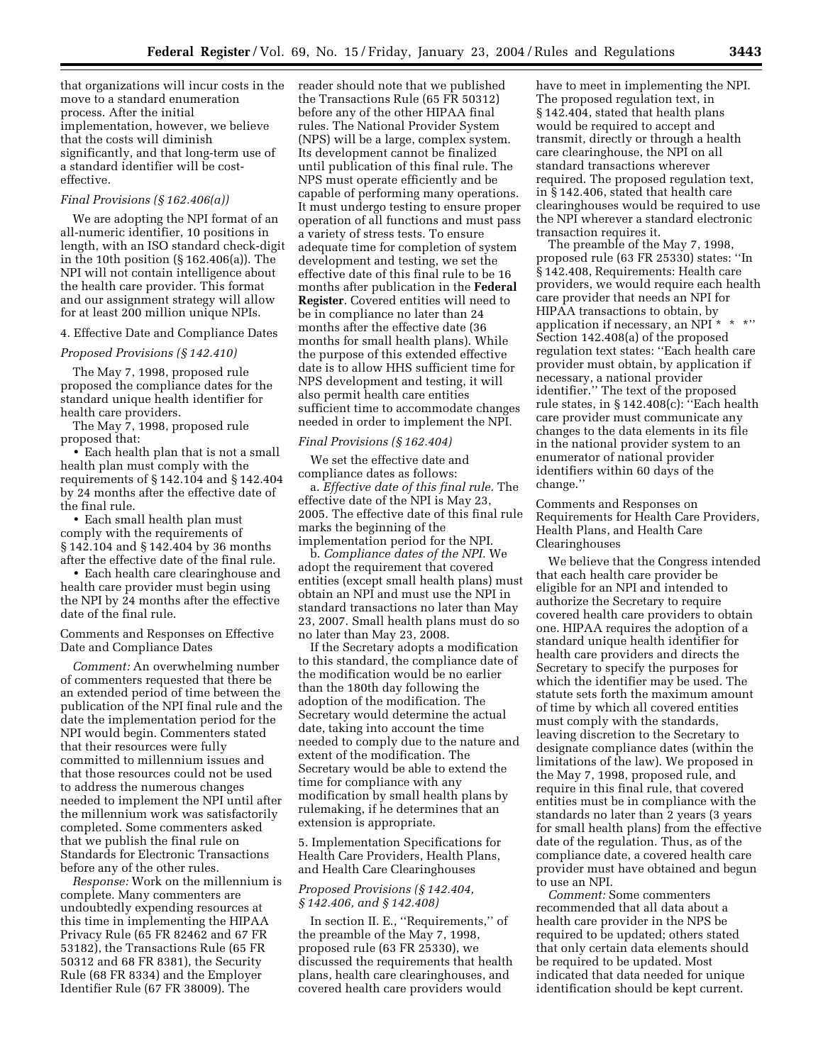that organizations will incur costs in the move to a standard enumeration process. After the initial implementation, however, we believe that the costs will diminish significantly, and that long-term use of a standard identifier will be cost-effective.

*Final Provisions (§ 162.406(a))*

We are adopting the NPI format of an all-numeric identifier, 10 positions in length, with an ISO standard check-digit in the 10th position (§ 162.406(a)). The NPI will not contain intelligence about the health care provider. This format and our assignment strategy will allow for at least 200 million unique NPIs.

4. Effective Date and Compliance Dates

*Proposed Provisions (§ 142.410)*

The May 7, 1998, proposed rule proposed the compliance dates for the standard unique health identifier for health care providers.

The May 7, 1998, proposed rule proposed that:

• Each health plan that is not a small health plan must comply with the requirements of § 142.104 and § 142.404 by 24 months after the effective date of the final rule.

• Each small health plan must comply with the requirements of § 142.104 and § 142.404 by 36 months after the effective date of the final rule.

• Each health care clearinghouse and health care provider must begin using the NPI by 24 months after the effective date of the final rule.

Comments and Responses on Effective Date and Compliance Dates

*Comment:* An overwhelming number of commenters requested that there be an extended period of time between the publication of the NPI final rule and the date the implementation period for the NPI would begin. Commenters stated that their resources were fully committed to millennium issues and that those resources could not be used to address the numerous changes needed to implement the NPI until after the millennium work was satisfactorily completed. Some commenters asked that we publish the final rule on Standards for Electronic Transactions before any of the other rules.

*Response:* Work on the millennium is complete. Many commenters are undoubtedly expending resources at this time in implementing the HIPAA Privacy Rule (65 FR 82462 and 67 FR 53182), the Transactions Rule (65 FR 50312 and 68 FR 8381), the Security Rule (68 FR 8334) and the Employer Identifier Rule (67 FR 38009). The reader should note that we published the Transactions Rule (65 FR 50312) before any of the other HIPAA final rules. The National Provider System (NPS) will be a large, complex system. Its development cannot be finalized until publication of this final rule. The NPS must operate efficiently and be capable of performing many operations. It must undergo testing to ensure proper operation of all functions and must pass a variety of stress tests. To ensure adequate time for completion of system development and testing, we set the effective date of this final rule to be 16 months after publication in the **Federal Register**. Covered entities will need to be in compliance no later than 24 months after the effective date (36 months for small health plans). While the purpose of this extended effective date is to allow HHS sufficient time for NPS development and testing, it will also permit health care entities sufficient time to accommodate changes needed in order to implement the NPI.

*Final Provisions (§ 162.404)*

We set the effective date and compliance dates as follows:

a. *Effective date of this final rule.* The effective date of the NPI is May 23, 2005. The effective date of this final rule marks the beginning of the implementation period for the NPI.

b. *Compliance dates of the NPI.* We adopt the requirement that covered entities (except small health plans) must obtain an NPI and must use the NPI in standard transactions no later than May 23, 2007. Small health plans must do so no later than May 23, 2008.

If the Secretary adopts a modification to this standard, the compliance date of the modification would be no earlier than the 180th day following the adoption of the modification. The Secretary would determine the actual date, taking into account the time needed to comply due to the nature and extent of the modification. The Secretary would be able to extend the time for compliance with any modification by small health plans by rulemaking, if he determines that an extension is appropriate.

5. Implementation Specifications for Health Care Providers, Health Plans, and Health Care Clearinghouses

*Proposed Provisions (§ 142.404, § 142.406, and § 142.408)*

In section II. E., ''Requirements,'' of the preamble of the May 7, 1998, proposed rule (63 FR 25330), we discussed the requirements that health plans, health care clearinghouses, and covered health care providers would have to meet in implementing the NPI. The proposed regulation text, in § 142.404, stated that health plans would be required to accept and transmit, directly or through a health care clearinghouse, the NPI on all standard transactions wherever required. The proposed regulation text, in § 142.406, stated that health care clearinghouses would be required to use the NPI wherever a standard electronic transaction requires it.

The preamble of the May 7, 1998, proposed rule (63 FR 25330) states: ''In § 142.408, Requirements: Health care providers, we would require each health care provider that needs an NPI for HIPAA transactions to obtain, by application if necessary, an NPI * * *'' Section 142.408(a) of the proposed regulation text states: ''Each health care provider must obtain, by application if necessary, a national provider identifier.'' The text of the proposed rule states, in § 142.408(c): ''Each health care provider must communicate any changes to the data elements in its file in the national provider system to an enumerator of national provider identifiers within 60 days of the change.''

Comments and Responses on Requirements for Health Care Providers, Health Plans, and Health Care Clearinghouses

We believe that the Congress intended that each health care provider be eligible for an NPI and intended to authorize the Secretary to require covered health care providers to obtain one. HIPAA requires the adoption of a standard unique health identifier for health care providers and directs the Secretary to specify the purposes for which the identifier may be used. The statute sets forth the maximum amount of time by which all covered entities must comply with the standards, leaving discretion to the Secretary to designate compliance dates (within the limitations of the law). We proposed in the May 7, 1998, proposed rule, and require in this final rule, that covered entities must be in compliance with the standards no later than 2 years (3 years for small health plans) from the effective date of the regulation. Thus, as of the compliance date, a covered health care provider must have obtained and begun to use an NPI.

*Comment:* Some commenters recommended that all data about a health care provider in the NPS be required to be updated; others stated that only certain data elements should be required to be updated. Most indicated that data needed for unique identification should be kept current.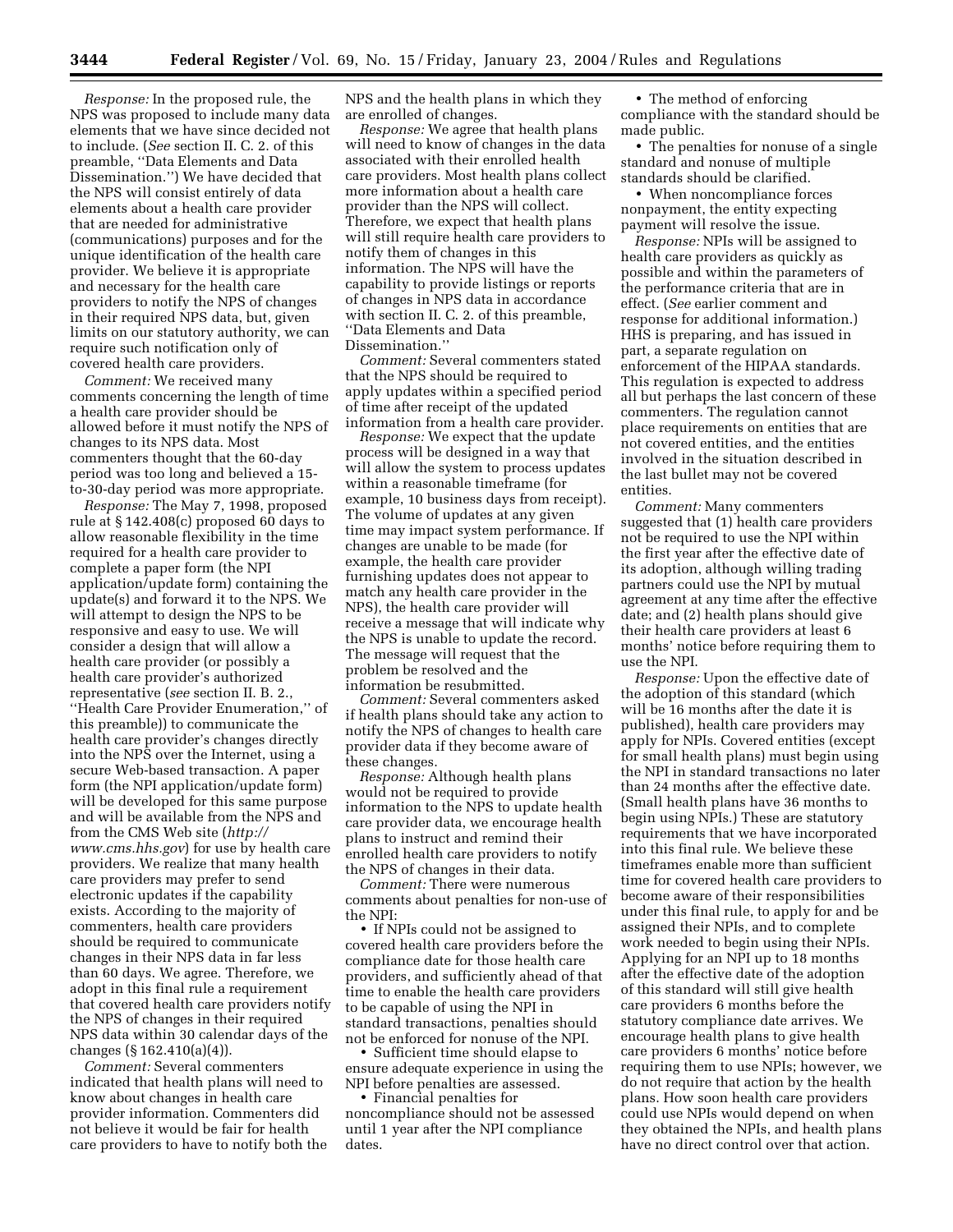*Response:* In the proposed rule, the NPS was proposed to include many data elements that we have since decided not to include. (*See* section II. C. 2. of this preamble, ''Data Elements and Data Dissemination.'') We have decided that the NPS will consist entirely of data elements about a health care provider that are needed for administrative (communications) purposes and for the unique identification of the health care provider. We believe it is appropriate and necessary for the health care providers to notify the NPS of changes in their required NPS data, but, given limits on our statutory authority, we can require such notification only of covered health care providers.

*Comment:* We received many comments concerning the length of time a health care provider should be allowed before it must notify the NPS of changes to its NPS data. Most commenters thought that the 60-day period was too long and believed a 15-to-30-day period was more appropriate.

*Response:* The May 7, 1998, proposed rule at § 142.408(c) proposed 60 days to allow reasonable flexibility in the time required for a health care provider to complete a paper form (the NPI application/update form) containing the update(s) and forward it to the NPS. We will attempt to design the NPS to be responsive and easy to use. We will consider a design that will allow a health care provider (or possibly a health care provider's authorized representative (*see* section II. B. 2., ''Health Care Provider Enumeration,'' of this preamble)) to communicate the health care provider's changes directly into the NPS over the Internet, using a secure Web-based transaction. A paper form (the NPI application/update form) will be developed for this same purpose and will be available from the NPS and from the CMS Web site (*http://www.cms.hhs.gov*) for use by health care providers. We realize that many health care providers may prefer to send electronic updates if the capability exists. According to the majority of commenters, health care providers should be required to communicate changes in their NPS data in far less than 60 days. We agree. Therefore, we adopt in this final rule a requirement that covered health care providers notify the NPS of changes in their required NPS data within 30 calendar days of the changes (§ 162.410(a)(4)).

*Comment:* Several commenters indicated that health plans will need to know about changes in health care provider information. Commenters did not believe it would be fair for health care providers to have to notify both the NPS and the health plans in which they are enrolled of changes.

*Response:* We agree that health plans will need to know of changes in the data associated with their enrolled health care providers. Most health plans collect more information about a health care provider than the NPS will collect. Therefore, we expect that health plans will still require health care providers to notify them of changes in this information. The NPS will have the capability to provide listings or reports of changes in NPS data in accordance with section II. C. 2. of this preamble, ''Data Elements and Data Dissemination.''

*Comment:* Several commenters stated that the NPS should be required to apply updates within a specified period of time after receipt of the updated information from a health care provider.

*Response:* We expect that the update process will be designed in a way that will allow the system to process updates within a reasonable timeframe (for example, 10 business days from receipt). The volume of updates at any given time may impact system performance. If changes are unable to be made (for example, the health care provider furnishing updates does not appear to match any health care provider in the NPS), the health care provider will receive a message that will indicate why the NPS is unable to update the record. The message will request that the problem be resolved and the information be resubmitted.

*Comment:* Several commenters asked if health plans should take any action to notify the NPS of changes to health care provider data if they become aware of these changes.

*Response:* Although health plans would not be required to provide information to the NPS to update health care provider data, we encourage health plans to instruct and remind their enrolled health care providers to notify the NPS of changes in their data.

*Comment:* There were numerous comments about penalties for non-use of the NPI:

- If NPIs could not be assigned to covered health care providers before the compliance date for those health care providers, and sufficiently ahead of that time to enable the health care providers to be capable of using the NPI in standard transactions, penalties should not be enforced for nonuse of the NPI.
- Sufficient time should elapse to ensure adequate experience in using the NPI before penalties are assessed.
- Financial penalties for noncompliance should not be assessed until 1 year after the NPI compliance dates.
- The method of enforcing compliance with the standard should be made public.
- The penalties for nonuse of a single standard and nonuse of multiple standards should be clarified.
- When noncompliance forces nonpayment, the entity expecting payment will resolve the issue.

*Response:* NPIs will be assigned to health care providers as quickly as possible and within the parameters of the performance criteria that are in effect. (*See* earlier comment and response for additional information.) HHS is preparing, and has issued in part, a separate regulation on enforcement of the HIPAA standards. This regulation is expected to address all but perhaps the last concern of these commenters. The regulation cannot place requirements on entities that are not covered entities, and the entities involved in the situation described in the last bullet may not be covered entities.

*Comment:* Many commenters suggested that (1) health care providers not be required to use the NPI within the first year after the effective date of its adoption, although willing trading partners could use the NPI by mutual agreement at any time after the effective date; and (2) health plans should give their health care providers at least 6 months' notice before requiring them to use the NPI.

*Response:* Upon the effective date of the adoption of this standard (which will be 16 months after the date it is published), health care providers may apply for NPIs. Covered entities (except for small health plans) must begin using the NPI in standard transactions no later than 24 months after the effective date. (Small health plans have 36 months to begin using NPIs.) These are statutory requirements that we have incorporated into this final rule. We believe these timeframes enable more than sufficient time for covered health care providers to become aware of their responsibilities under this final rule, to apply for and be assigned their NPIs, and to complete work needed to begin using their NPIs. Applying for an NPI up to 18 months after the effective date of the adoption of this standard will still give health care providers 6 months before the statutory compliance date arrives. We encourage health plans to give health care providers 6 months' notice before requiring them to use NPIs; however, we do not require that action by the health plans. How soon health care providers could use NPIs would depend on when they obtained the NPIs, and health plans have no direct control over that action.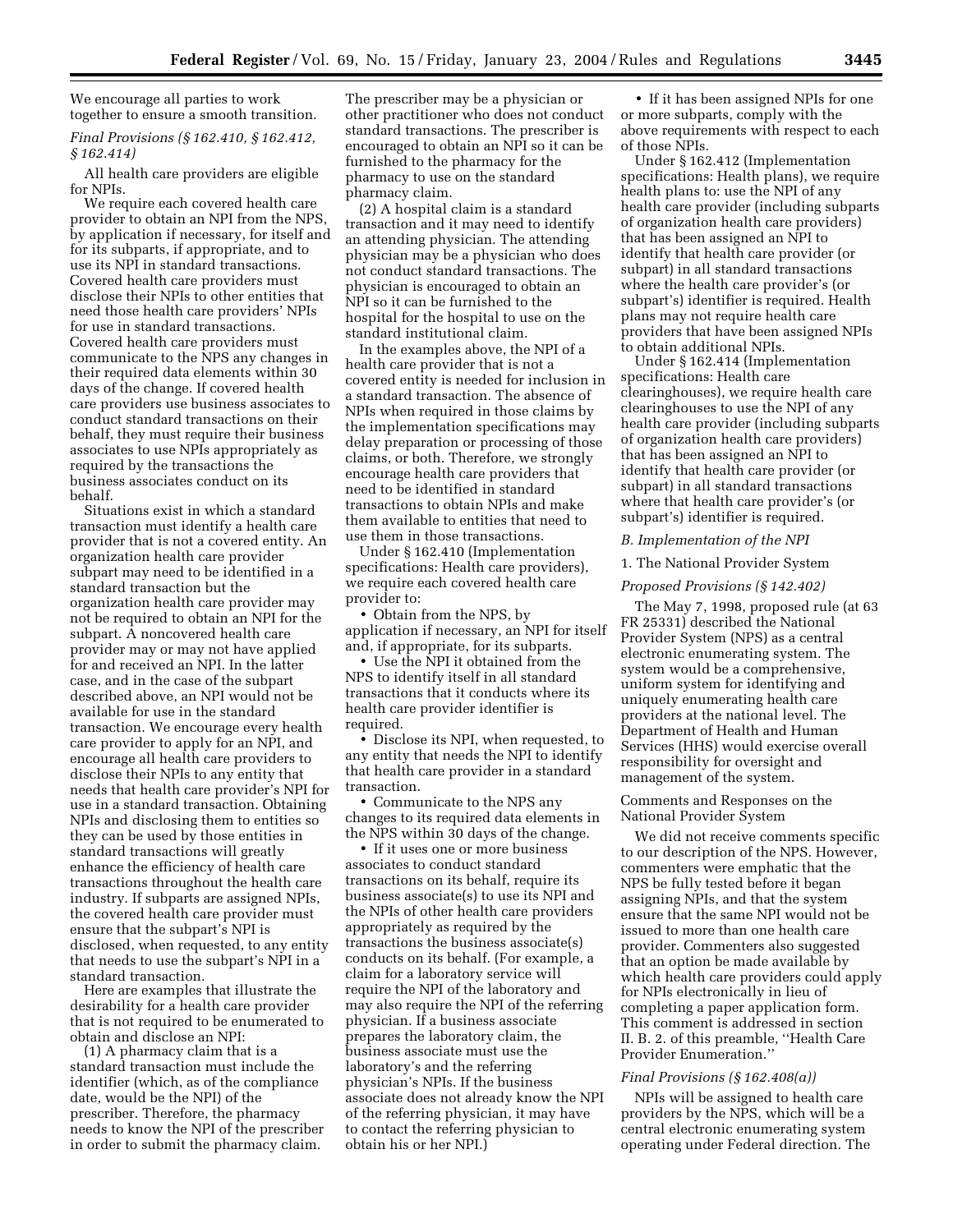We encourage all parties to work together to ensure a smooth transition.

*Final Provisions (§ 162.410, § 162.412, § 162.414)*

All health care providers are eligible for NPIs.

We require each covered health care provider to obtain an NPI from the NPS, by application if necessary, for itself and for its subparts, if appropriate, and to use its NPI in standard transactions. Covered health care providers must disclose their NPIs to other entities that need those health care providers' NPIs for use in standard transactions. Covered health care providers must communicate to the NPS any changes in their required data elements within 30 days of the change. If covered health care providers use business associates to conduct standard transactions on their behalf, they must require their business associates to use NPIs appropriately as required by the transactions the business associates conduct on its behalf.

Situations exist in which a standard transaction must identify a health care provider that is not a covered entity. An organization health care provider subpart may need to be identified in a standard transaction but the organization health care provider may not be required to obtain an NPI for the subpart. A noncovered health care provider may or may not have applied for and received an NPI. In the latter case, and in the case of the subpart described above, an NPI would not be available for use in the standard transaction. We encourage every health care provider to apply for an NPI, and encourage all health care providers to disclose their NPIs to any entity that needs that health care provider's NPI for use in a standard transaction. Obtaining NPIs and disclosing them to entities so they can be used by those entities in standard transactions will greatly enhance the efficiency of health care transactions throughout the health care industry. If subparts are assigned NPIs, the covered health care provider must ensure that the subpart's NPI is disclosed, when requested, to any entity that needs to use the subpart's NPI in a standard transaction.

Here are examples that illustrate the desirability for a health care provider that is not required to be enumerated to obtain and disclose an NPI:

(1) A pharmacy claim that is a standard transaction must include the identifier (which, as of the compliance date, would be the NPI) of the prescriber. Therefore, the pharmacy needs to know the NPI of the prescriber in order to submit the pharmacy claim. The prescriber may be a physician or other practitioner who does not conduct standard transactions. The prescriber is encouraged to obtain an NPI so it can be furnished to the pharmacy for the pharmacy to use on the standard pharmacy claim.

(2) A hospital claim is a standard transaction and it may need to identify an attending physician. The attending physician may be a physician who does not conduct standard transactions. The physician is encouraged to obtain an NPI so it can be furnished to the hospital for the hospital to use on the standard institutional claim.

In the examples above, the NPI of a health care provider that is not a covered entity is needed for inclusion in a standard transaction. The absence of NPIs when required in those claims by the implementation specifications may delay preparation or processing of those claims, or both. Therefore, we strongly encourage health care providers that need to be identified in standard transactions to obtain NPIs and make them available to entities that need to use them in those transactions.

Under § 162.410 (Implementation specifications: Health care providers), we require each covered health care provider to:

- Obtain from the NPS, by application if necessary, an NPI for itself and, if appropriate, for its subparts.
- Use the NPI it obtained from the NPS to identify itself in all standard transactions that it conducts where its health care provider identifier is required.
- Disclose its NPI, when requested, to any entity that needs the NPI to identify that health care provider in a standard transaction.
- Communicate to the NPS any changes to its required data elements in the NPS within 30 days of the change.
- If it uses one or more business associates to conduct standard transactions on its behalf, require its business associate(s) to use its NPI and the NPIs of other health care providers appropriately as required by the transactions the business associate(s) conducts on its behalf. (For example, a claim for a laboratory service will require the NPI of the laboratory and may also require the NPI of the referring physician. If a business associate prepares the laboratory claim, the business associate must use the laboratory's and the referring physician's NPIs. If the business associate does not already know the NPI of the referring physician, it may have to contact the referring physician to obtain his or her NPI.)
- If it has been assigned NPIs for one or more subparts, comply with the above requirements with respect to each of those NPIs.

Under § 162.412 (Implementation specifications: Health plans), we require health plans to: use the NPI of any health care provider (including subparts of organization health care providers) that has been assigned an NPI to identify that health care provider (or subpart) in all standard transactions where the health care provider's (or subpart's) identifier is required. Health plans may not require health care providers that have been assigned NPIs to obtain additional NPIs.

Under § 162.414 (Implementation specifications: Health care clearinghouses), we require health care clearinghouses to use the NPI of any health care provider (including subparts of organization health care providers) that has been assigned an NPI to identify that health care provider (or subpart) in all standard transactions where that health care provider's (or subpart's) identifier is required.

### *B. Implementation of the NPI*

#### 1. The National Provider System

*Proposed Provisions (§ 142.402)*

The May 7, 1998, proposed rule (at 63 FR 25331) described the National Provider System (NPS) as a central electronic enumerating system. The system would be a comprehensive, uniform system for identifying and uniquely enumerating health care providers at the national level. The Department of Health and Human Services (HHS) would exercise overall responsibility for oversight and management of the system.

Comments and Responses on the National Provider System

We did not receive comments specific to our description of the NPS. However, commenters were emphatic that the NPS be fully tested before it began assigning NPIs, and that the system ensure that the same NPI would not be issued to more than one health care provider. Commenters also suggested that an option be made available by which health care providers could apply for NPIs electronically in lieu of completing a paper application form. This comment is addressed in section II. B. 2. of this preamble, ''Health Care Provider Enumeration.''

*Final Provisions (§ 162.408(a))*

NPIs will be assigned to health care providers by the NPS, which will be a central electronic enumerating system operating under Federal direction. The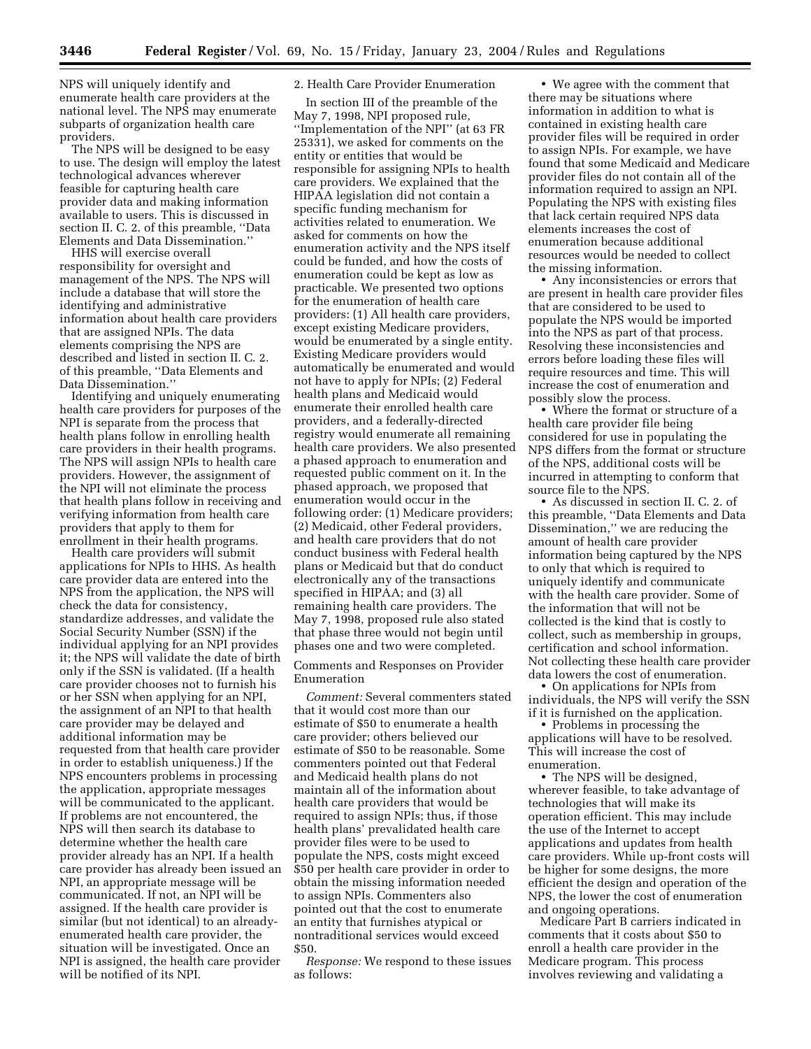NPS will uniquely identify and enumerate health care providers at the national level. The NPS may enumerate subparts of organization health care providers.

The NPS will be designed to be easy to use. The design will employ the latest technological advances wherever feasible for capturing health care provider data and making information available to users. This is discussed in section II. C. 2. of this preamble, ''Data Elements and Data Dissemination.''

HHS will exercise overall responsibility for oversight and management of the NPS. The NPS will include a database that will store the identifying and administrative information about health care providers that are assigned NPIs. The data elements comprising the NPS are described and listed in section II. C. 2. of this preamble, ''Data Elements and Data Dissemination.''

Identifying and uniquely enumerating health care providers for purposes of the NPI is separate from the process that health plans follow in enrolling health care providers in their health programs. The NPS will assign NPIs to health care providers. However, the assignment of the NPI will not eliminate the process that health plans follow in receiving and verifying information from health care providers that apply to them for enrollment in their health programs.

Health care providers will submit applications for NPIs to HHS. As health care provider data are entered into the NPS from the application, the NPS will check the data for consistency, standardize addresses, and validate the Social Security Number (SSN) if the individual applying for an NPI provides it; the NPS will validate the date of birth only if the SSN is validated. (If a health care provider chooses not to furnish his or her SSN when applying for an NPI, the assignment of an NPI to that health care provider may be delayed and additional information may be requested from that health care provider in order to establish uniqueness.) If the NPS encounters problems in processing the application, appropriate messages will be communicated to the applicant. If problems are not encountered, the NPS will then search its database to determine whether the health care provider already has an NPI. If a health care provider has already been issued an NPI, an appropriate message will be communicated. If not, an NPI will be assigned. If the health care provider is similar (but not identical) to an already-enumerated health care provider, the situation will be investigated. Once an NPI is assigned, the health care provider will be notified of its NPI.

### 2. Health Care Provider Enumeration

In section III of the preamble of the May 7, 1998, NPI proposed rule, ''Implementation of the NPI'' (at 63 FR 25331), we asked for comments on the entity or entities that would be responsible for assigning NPIs to health care providers. We explained that the HIPAA legislation did not contain a specific funding mechanism for activities related to enumeration. We asked for comments on how the enumeration activity and the NPS itself could be funded, and how the costs of enumeration could be kept as low as practicable. We presented two options for the enumeration of health care providers: (1) All health care providers, except existing Medicare providers, would be enumerated by a single entity. Existing Medicare providers would automatically be enumerated and would not have to apply for NPIs; (2) Federal health plans and Medicaid would enumerate their enrolled health care providers, and a federally-directed registry would enumerate all remaining health care providers. We also presented a phased approach to enumeration and requested public comment on it. In the phased approach, we proposed that enumeration would occur in the following order: (1) Medicare providers; (2) Medicaid, other Federal providers, and health care providers that do not conduct business with Federal health plans or Medicaid but that do conduct electronically any of the transactions specified in HIPAA; and (3) all remaining health care providers. The May 7, 1998, proposed rule also stated that phase three would not begin until phases one and two were completed.

#### Comments and Responses on Provider Enumeration

*Comment:* Several commenters stated that it would cost more than our estimate of $50 to enumerate a health care provider; others believed our estimate of $50 to be reasonable. Some commenters pointed out that Federal and Medicaid health plans do not maintain all of the information about health care providers that would be required to assign NPIs; thus, if those health plans' prevalidated health care provider files were to be used to populate the NPS, costs might exceed $50 per health care provider in order to obtain the missing information needed to assign NPIs. Commenters also pointed out that the cost to enumerate an entity that furnishes atypical or nontraditional services would exceed $50.

*Response:* We respond to these issues as follows:

- We agree with the comment that there may be situations where information in addition to what is contained in existing health care provider files will be required in order to assign NPIs. For example, we have found that some Medicaid and Medicare provider files do not contain all of the information required to assign an NPI. Populating the NPS with existing files that lack certain required NPS data elements increases the cost of enumeration because additional resources would be needed to collect the missing information.
- Any inconsistencies or errors that are present in health care provider files that are considered to be used to populate the NPS would be imported into the NPS as part of that process. Resolving these inconsistencies and errors before loading these files will require resources and time. This will increase the cost of enumeration and possibly slow the process.
- Where the format or structure of a health care provider file being considered for use in populating the NPS differs from the format or structure of the NPS, additional costs will be incurred in attempting to conform that source file to the NPS.
- As discussed in section II. C. 2. of this preamble, ''Data Elements and Data Dissemination,'' we are reducing the amount of health care provider information being captured by the NPS to only that which is required to uniquely identify and communicate with the health care provider. Some of the information that will not be collected is the kind that is costly to collect, such as membership in groups, certification and school information. Not collecting these health care provider data lowers the cost of enumeration.
- On applications for NPIs from individuals, the NPS will verify the SSN if it is furnished on the application.
- Problems in processing the applications will have to be resolved. This will increase the cost of enumeration.
- The NPS will be designed, wherever feasible, to take advantage of technologies that will make its operation efficient. This may include the use of the Internet to accept applications and updates from health care providers. While up-front costs will be higher for some designs, the more efficient the design and operation of the NPS, the lower the cost of enumeration and ongoing operations.

Medicare Part B carriers indicated in comments that it costs about $50 to enroll a health care provider in the Medicare program. This process involves reviewing and validating a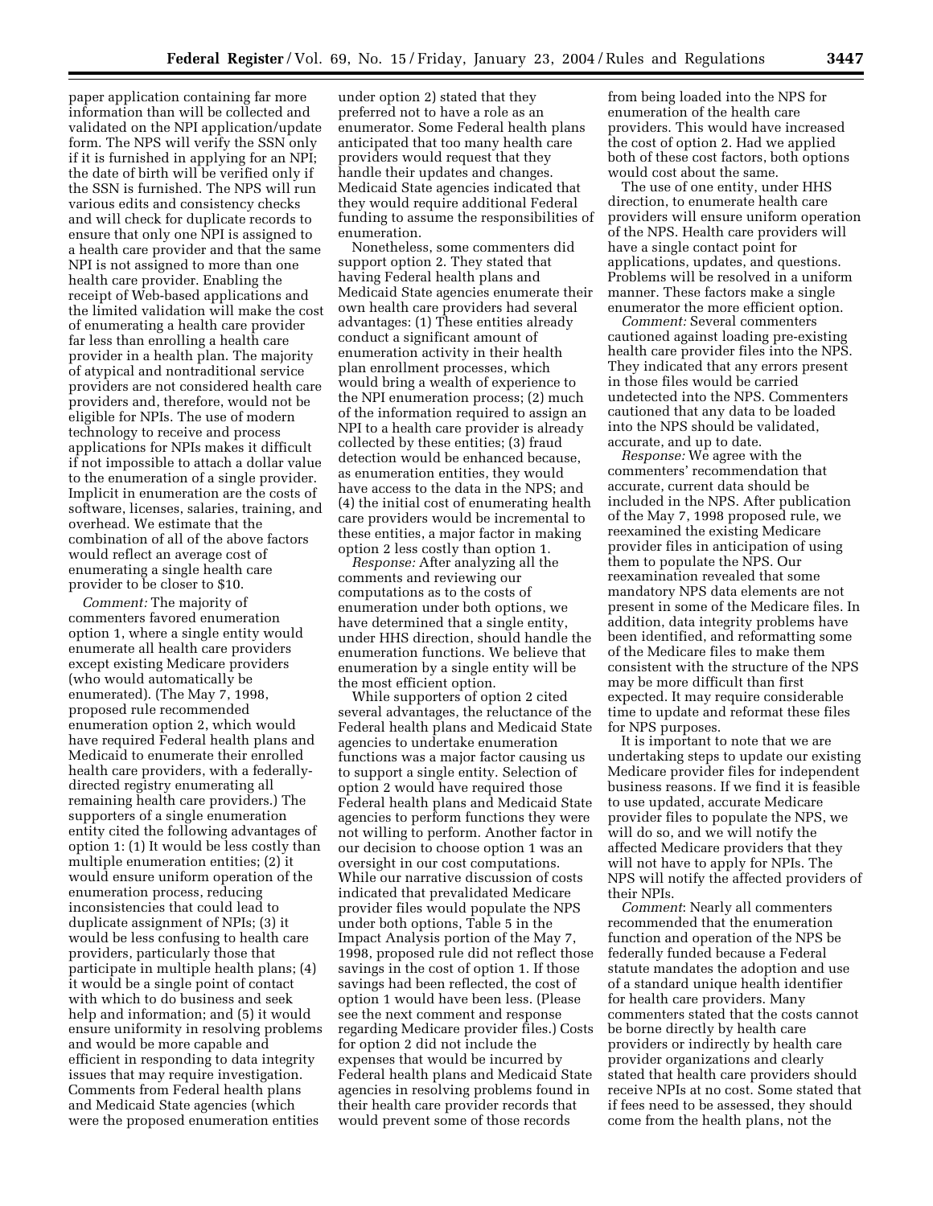paper application containing far more information than will be collected and validated on the NPI application/update form. The NPS will verify the SSN only if it is furnished in applying for an NPI; the date of birth will be verified only if the SSN is furnished. The NPS will run various edits and consistency checks and will check for duplicate records to ensure that only one NPI is assigned to a health care provider and that the same NPI is not assigned to more than one health care provider. Enabling the receipt of Web-based applications and the limited validation will make the cost of enumerating a health care provider far less than enrolling a health care provider in a health plan. The majority of atypical and nontraditional service providers are not considered health care providers and, therefore, would not be eligible for NPIs. The use of modern technology to receive and process applications for NPIs makes it difficult if not impossible to attach a dollar value to the enumeration of a single provider. Implicit in enumeration are the costs of software, licenses, salaries, training, and overhead. We estimate that the combination of all of the above factors would reflect an average cost of enumerating a single health care provider to be closer to $10.

*Comment:* The majority of commenters favored enumeration option 1, where a single entity would enumerate all health care providers except existing Medicare providers (who would automatically be enumerated). (The May 7, 1998, proposed rule recommended enumeration option 2, which would have required Federal health plans and Medicaid to enumerate their enrolled health care providers, with a federally-directed registry enumerating all remaining health care providers.) The supporters of a single enumeration entity cited the following advantages of option 1: (1) It would be less costly than multiple enumeration entities; (2) it would ensure uniform operation of the enumeration process, reducing inconsistencies that could lead to duplicate assignment of NPIs; (3) it would be less confusing to health care providers, particularly those that participate in multiple health plans; (4) it would be a single point of contact with which to do business and seek help and information; and (5) it would ensure uniformity in resolving problems and would be more capable and efficient in responding to data integrity issues that may require investigation. Comments from Federal health plans and Medicaid State agencies (which were the proposed enumeration entities under option 2) stated that they preferred not to have a role as an enumerator. Some Federal health plans anticipated that too many health care providers would request that they handle their updates and changes. Medicaid State agencies indicated that they would require additional Federal funding to assume the responsibilities of enumeration.

Nonetheless, some commenters did support option 2. They stated that having Federal health plans and Medicaid State agencies enumerate their own health care providers had several advantages: (1) These entities already conduct a significant amount of enumeration activity in their health plan enrollment processes, which would bring a wealth of experience to the NPI enumeration process; (2) much of the information required to assign an NPI to a health care provider is already collected by these entities; (3) fraud detection would be enhanced because, as enumeration entities, they would have access to the data in the NPS; and (4) the initial cost of enumerating health care providers would be incremental to these entities, a major factor in making option 2 less costly than option 1.

*Response:* After analyzing all the comments and reviewing our computations as to the costs of enumeration under both options, we have determined that a single entity, under HHS direction, should handle the enumeration functions. We believe that enumeration by a single entity will be the most efficient option.

While supporters of option 2 cited several advantages, the reluctance of the Federal health plans and Medicaid State agencies to undertake enumeration functions was a major factor causing us to support a single entity. Selection of option 2 would have required those Federal health plans and Medicaid State agencies to perform functions they were not willing to perform. Another factor in our decision to choose option 1 was an oversight in our cost computations. While our narrative discussion of costs indicated that prevalidated Medicare provider files would populate the NPS under both options, Table 5 in the Impact Analysis portion of the May 7, 1998, proposed rule did not reflect those savings in the cost of option 1. If those savings had been reflected, the cost of option 1 would have been less. (Please see the next comment and response regarding Medicare provider files.) Costs for option 2 did not include the expenses that would be incurred by Federal health plans and Medicaid State agencies in resolving problems found in their health care provider records that would prevent some of those records from being loaded into the NPS for enumeration of the health care providers. This would have increased the cost of option 2. Had we applied both of these cost factors, both options would cost about the same.

The use of one entity, under HHS direction, to enumerate health care providers will ensure uniform operation of the NPS. Health care providers will have a single contact point for applications, updates, and questions. Problems will be resolved in a uniform manner. These factors make a single enumerator the more efficient option.

*Comment:* Several commenters cautioned against loading pre-existing health care provider files into the NPS. They indicated that any errors present in those files would be carried undetected into the NPS. Commenters cautioned that any data to be loaded into the NPS should be validated, accurate, and up to date.

*Response:* We agree with the commenters' recommendation that accurate, current data should be included in the NPS. After publication of the May 7, 1998 proposed rule, we reexamined the existing Medicare provider files in anticipation of using them to populate the NPS. Our reexamination revealed that some mandatory NPS data elements are not present in some of the Medicare files. In addition, data integrity problems have been identified, and reformatting some of the Medicare files to make them consistent with the structure of the NPS may be more difficult than first expected. It may require considerable time to update and reformat these files for NPS purposes.

It is important to note that we are undertaking steps to update our existing Medicare provider files for independent business reasons. If we find it is feasible to use updated, accurate Medicare provider files to populate the NPS, we will do so, and we will notify the affected Medicare providers that they will not have to apply for NPIs. The NPS will notify the affected providers of their NPIs.

*Comment*: Nearly all commenters recommended that the enumeration function and operation of the NPS be federally funded because a Federal statute mandates the adoption and use of a standard unique health identifier for health care providers. Many commenters stated that the costs cannot be borne directly by health care providers or indirectly by health care provider organizations and clearly stated that health care providers should receive NPIs at no cost. Some stated that if fees need to be assessed, they should come from the health plans, not the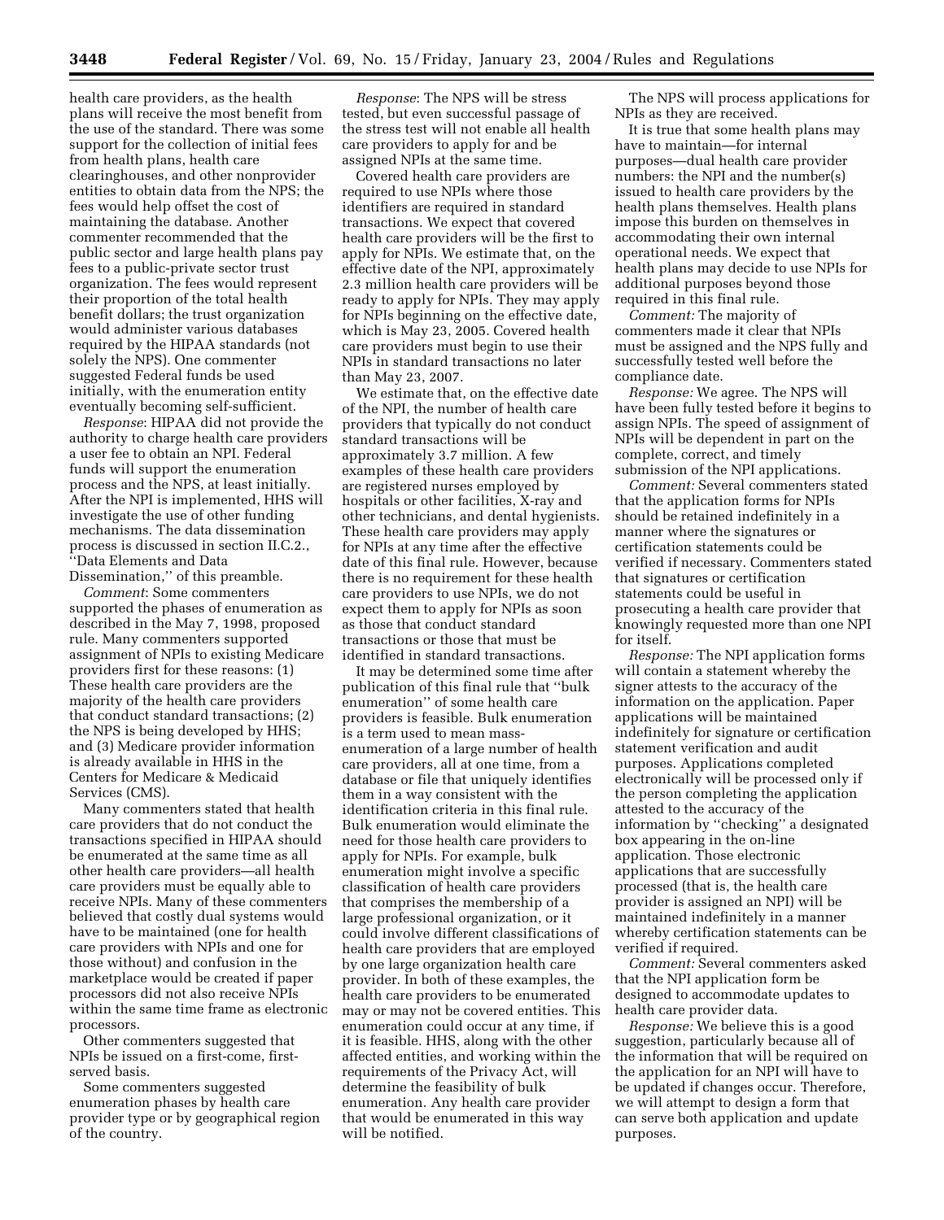health care providers, as the health plans will receive the most benefit from the use of the standard. There was some support for the collection of initial fees from health plans, health care clearinghouses, and other nonprovider entities to obtain data from the NPS; the fees would help offset the cost of maintaining the database. Another commenter recommended that the public sector and large health plans pay fees to a public-private sector trust organization. The fees would represent their proportion of the total health benefit dollars; the trust organization would administer various databases required by the HIPAA standards (not solely the NPS). One commenter suggested Federal funds be used initially, with the enumeration entity eventually becoming self-sufficient.

*Response*: HIPAA did not provide the authority to charge health care providers a user fee to obtain an NPI. Federal funds will support the enumeration process and the NPS, at least initially. After the NPI is implemented, HHS will investigate the use of other funding mechanisms. The data dissemination process is discussed in section II.C.2., ''Data Elements and Data Dissemination,'' of this preamble.

*Comment*: Some commenters supported the phases of enumeration as described in the May 7, 1998, proposed rule. Many commenters supported assignment of NPIs to existing Medicare providers first for these reasons: (1) These health care providers are the majority of the health care providers that conduct standard transactions; (2) the NPS is being developed by HHS; and (3) Medicare provider information is already available in HHS in the Centers for Medicare & Medicaid Services (CMS).

Many commenters stated that health care providers that do not conduct the transactions specified in HIPAA should be enumerated at the same time as all other health care providers—all health care providers must be equally able to receive NPIs. Many of these commenters believed that costly dual systems would have to be maintained (one for health care providers with NPIs and one for those without) and confusion in the marketplace would be created if paper processors did not also receive NPIs within the same time frame as electronic processors.

Other commenters suggested that NPIs be issued on a first-come, first-served basis.

Some commenters suggested enumeration phases by health care provider type or by geographical region of the country.

*Response*: The NPS will be stress tested, but even successful passage of the stress test will not enable all health care providers to apply for and be assigned NPIs at the same time.

Covered health care providers are required to use NPIs where those identifiers are required in standard transactions. We expect that covered health care providers will be the first to apply for NPIs. We estimate that, on the effective date of the NPI, approximately 2.3 million health care providers will be ready to apply for NPIs. They may apply for NPIs beginning on the effective date, which is May 23, 2005. Covered health care providers must begin to use their NPIs in standard transactions no later than May 23, 2007.

We estimate that, on the effective date of the NPI, the number of health care providers that typically do not conduct standard transactions will be approximately 3.7 million. A few examples of these health care providers are registered nurses employed by hospitals or other facilities, X-ray and other technicians, and dental hygienists. These health care providers may apply for NPIs at any time after the effective date of this final rule. However, because there is no requirement for these health care providers to use NPIs, we do not expect them to apply for NPIs as soon as those that conduct standard transactions or those that must be identified in standard transactions.

It may be determined some time after publication of this final rule that ''bulk enumeration'' of some health care providers is feasible. Bulk enumeration is a term used to mean mass-enumeration of a large number of health care providers, all at one time, from a database or file that uniquely identifies them in a way consistent with the identification criteria in this final rule. Bulk enumeration would eliminate the need for those health care providers to apply for NPIs. For example, bulk enumeration might involve a specific classification of health care providers that comprises the membership of a large professional organization, or it could involve different classifications of health care providers that are employed by one large organization health care provider. In both of these examples, the health care providers to be enumerated may or may not be covered entities. This enumeration could occur at any time, if it is feasible. HHS, along with the other affected entities, and working within the requirements of the Privacy Act, will determine the feasibility of bulk enumeration. Any health care provider that would be enumerated in this way will be notified.

The NPS will process applications for NPIs as they are received.

It is true that some health plans may have to maintain—for internal purposes—dual health care provider numbers: the NPI and the number(s) issued to health care providers by the health plans themselves. Health plans impose this burden on themselves in accommodating their own internal operational needs. We expect that health plans may decide to use NPIs for additional purposes beyond those required in this final rule.

*Comment:* The majority of commenters made it clear that NPIs must be assigned and the NPS fully and successfully tested well before the compliance date.

*Response:* We agree. The NPS will have been fully tested before it begins to assign NPIs. The speed of assignment of NPIs will be dependent in part on the complete, correct, and timely submission of the NPI applications.

*Comment:* Several commenters stated that the application forms for NPIs should be retained indefinitely in a manner where the signatures or certification statements could be verified if necessary. Commenters stated that signatures or certification statements could be useful in prosecuting a health care provider that knowingly requested more than one NPI for itself.

*Response:* The NPI application forms will contain a statement whereby the signer attests to the accuracy of the information on the application. Paper applications will be maintained indefinitely for signature or certification statement verification and audit purposes. Applications completed electronically will be processed only if the person completing the application attested to the accuracy of the information by ''checking'' a designated box appearing in the on-line application. Those electronic applications that are successfully processed (that is, the health care provider is assigned an NPI) will be maintained indefinitely in a manner whereby certification statements can be verified if required.

*Comment:* Several commenters asked that the NPI application form be designed to accommodate updates to health care provider data.

*Response:* We believe this is a good suggestion, particularly because all of the information that will be required on the application for an NPI will have to be updated if changes occur. Therefore, we will attempt to design a form that can serve both application and update purposes.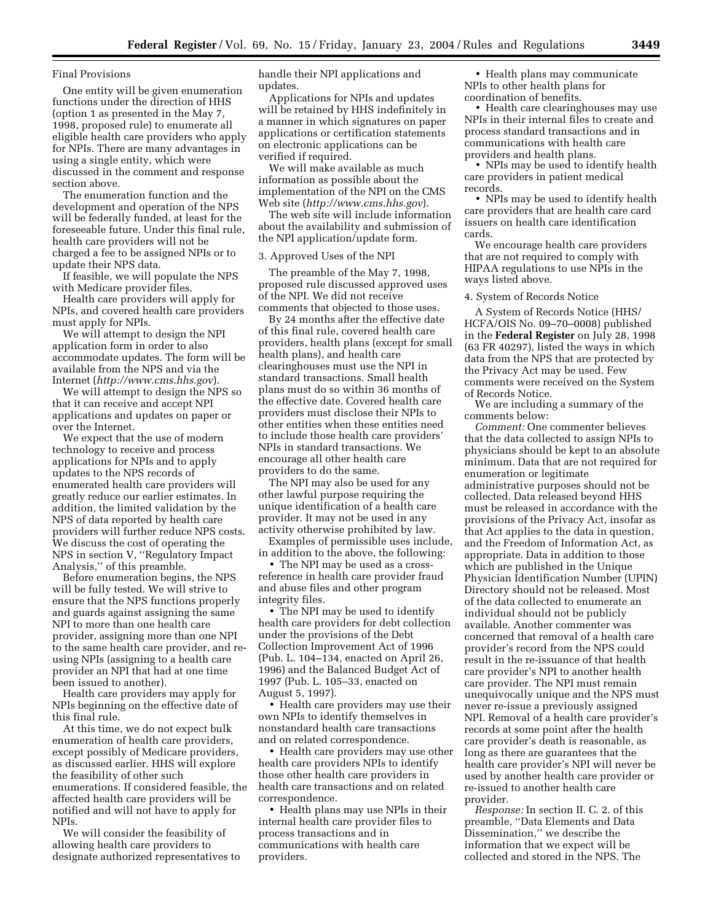Final Provisions

One entity will be given enumeration functions under the direction of HHS (option 1 as presented in the May 7, 1998, proposed rule) to enumerate all eligible health care providers who apply for NPIs. There are many advantages in using a single entity, which were discussed in the comment and response section above.

The enumeration function and the development and operation of the NPS will be federally funded, at least for the foreseeable future. Under this final rule, health care providers will not be charged a fee to be assigned NPIs or to update their NPS data.

If feasible, we will populate the NPS with Medicare provider files.

Health care providers will apply for NPIs, and covered health care providers must apply for NPIs.

We will attempt to design the NPI application form in order to also accommodate updates. The form will be available from the NPS and via the Internet (*http://www.cms.hhs.gov*).

We will attempt to design the NPS so that it can receive and accept NPI applications and updates on paper or over the Internet.

We expect that the use of modern technology to receive and process applications for NPIs and to apply updates to the NPS records of enumerated health care providers will greatly reduce our earlier estimates. In addition, the limited validation by the NPS of data reported by health care providers will further reduce NPS costs. We discuss the cost of operating the NPS in section V, ''Regulatory Impact Analysis,'' of this preamble.

Before enumeration begins, the NPS will be fully tested. We will strive to ensure that the NPS functions properly and guards against assigning the same NPI to more than one health care provider, assigning more than one NPI to the same health care provider, and re-using NPIs (assigning to a health care provider an NPI that had at one time been issued to another).

Health care providers may apply for NPIs beginning on the effective date of this final rule.

At this time, we do not expect bulk enumeration of health care providers, except possibly of Medicare providers, as discussed earlier. HHS will explore the feasibility of other such enumerations. If considered feasible, the affected health care providers will be notified and will not have to apply for NPIs.

We will consider the feasibility of allowing health care providers to designate authorized representatives to handle their NPI applications and updates.

Applications for NPIs and updates will be retained by HHS indefinitely in a manner in which signatures on paper applications or certification statements on electronic applications can be verified if required.

We will make available as much information as possible about the implementation of the NPI on the CMS Web site (*http://www.cms.hhs.gov*).

The web site will include information about the availability and submission of the NPI application/update form.

3. Approved Uses of the NPI

The preamble of the May 7, 1998, proposed rule discussed approved uses of the NPI. We did not receive comments that objected to those uses.

By 24 months after the effective date of this final rule, covered health care providers, health plans (except for small health plans), and health care clearinghouses must use the NPI in standard transactions. Small health plans must do so within 36 months of the effective date. Covered health care providers must disclose their NPIs to other entities when these entities need to include those health care providers' NPIs in standard transactions. We encourage all other health care providers to do the same.

The NPI may also be used for any other lawful purpose requiring the unique identification of a health care provider. It may not be used in any activity otherwise prohibited by law.

Examples of permissible uses include, in addition to the above, the following:

- The NPI may be used as a cross-reference in health care provider fraud and abuse files and other program integrity files.
- The NPI may be used to identify health care providers for debt collection under the provisions of the Debt Collection Improvement Act of 1996 (Pub. L. 104–134, enacted on April 26, 1996) and the Balanced Budget Act of 1997 (Pub. L. 105–33, enacted on August 5, 1997).
- Health care providers may use their own NPIs to identify themselves in nonstandard health care transactions and on related correspondence.
- Health care providers may use other health care providers NPIs to identify those other health care providers in health care transactions and on related correspondence.
- Health plans may use NPIs in their internal health care provider files to process transactions and in communications with health care providers.
- Health plans may communicate NPIs to other health plans for coordination of benefits.
- Health care clearinghouses may use NPIs in their internal files to create and process standard transactions and in communications with health care providers and health plans.
- NPIs may be used to identify health care providers in patient medical records.
- NPIs may be used to identify health care providers that are health care card issuers on health care identification cards.

We encourage health care providers that are not required to comply with HIPAA regulations to use NPIs in the ways listed above.

4. System of Records Notice

A System of Records Notice (HHS/HCFA/OIS No. 09–70–0008) published in the **Federal Register** on July 28, 1998 (63 FR 40297), listed the ways in which data from the NPS that are protected by the Privacy Act may be used. Few comments were received on the System of Records Notice.

We are including a summary of the comments below:

*Comment:* One commenter believes that the data collected to assign NPIs to physicians should be kept to an absolute minimum. Data that are not required for enumeration or legitimate administrative purposes should not be collected. Data released beyond HHS must be released in accordance with the provisions of the Privacy Act, insofar as that Act applies to the data in question, and the Freedom of Information Act, as appropriate. Data in addition to those which are published in the Unique Physician Identification Number (UPIN) Directory should not be released. Most of the data collected to enumerate an individual should not be publicly available. Another commenter was concerned that removal of a health care provider's record from the NPS could result in the re-issuance of that health care provider's NPI to another health care provider. The NPI must remain unequivocally unique and the NPS must never re-issue a previously assigned NPI. Removal of a health care provider's records at some point after the health care provider's death is reasonable, as long as there are guarantees that the health care provider's NPI will never be used by another health care provider or re-issued to another health care provider.

*Response:* In section II. C. 2. of this preamble, ''Data Elements and Data Dissemination,'' we describe the information that we expect will be collected and stored in the NPS. The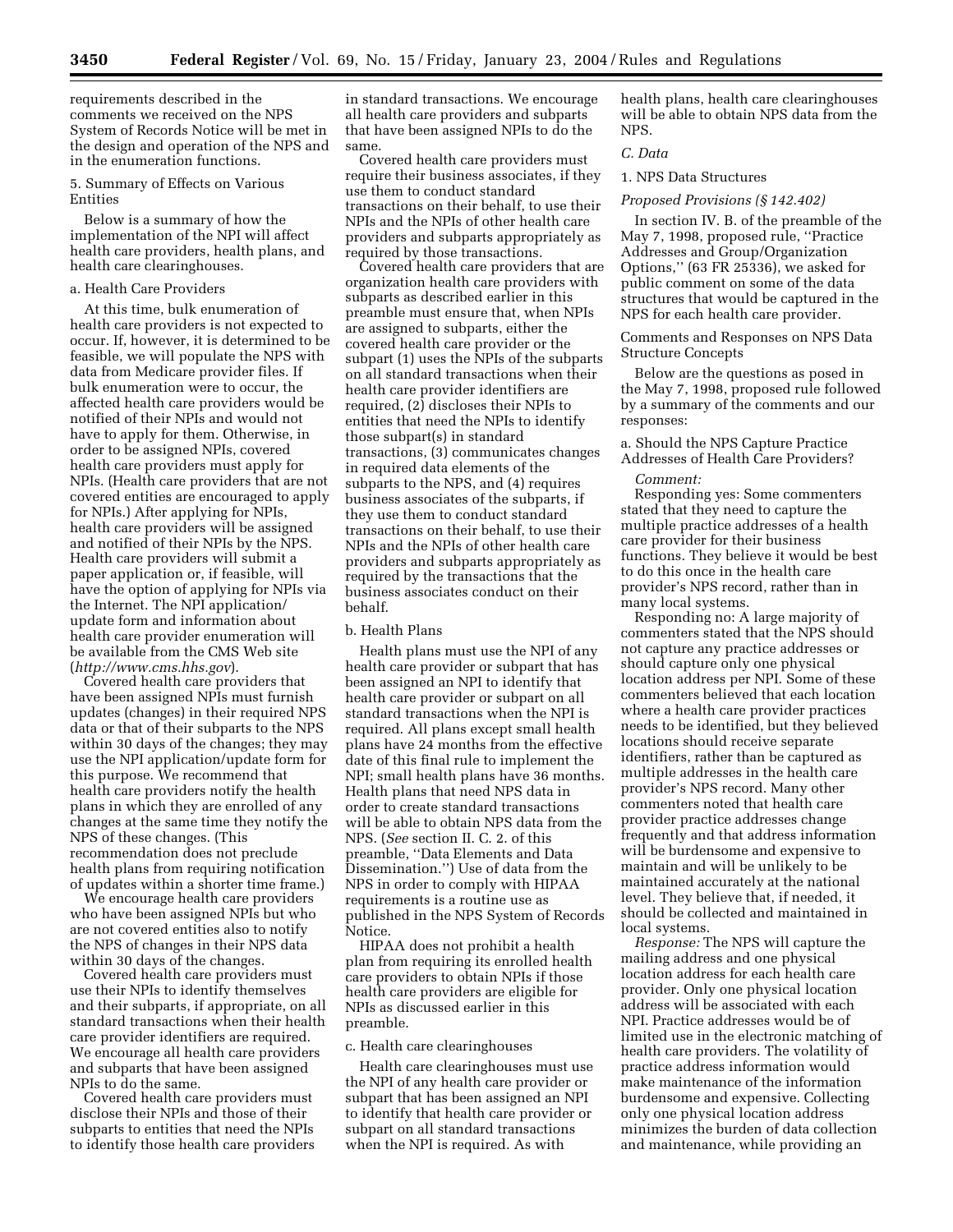requirements described in the comments we received on the NPS System of Records Notice will be met in the design and operation of the NPS and in the enumeration functions.

5. Summary of Effects on Various Entities

Below is a summary of how the implementation of the NPI will affect health care providers, health plans, and health care clearinghouses.

a. Health Care Providers

At this time, bulk enumeration of health care providers is not expected to occur. If, however, it is determined to be feasible, we will populate the NPS with data from Medicare provider files. If bulk enumeration were to occur, the affected health care providers would be notified of their NPIs and would not have to apply for them. Otherwise, in order to be assigned NPIs, covered health care providers must apply for NPIs. (Health care providers that are not covered entities are encouraged to apply for NPIs.) After applying for NPIs, health care providers will be assigned and notified of their NPIs by the NPS. Health care providers will submit a paper application or, if feasible, will have the option of applying for NPIs via the Internet. The NPI application/update form and information about health care provider enumeration will be available from the CMS Web site (*http://www.cms.hhs.gov*).

Covered health care providers that have been assigned NPIs must furnish updates (changes) in their required NPS data or that of their subparts to the NPS within 30 days of the changes; they may use the NPI application/update form for this purpose. We recommend that health care providers notify the health plans in which they are enrolled of any changes at the same time they notify the NPS of these changes. (This recommendation does not preclude health plans from requiring notification of updates within a shorter time frame.)

We encourage health care providers who have been assigned NPIs but who are not covered entities also to notify the NPS of changes in their NPS data within 30 days of the changes.

Covered health care providers must use their NPIs to identify themselves and their subparts, if appropriate, on all standard transactions when their health care provider identifiers are required. We encourage all health care providers and subparts that have been assigned NPIs to do the same.

Covered health care providers must disclose their NPIs and those of their subparts to entities that need the NPIs to identify those health care providers in standard transactions. We encourage all health care providers and subparts that have been assigned NPIs to do the same.

Covered health care providers must require their business associates, if they use them to conduct standard transactions on their behalf, to use their NPIs and the NPIs of other health care providers and subparts appropriately as required by those transactions.

Covered health care providers that are organization health care providers with subparts as described earlier in this preamble must ensure that, when NPIs are assigned to subparts, either the covered health care provider or the subpart (1) uses the NPIs of the subparts on all standard transactions when their health care provider identifiers are required, (2) discloses their NPIs to entities that need the NPIs to identify those subpart(s) in standard transactions, (3) communicates changes in required data elements of the subparts to the NPS, and (4) requires business associates of the subparts, if they use them to conduct standard transactions on their behalf, to use their NPIs and the NPIs of other health care providers and subparts appropriately as required by the transactions that the business associates conduct on their behalf.

b. Health Plans

Health plans must use the NPI of any health care provider or subpart that has been assigned an NPI to identify that health care provider or subpart on all standard transactions when the NPI is required. All plans except small health plans have 24 months from the effective date of this final rule to implement the NPI; small health plans have 36 months. Health plans that need NPS data in order to create standard transactions will be able to obtain NPS data from the NPS. (*See* section II. C. 2. of this preamble, ''Data Elements and Data Dissemination.'') Use of data from the NPS in order to comply with HIPAA requirements is a routine use as published in the NPS System of Records Notice.

HIPAA does not prohibit a health plan from requiring its enrolled health care providers to obtain NPIs if those health care providers are eligible for NPIs as discussed earlier in this preamble.

c. Health care clearinghouses

Health care clearinghouses must use the NPI of any health care provider or subpart that has been assigned an NPI to identify that health care provider or subpart on all standard transactions when the NPI is required. As with health plans, health care clearinghouses will be able to obtain NPS data from the NPS.

*C. Data*

1. NPS Data Structures

*Proposed Provisions (§ 142.402)*

In section IV. B. of the preamble of the May 7, 1998, proposed rule, ''Practice Addresses and Group/Organization Options,'' (63 FR 25336), we asked for public comment on some of the data structures that would be captured in the NPS for each health care provider.

Comments and Responses on NPS Data Structure Concepts

Below are the questions as posed in the May 7, 1998, proposed rule followed by a summary of the comments and our responses:

a. Should the NPS Capture Practice Addresses of Health Care Providers?

*Comment:*

Responding yes: Some commenters stated that they need to capture the multiple practice addresses of a health care provider for their business functions. They believe it would be best to do this once in the health care provider's NPS record, rather than in many local systems.

Responding no: A large majority of commenters stated that the NPS should not capture any practice addresses or should capture only one physical location address per NPI. Some of these commenters believed that each location where a health care provider practices needs to be identified, but they believed locations should receive separate identifiers, rather than be captured as multiple addresses in the health care provider's NPS record. Many other commenters noted that health care provider practice addresses change frequently and that address information will be burdensome and expensive to maintain and will be unlikely to be maintained accurately at the national level. They believe that, if needed, it should be collected and maintained in local systems.

*Response:* The NPS will capture the mailing address and one physical location address for each health care provider. Only one physical location address will be associated with each NPI. Practice addresses would be of limited use in the electronic matching of health care providers. The volatility of practice address information would make maintenance of the information burdensome and expensive. Collecting only one physical location address minimizes the burden of data collection and maintenance, while providing an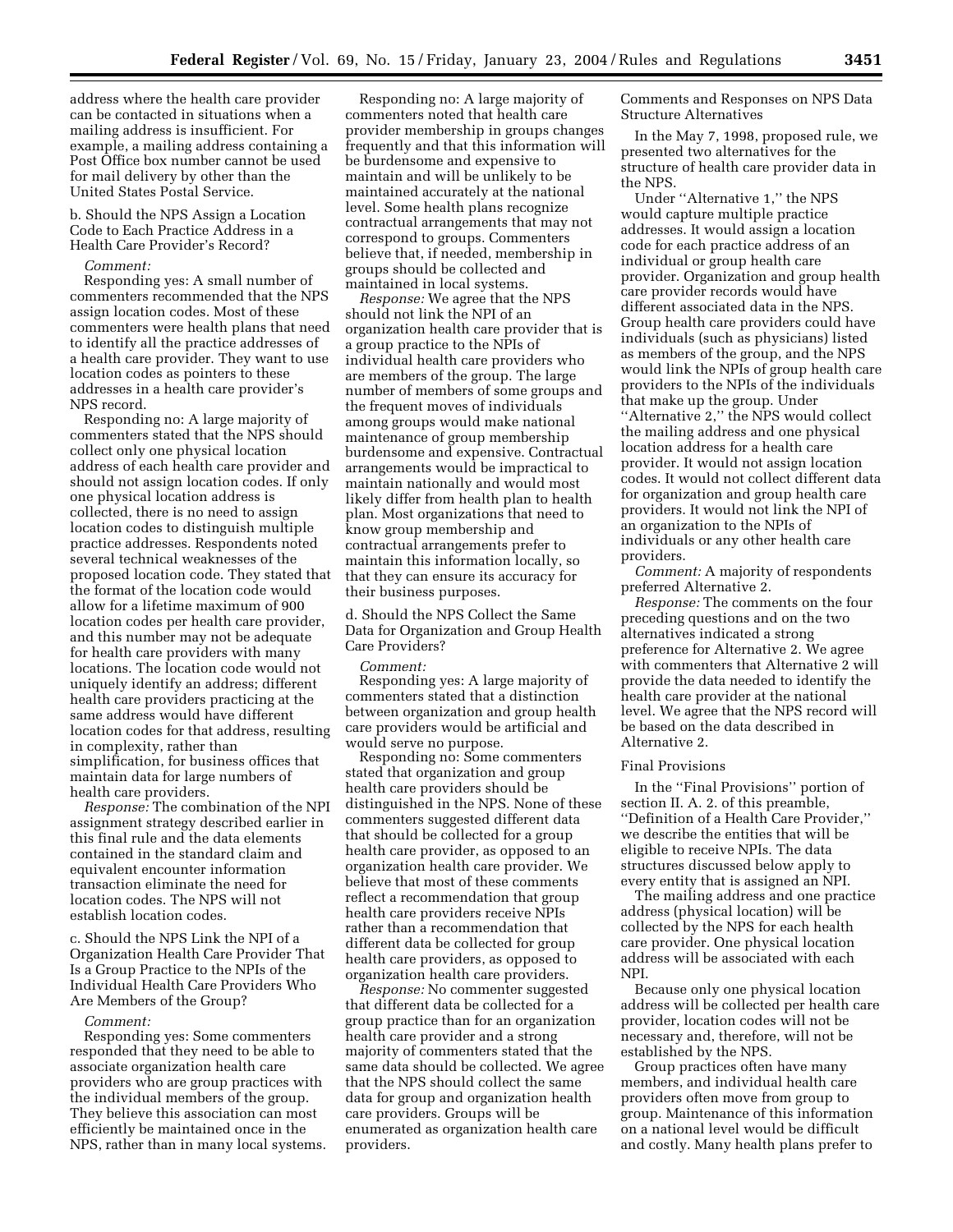address where the health care provider can be contacted in situations when a mailing address is insufficient. For example, a mailing address containing a Post Office box number cannot be used for mail delivery by other than the United States Postal Service.

b. Should the NPS Assign a Location Code to Each Practice Address in a Health Care Provider's Record?

*Comment:*

Responding yes: A small number of commenters recommended that the NPS assign location codes. Most of these commenters were health plans that need to identify all the practice addresses of a health care provider. They want to use location codes as pointers to these addresses in a health care provider's NPS record.

Responding no: A large majority of commenters stated that the NPS should collect only one physical location address of each health care provider and should not assign location codes. If only one physical location address is collected, there is no need to assign location codes to distinguish multiple practice addresses. Respondents noted several technical weaknesses of the proposed location code. They stated that the format of the location code would allow for a lifetime maximum of 900 location codes per health care provider, and this number may not be adequate for health care providers with many locations. The location code would not uniquely identify an address; different health care providers practicing at the same address would have different location codes for that address, resulting in complexity, rather than simplification, for business offices that maintain data for large numbers of health care providers.

*Response:* The combination of the NPI assignment strategy described earlier in this final rule and the data elements contained in the standard claim and equivalent encounter information transaction eliminate the need for location codes. The NPS will not establish location codes.

c. Should the NPS Link the NPI of a Organization Health Care Provider That Is a Group Practice to the NPIs of the Individual Health Care Providers Who Are Members of the Group?

*Comment:*

Responding yes: Some commenters responded that they need to be able to associate organization health care providers who are group practices with the individual members of the group. They believe this association can most efficiently be maintained once in the NPS, rather than in many local systems.

Responding no: A large majority of commenters noted that health care provider membership in groups changes frequently and that this information will be burdensome and expensive to maintain and will be unlikely to be maintained accurately at the national level. Some health plans recognize contractual arrangements that may not correspond to groups. Commenters believe that, if needed, membership in groups should be collected and maintained in local systems.

*Response:* We agree that the NPS should not link the NPI of an organization health care provider that is a group practice to the NPIs of individual health care providers who are members of the group. The large number of members of some groups and the frequent moves of individuals among groups would make national maintenance of group membership burdensome and expensive. Contractual arrangements would be impractical to maintain nationally and would most likely differ from health plan to health plan. Most organizations that need to know group membership and contractual arrangements prefer to maintain this information locally, so that they can ensure its accuracy for their business purposes.

d. Should the NPS Collect the Same Data for Organization and Group Health Care Providers?

*Comment:*

Responding yes: A large majority of commenters stated that a distinction between organization and group health care providers would be artificial and would serve no purpose.

Responding no: Some commenters stated that organization and group health care providers should be distinguished in the NPS. None of these commenters suggested different data that should be collected for a group health care provider, as opposed to an organization health care provider. We believe that most of these comments reflect a recommendation that group health care providers receive NPIs rather than a recommendation that different data be collected for group health care providers, as opposed to organization health care providers.

*Response:* No commenter suggested that different data be collected for a group practice than for an organization health care provider and a strong majority of commenters stated that the same data should be collected. We agree that the NPS should collect the same data for group and organization health care providers. Groups will be enumerated as organization health care providers.

Comments and Responses on NPS Data Structure Alternatives

In the May 7, 1998, proposed rule, we presented two alternatives for the structure of health care provider data in the NPS.

Under "Alternative 1," the NPS would capture multiple practice addresses. It would assign a location code for each practice address of an individual or group health care provider. Organization and group health care provider records would have different associated data in the NPS. Group health care providers could have individuals (such as physicians) listed as members of the group, and the NPS would link the NPIs of group health care providers to the NPIs of the individuals that make up the group. Under "Alternative 2," the NPS would collect the mailing address and one physical location address for a health care provider. It would not assign location codes. It would not collect different data for organization and group health care providers. It would not link the NPI of an organization to the NPIs of individuals or any other health care providers.

*Comment:* A majority of respondents preferred Alternative 2.

*Response:* The comments on the four preceding questions and on the two alternatives indicated a strong preference for Alternative 2. We agree with commenters that Alternative 2 will provide the data needed to identify the health care provider at the national level. We agree that the NPS record will be based on the data described in Alternative 2.

Final Provisions

In the "Final Provisions" portion of section II. A. 2. of this preamble, "Definition of a Health Care Provider," we describe the entities that will be eligible to receive NPIs. The data structures discussed below apply to every entity that is assigned an NPI.

The mailing address and one practice address (physical location) will be collected by the NPS for each health care provider. One physical location address will be associated with each NPI.

Because only one physical location address will be collected per health care provider, location codes will not be necessary and, therefore, will not be established by the NPS.

Group practices often have many members, and individual health care providers often move from group to group. Maintenance of this information on a national level would be difficult and costly. Many health plans prefer to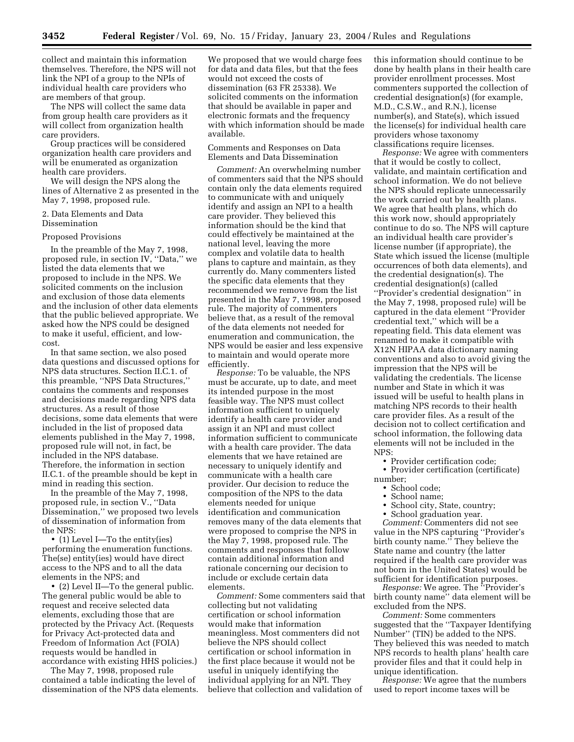collect and maintain this information themselves. Therefore, the NPS will not link the NPI of a group to the NPIs of individual health care providers who are members of that group.

The NPS will collect the same data from group health care providers as it will collect from organization health care providers.

Group practices will be considered organization health care providers and will be enumerated as organization health care providers.

We will design the NPS along the lines of Alternative 2 as presented in the May 7, 1998, proposed rule.

2. Data Elements and Data Dissemination

Proposed Provisions

In the preamble of the May 7, 1998, proposed rule, in section IV, ''Data,'' we listed the data elements that we proposed to include in the NPS. We solicited comments on the inclusion and exclusion of those data elements and the inclusion of other data elements that the public believed appropriate. We asked how the NPS could be designed to make it useful, efficient, and low-cost.

In that same section, we also posed data questions and discussed options for NPS data structures. Section II.C.1. of this preamble, ''NPS Data Structures,'' contains the comments and responses and decisions made regarding NPS data structures. As a result of those decisions, some data elements that were included in the list of proposed data elements published in the May 7, 1998, proposed rule will not, in fact, be included in the NPS database. Therefore, the information in section II.C.1. of the preamble should be kept in mind in reading this section.

In the preamble of the May 7, 1998, proposed rule, in section V., ''Data Dissemination,'' we proposed two levels of dissemination of information from the NPS:

- (1) Level I—To the entity(ies) performing the enumeration functions. The(se) entity(ies) would have direct access to the NPS and to all the data elements in the NPS; and
- (2) Level II—To the general public. The general public would be able to request and receive selected data elements, excluding those that are protected by the Privacy Act. (Requests for Privacy Act-protected data and Freedom of Information Act (FOIA) requests would be handled in accordance with existing HHS policies.)

The May 7, 1998, proposed rule contained a table indicating the level of dissemination of the NPS data elements. We proposed that we would charge fees for data and data files, but that the fees would not exceed the costs of dissemination (63 FR 25338). We solicited comments on the information that should be available in paper and electronic formats and the frequency with which information should be made available.

Comments and Responses on Data Elements and Data Dissemination

*Comment:* An overwhelming number of commenters said that the NPS should contain only the data elements required to communicate with and uniquely identify and assign an NPI to a health care provider. They believed this information should be the kind that could effectively be maintained at the national level, leaving the more complex and volatile data to health plans to capture and maintain, as they currently do. Many commenters listed the specific data elements that they recommended we remove from the list presented in the May 7, 1998, proposed rule. The majority of commenters believe that, as a result of the removal of the data elements not needed for enumeration and communication, the NPS would be easier and less expensive to maintain and would operate more efficiently.

*Response:* To be valuable, the NPS must be accurate, up to date, and meet its intended purpose in the most feasible way. The NPS must collect information sufficient to uniquely identify a health care provider and assign it an NPI and must collect information sufficient to communicate with a health care provider. The data elements that we have retained are necessary to uniquely identify and communicate with a health care provider. Our decision to reduce the composition of the NPS to the data elements needed for unique identification and communication removes many of the data elements that were proposed to comprise the NPS in the May 7, 1998, proposed rule. The comments and responses that follow contain additional information and rationale concerning our decision to include or exclude certain data elements.

*Comment:* Some commenters said that collecting but not validating certification or school information would make that information meaningless. Most commenters did not believe the NPS should collect certification or school information in the first place because it would not be useful in uniquely identifying the individual applying for an NPI. They believe that collection and validation of this information should continue to be done by health plans in their health care provider enrollment processes. Most commenters supported the collection of credential designation(s) (for example, M.D., C.S.W., and R.N.), license number(s), and State(s), which issued the license(s) for individual health care providers whose taxonomy classifications require licenses.

*Response:* We agree with commenters that it would be costly to collect, validate, and maintain certification and school information. We do not believe the NPS should replicate unnecessarily the work carried out by health plans. We agree that health plans, which do this work now, should appropriately continue to do so. The NPS will capture an individual health care provider's license number (if appropriate), the State which issued the license (multiple occurrences of both data elements), and the credential designation(s). The credential designation(s) (called ''Provider's credential designation'' in the May 7, 1998, proposed rule) will be captured in the data element ''Provider credential text,'' which will be a repeating field. This data element was renamed to make it compatible with X12N HIPAA data dictionary naming conventions and also to avoid giving the impression that the NPS will be validating the credentials. The license number and State in which it was issued will be useful to health plans in matching NPS records to their health care provider files. As a result of the decision not to collect certification and school information, the following data elements will not be included in the NPS:

- Provider certification code;
- Provider certification (certificate) number;
- School code;
- School name;
- School city, State, country;
- School graduation year.

*Comment:* Commenters did not see value in the NPS capturing ''Provider's birth county name.'' They believe the State name and country (the latter required if the health care provider was not born in the United States) would be sufficient for identification purposes.

*Response:* We agree. The ''Provider's birth county name'' data element will be excluded from the NPS.

*Comment:* Some commenters suggested that the ''Taxpayer Identifying Number'' (TIN) be added to the NPS. They believed this was needed to match NPS records to health plans' health care provider files and that it could help in unique identification.

*Response:* We agree that the numbers used to report income taxes will be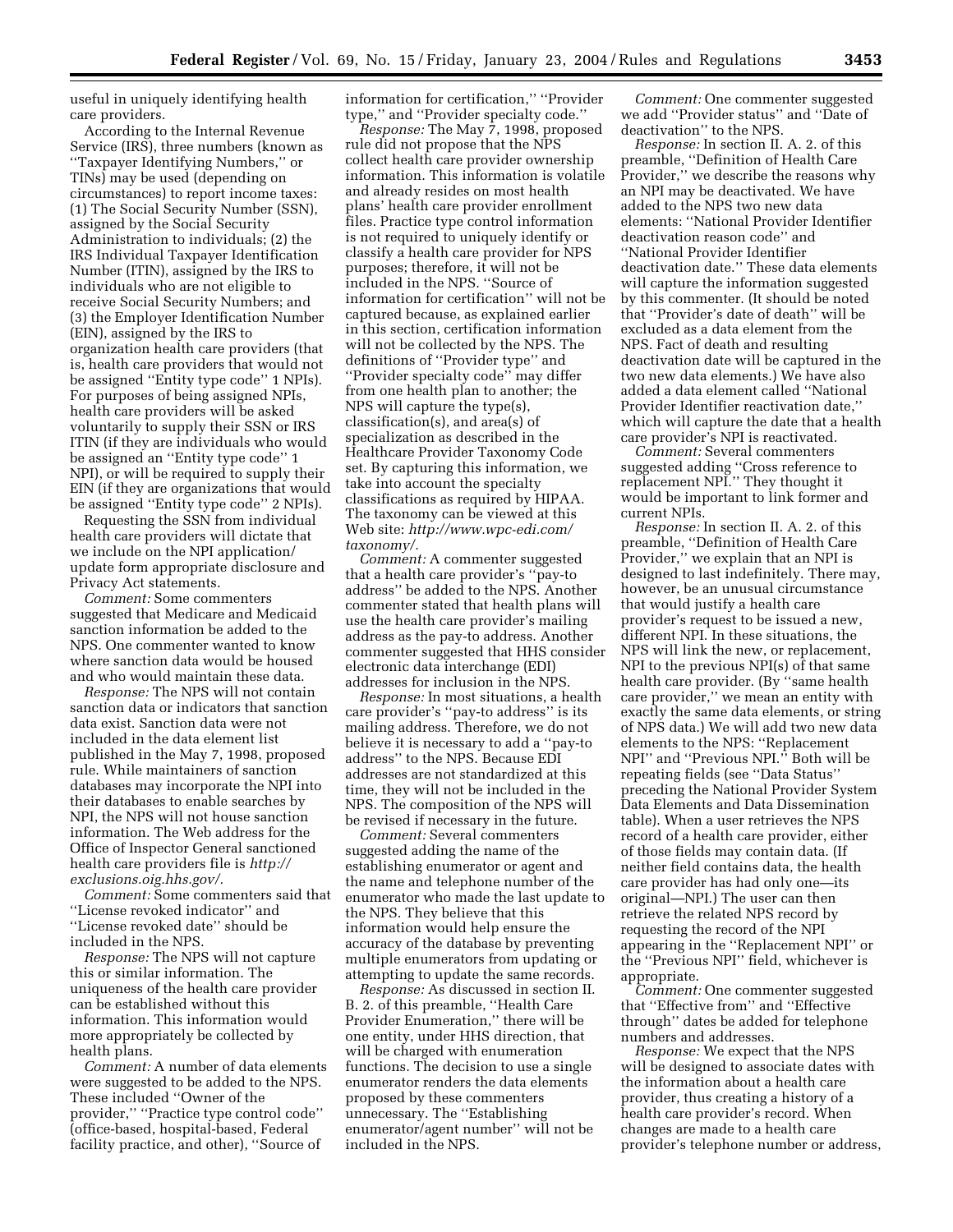useful in uniquely identifying health care providers.

According to the Internal Revenue Service (IRS), three numbers (known as ''Taxpayer Identifying Numbers,'' or TINs) may be used (depending on circumstances) to report income taxes: (1) The Social Security Number (SSN), assigned by the Social Security Administration to individuals; (2) the IRS Individual Taxpayer Identification Number (ITIN), assigned by the IRS to individuals who are not eligible to receive Social Security Numbers; and (3) the Employer Identification Number (EIN), assigned by the IRS to organization health care providers (that is, health care providers that would not be assigned ''Entity type code'' 1 NPIs). For purposes of being assigned NPIs, health care providers will be asked voluntarily to supply their SSN or IRS ITIN (if they are individuals who would be assigned an ''Entity type code'' 1 NPI), or will be required to supply their EIN (if they are organizations that would be assigned ''Entity type code'' 2 NPIs).

Requesting the SSN from individual health care providers will dictate that we include on the NPI application/update form appropriate disclosure and Privacy Act statements.

*Comment:* Some commenters suggested that Medicare and Medicaid sanction information be added to the NPS. One commenter wanted to know where sanction data would be housed and who would maintain these data.

*Response:* The NPS will not contain sanction data or indicators that sanction data exist. Sanction data were not included in the data element list published in the May 7, 1998, proposed rule. While maintainers of sanction databases may incorporate the NPI into their databases to enable searches by NPI, the NPS will not house sanction information. The Web address for the Office of Inspector General sanctioned health care providers file is *http://exclusions.oig.hhs.gov/.*

*Comment:* Some commenters said that ''License revoked indicator'' and ''License revoked date'' should be included in the NPS.

*Response:* The NPS will not capture this or similar information. The uniqueness of the health care provider can be established without this information. This information would more appropriately be collected by health plans.

*Comment:* A number of data elements were suggested to be added to the NPS. These included ''Owner of the provider,'' ''Practice type control code'' (office-based, hospital-based, Federal facility practice, and other), ''Source of information for certification,'' ''Provider type,'' and ''Provider specialty code.''

*Response:* The May 7, 1998, proposed rule did not propose that the NPS collect health care provider ownership information. This information is volatile and already resides on most health plans' health care provider enrollment files. Practice type control information is not required to uniquely identify or classify a health care provider for NPS purposes; therefore, it will not be included in the NPS. ''Source of information for certification'' will not be captured because, as explained earlier in this section, certification information will not be collected by the NPS. The definitions of ''Provider type'' and ''Provider specialty code'' may differ from one health plan to another; the NPS will capture the type(s), classification(s), and area(s) of specialization as described in the Healthcare Provider Taxonomy Code set. By capturing this information, we take into account the specialty classifications as required by HIPAA. The taxonomy can be viewed at this Web site: *http://www.wpc-edi.com/taxonomy/.*

*Comment:* A commenter suggested that a health care provider's ''pay-to address'' be added to the NPS. Another commenter stated that health plans will use the health care provider's mailing address as the pay-to address. Another commenter suggested that HHS consider electronic data interchange (EDI) addresses for inclusion in the NPS.

*Response:* In most situations, a health care provider's ''pay-to address'' is its mailing address. Therefore, we do not believe it is necessary to add a ''pay-to address'' to the NPS. Because EDI addresses are not standardized at this time, they will not be included in the NPS. The composition of the NPS will be revised if necessary in the future.

*Comment:* Several commenters suggested adding the name of the establishing enumerator or agent and the name and telephone number of the enumerator who made the last update to the NPS. They believe that this information would help ensure the accuracy of the database by preventing multiple enumerators from updating or attempting to update the same records.

*Response:* As discussed in section II. B. 2. of this preamble, ''Health Care Provider Enumeration,'' there will be one entity, under HHS direction, that will be charged with enumeration functions. The decision to use a single enumerator renders the data elements proposed by these commenters unnecessary. The ''Establishing enumerator/agent number'' will not be included in the NPS.

*Comment:* One commenter suggested we add ''Provider status'' and ''Date of deactivation'' to the NPS.

*Response:* In section II. A. 2. of this preamble, ''Definition of Health Care Provider,'' we describe the reasons why an NPI may be deactivated. We have added to the NPS two new data elements: ''National Provider Identifier deactivation reason code'' and ''National Provider Identifier deactivation date.'' These data elements will capture the information suggested by this commenter. (It should be noted that ''Provider's date of death'' will be excluded as a data element from the NPS. Fact of death and resulting deactivation date will be captured in the two new data elements.) We have also added a data element called ''National Provider Identifier reactivation date,'' which will capture the date that a health care provider's NPI is reactivated.

*Comment:* Several commenters suggested adding ''Cross reference to replacement NPI.'' They thought it would be important to link former and current NPIs.

*Response:* In section II. A. 2. of this preamble, ''Definition of Health Care Provider,'' we explain that an NPI is designed to last indefinitely. There may, however, be an unusual circumstance that would justify a health care provider's request to be issued a new, different NPI. In these situations, the NPS will link the new, or replacement, NPI to the previous NPI(s) of that same health care provider. (By ''same health care provider,'' we mean an entity with exactly the same data elements, or string of NPS data.) We will add two new data elements to the NPS: ''Replacement NPI'' and ''Previous NPI.'' Both will be repeating fields (see ''Data Status'' preceding the National Provider System Data Elements and Data Dissemination table). When a user retrieves the NPS record of a health care provider, either of those fields may contain data. (If neither field contains data, the health care provider has had only one—its original—NPI.) The user can then retrieve the related NPS record by requesting the record of the NPI appearing in the ''Replacement NPI'' or the ''Previous NPI'' field, whichever is appropriate.

*Comment:* One commenter suggested that ''Effective from'' and ''Effective through'' dates be added for telephone numbers and addresses.

*Response:* We expect that the NPS will be designed to associate dates with the information about a health care provider, thus creating a history of a health care provider's record. When changes are made to a health care provider's telephone number or address,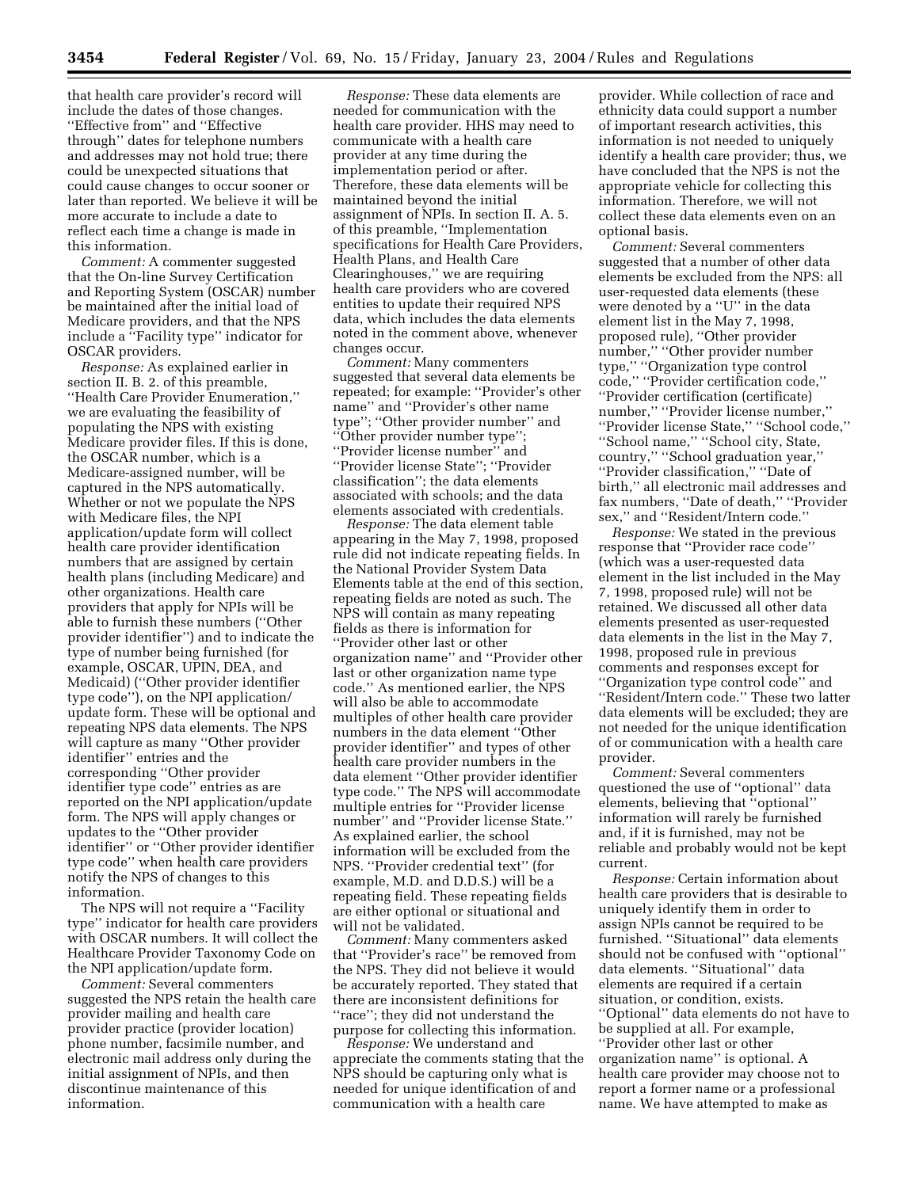that health care provider's record will include the dates of those changes. ''Effective from'' and ''Effective through'' dates for telephone numbers and addresses may not hold true; there could be unexpected situations that could cause changes to occur sooner or later than reported. We believe it will be more accurate to include a date to reflect each time a change is made in this information.

*Comment:* A commenter suggested that the On-line Survey Certification and Reporting System (OSCAR) number be maintained after the initial load of Medicare providers, and that the NPS include a ''Facility type'' indicator for OSCAR providers.

*Response:* As explained earlier in section II. B. 2. of this preamble, ''Health Care Provider Enumeration,'' we are evaluating the feasibility of populating the NPS with existing Medicare provider files. If this is done, the OSCAR number, which is a Medicare-assigned number, will be captured in the NPS automatically. Whether or not we populate the NPS with Medicare files, the NPI application/update form will collect health care provider identification numbers that are assigned by certain health plans (including Medicare) and other organizations. Health care providers that apply for NPIs will be able to furnish these numbers (''Other provider identifier'') and to indicate the type of number being furnished (for example, OSCAR, UPIN, DEA, and Medicaid) (''Other provider identifier type code''), on the NPI application/update form. These will be optional and repeating NPS data elements. The NPS will capture as many ''Other provider identifier'' entries and the corresponding ''Other provider identifier type code'' entries as are reported on the NPI application/update form. The NPS will apply changes or updates to the ''Other provider identifier'' or ''Other provider identifier type code'' when health care providers notify the NPS of changes to this information.

The NPS will not require a ''Facility type'' indicator for health care providers with OSCAR numbers. It will collect the Healthcare Provider Taxonomy Code on the NPI application/update form.

*Comment:* Several commenters suggested the NPS retain the health care provider mailing and health care provider practice (provider location) phone number, facsimile number, and electronic mail address only during the initial assignment of NPIs, and then discontinue maintenance of this information.

*Response:* These data elements are needed for communication with the health care provider. HHS may need to communicate with a health care provider at any time during the implementation period or after. Therefore, these data elements will be maintained beyond the initial assignment of NPIs. In section II. A. 5. of this preamble, ''Implementation specifications for Health Care Providers, Health Plans, and Health Care Clearinghouses,'' we are requiring health care providers who are covered entities to update their required NPS data, which includes the data elements noted in the comment above, whenever changes occur.

*Comment:* Many commenters suggested that several data elements be repeated; for example: ''Provider's other name'' and ''Provider's other name type''; ''Other provider number'' and ''Other provider number type''; ''Provider license number'' and ''Provider license State''; ''Provider classification''; the data elements associated with schools; and the data elements associated with credentials.

*Response:* The data element table appearing in the May 7, 1998, proposed rule did not indicate repeating fields. In the National Provider System Data Elements table at the end of this section, repeating fields are noted as such. The NPS will contain as many repeating fields as there is information for ''Provider other last or other organization name'' and ''Provider other last or other organization name type code.'' As mentioned earlier, the NPS will also be able to accommodate multiples of other health care provider numbers in the data element ''Other provider identifier'' and types of other health care provider numbers in the data element ''Other provider identifier type code.'' The NPS will accommodate multiple entries for ''Provider license number'' and ''Provider license State.'' As explained earlier, the school information will be excluded from the NPS. ''Provider credential text'' (for example, M.D. and D.D.S.) will be a repeating field. These repeating fields are either optional or situational and will not be validated.

*Comment:* Many commenters asked that ''Provider's race'' be removed from the NPS. They did not believe it would be accurately reported. They stated that there are inconsistent definitions for ''race''; they did not understand the purpose for collecting this information.

*Response:* We understand and appreciate the comments stating that the NPS should be capturing only what is needed for unique identification of and communication with a health care provider. While collection of race and ethnicity data could support a number of important research activities, this information is not needed to uniquely identify a health care provider; thus, we have concluded that the NPS is not the appropriate vehicle for collecting this information. Therefore, we will not collect these data elements even on an optional basis.

*Comment:* Several commenters suggested that a number of other data elements be excluded from the NPS: all user-requested data elements (these were denoted by a ''U'' in the data element list in the May 7, 1998, proposed rule), ''Other provider number,'' ''Other provider number type,'' ''Organization type control code,'' ''Provider certification code,'' ''Provider certification (certificate) number,'' ''Provider license number,'' ''Provider license State,'' ''School code,'' ''School name,'' ''School city, State, country,'' ''School graduation year,'' ''Provider classification,'' ''Date of birth,'' all electronic mail addresses and fax numbers, ''Date of death,'' ''Provider sex,'' and ''Resident/Intern code.''

*Response:* We stated in the previous response that ''Provider race code'' (which was a user-requested data element in the list included in the May 7, 1998, proposed rule) will not be retained. We discussed all other data elements presented as user-requested data elements in the list in the May 7, 1998, proposed rule in previous comments and responses except for ''Organization type control code'' and ''Resident/Intern code.'' These two latter data elements will be excluded; they are not needed for the unique identification of or communication with a health care provider.

*Comment:* Several commenters questioned the use of ''optional'' data elements, believing that ''optional'' information will rarely be furnished and, if it is furnished, may not be reliable and probably would not be kept current.

*Response:* Certain information about health care providers that is desirable to uniquely identify them in order to assign NPIs cannot be required to be furnished. ''Situational'' data elements should not be confused with ''optional'' data elements. ''Situational'' data elements are required if a certain situation, or condition, exists. ''Optional'' data elements do not have to be supplied at all. For example, ''Provider other last or other organization name'' is optional. A health care provider may choose not to report a former name or a professional name. We have attempted to make as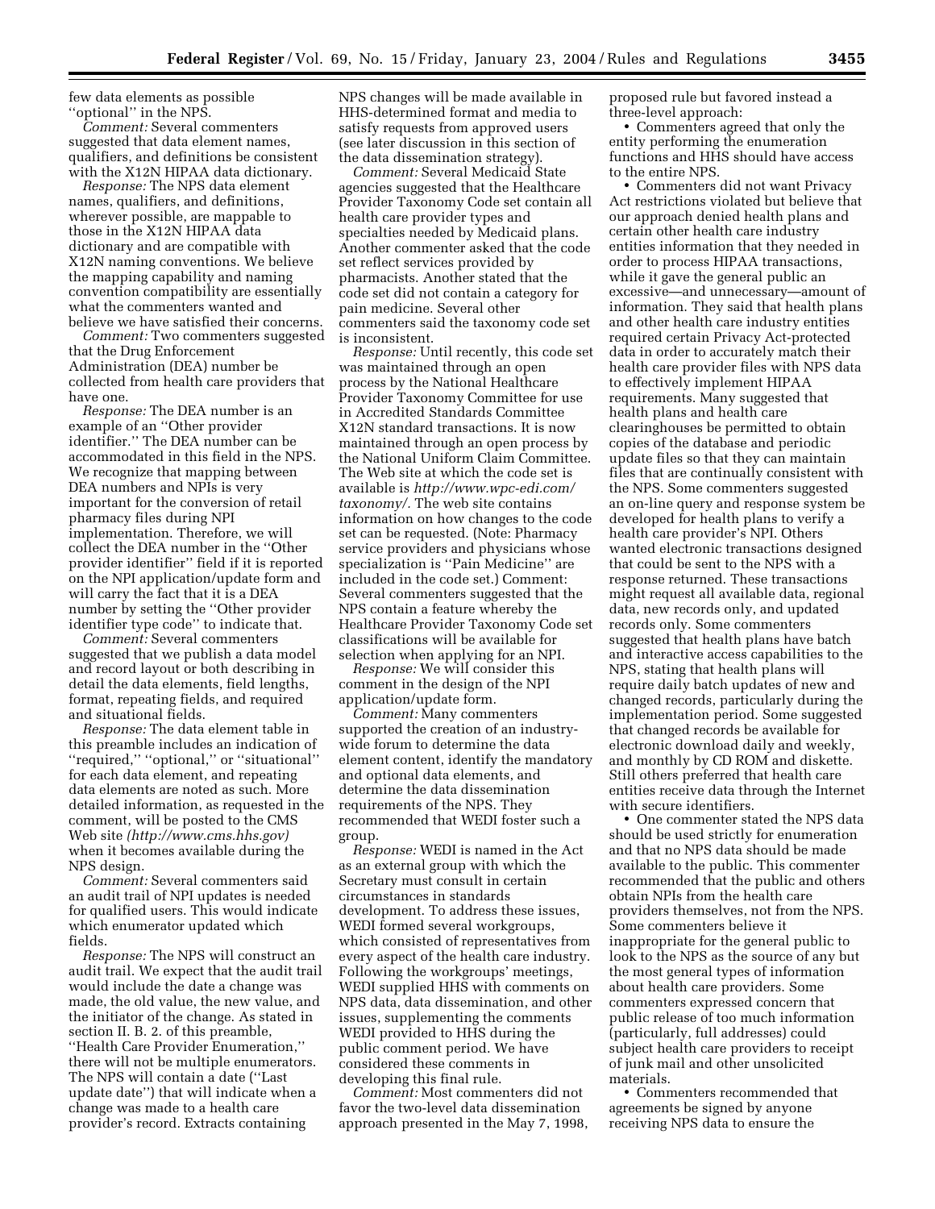few data elements as possible ''optional'' in the NPS.

*Comment:* Several commenters suggested that data element names, qualifiers, and definitions be consistent with the X12N HIPAA data dictionary.

*Response:* The NPS data element names, qualifiers, and definitions, wherever possible, are mappable to those in the X12N HIPAA data dictionary and are compatible with X12N naming conventions. We believe the mapping capability and naming convention compatibility are essentially what the commenters wanted and believe we have satisfied their concerns.

*Comment:* Two commenters suggested that the Drug Enforcement Administration (DEA) number be collected from health care providers that have one.

*Response:* The DEA number is an example of an ''Other provider identifier.'' The DEA number can be accommodated in this field in the NPS. We recognize that mapping between DEA numbers and NPIs is very important for the conversion of retail pharmacy files during NPI implementation. Therefore, we will collect the DEA number in the ''Other provider identifier'' field if it is reported on the NPI application/update form and will carry the fact that it is a DEA number by setting the ''Other provider identifier type code'' to indicate that.

*Comment:* Several commenters suggested that we publish a data model and record layout or both describing in detail the data elements, field lengths, format, repeating fields, and required and situational fields.

*Response:* The data element table in this preamble includes an indication of ''required,'' ''optional,'' or ''situational'' for each data element, and repeating data elements are noted as such. More detailed information, as requested in the comment, will be posted to the CMS Web site *(http://www.cms.hhs.gov)* when it becomes available during the NPS design.

*Comment:* Several commenters said an audit trail of NPI updates is needed for qualified users. This would indicate which enumerator updated which fields.

*Response:* The NPS will construct an audit trail. We expect that the audit trail would include the date a change was made, the old value, the new value, and the initiator of the change. As stated in section II. B. 2. of this preamble, ''Health Care Provider Enumeration,'' there will not be multiple enumerators. The NPS will contain a date (''Last update date'') that will indicate when a change was made to a health care provider's record. Extracts containing NPS changes will be made available in HHS-determined format and media to satisfy requests from approved users (see later discussion in this section of the data dissemination strategy).

*Comment:* Several Medicaid State agencies suggested that the Healthcare Provider Taxonomy Code set contain all health care provider types and specialties needed by Medicaid plans. Another commenter asked that the code set reflect services provided by pharmacists. Another stated that the code set did not contain a category for pain medicine. Several other commenters said the taxonomy code set is inconsistent.

*Response:* Until recently, this code set was maintained through an open process by the National Healthcare Provider Taxonomy Committee for use in Accredited Standards Committee X12N standard transactions. It is now maintained through an open process by the National Uniform Claim Committee. The Web site at which the code set is available is *http://www.wpc-edi.com/taxonomy/.* The web site contains information on how changes to the code set can be requested. (Note: Pharmacy service providers and physicians whose specialization is ''Pain Medicine'' are included in the code set.) Comment: Several commenters suggested that the NPS contain a feature whereby the Healthcare Provider Taxonomy Code set classifications will be available for selection when applying for an NPI.

*Response:* We will consider this comment in the design of the NPI application/update form.

*Comment:* Many commenters supported the creation of an industry-wide forum to determine the data element content, identify the mandatory and optional data elements, and determine the data dissemination requirements of the NPS. They recommended that WEDI foster such a group.

*Response:* WEDI is named in the Act as an external group with which the Secretary must consult in certain circumstances in standards development. To address these issues, WEDI formed several workgroups, which consisted of representatives from every aspect of the health care industry. Following the workgroups' meetings, WEDI supplied HHS with comments on NPS data, data dissemination, and other issues, supplementing the comments WEDI provided to HHS during the public comment period. We have considered these comments in developing this final rule.

*Comment:* Most commenters did not favor the two-level data dissemination approach presented in the May 7, 1998, proposed rule but favored instead a three-level approach:

• Commenters agreed that only the entity performing the enumeration functions and HHS should have access to the entire NPS.

• Commenters did not want Privacy Act restrictions violated but believe that our approach denied health plans and certain other health care industry entities information that they needed in order to process HIPAA transactions, while it gave the general public an excessive—and unnecessary—amount of information. They said that health plans and other health care industry entities required certain Privacy Act-protected data in order to accurately match their health care provider files with NPS data to effectively implement HIPAA requirements. Many suggested that health plans and health care clearinghouses be permitted to obtain copies of the database and periodic update files so that they can maintain files that are continually consistent with the NPS. Some commenters suggested an on-line query and response system be developed for health plans to verify a health care provider's NPI. Others wanted electronic transactions designed that could be sent to the NPS with a response returned. These transactions might request all available data, regional data, new records only, and updated records only. Some commenters suggested that health plans have batch and interactive access capabilities to the NPS, stating that health plans will require daily batch updates of new and changed records, particularly during the implementation period. Some suggested that changed records be available for electronic download daily and weekly, and monthly by CD ROM and diskette. Still others preferred that health care entities receive data through the Internet with secure identifiers.

• One commenter stated the NPS data should be used strictly for enumeration and that no NPS data should be made available to the public. This commenter recommended that the public and others obtain NPIs from the health care providers themselves, not from the NPS. Some commenters believe it inappropriate for the general public to look to the NPS as the source of any but the most general types of information about health care providers. Some commenters expressed concern that public release of too much information (particularly, full addresses) could subject health care providers to receipt of junk mail and other unsolicited materials.

• Commenters recommended that agreements be signed by anyone receiving NPS data to ensure the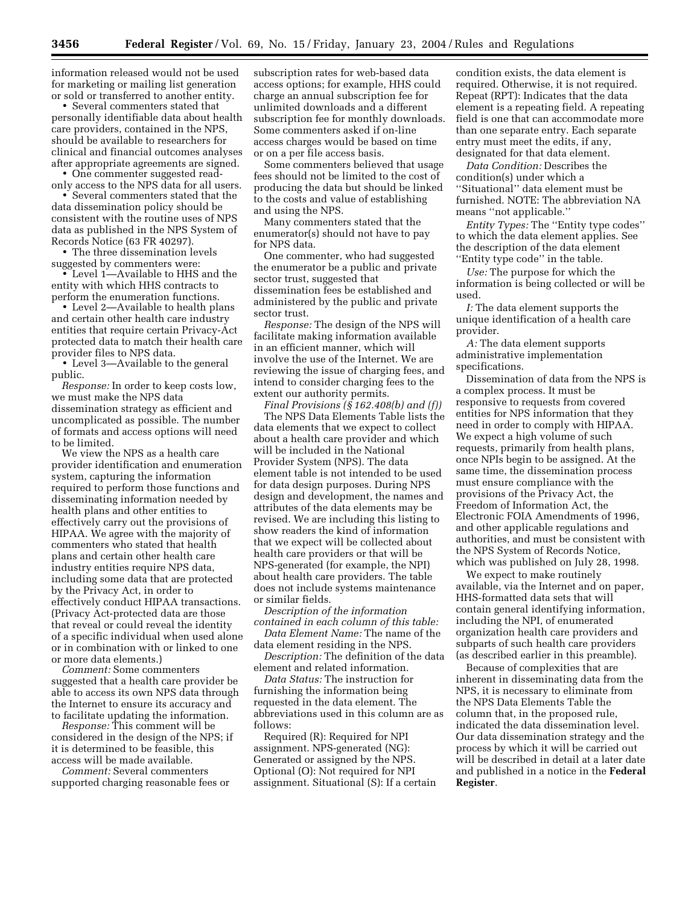information released would not be used for marketing or mailing list generation or sold or transferred to another entity.

• Several commenters stated that personally identifiable data about health care providers, contained in the NPS, should be available to researchers for clinical and financial outcomes analyses after appropriate agreements are signed.

• One commenter suggested read-only access to the NPS data for all users.

• Several commenters stated that the data dissemination policy should be consistent with the routine uses of NPS data as published in the NPS System of Records Notice (63 FR 40297).

• The three dissemination levels suggested by commenters were:

• Level 1—Available to HHS and the entity with which HHS contracts to perform the enumeration functions.

• Level 2—Available to health plans and certain other health care industry entities that require certain Privacy-Act protected data to match their health care provider files to NPS data.

• Level 3—Available to the general public.

*Response:* In order to keep costs low, we must make the NPS data dissemination strategy as efficient and uncomplicated as possible. The number of formats and access options will need to be limited.

We view the NPS as a health care provider identification and enumeration system, capturing the information required to perform those functions and disseminating information needed by health plans and other entities to effectively carry out the provisions of HIPAA. We agree with the majority of commenters who stated that health plans and certain other health care industry entities require NPS data, including some data that are protected by the Privacy Act, in order to effectively conduct HIPAA transactions. (Privacy Act-protected data are those that reveal or could reveal the identity of a specific individual when used alone or in combination with or linked to one or more data elements.)

*Comment:* Some commenters suggested that a health care provider be able to access its own NPS data through the Internet to ensure its accuracy and to facilitate updating the information.

*Response:* This comment will be considered in the design of the NPS; if it is determined to be feasible, this access will be made available.

*Comment:* Several commenters supported charging reasonable fees or subscription rates for web-based data access options; for example, HHS could charge an annual subscription fee for unlimited downloads and a different subscription fee for monthly downloads. Some commenters asked if on-line access charges would be based on time or on a per file access basis.

Some commenters believed that usage fees should not be limited to the cost of producing the data but should be linked to the costs and value of establishing and using the NPS.

Many commenters stated that the enumerator(s) should not have to pay for NPS data.

One commenter, who had suggested the enumerator be a public and private sector trust, suggested that dissemination fees be established and administered by the public and private sector trust.

*Response:* The design of the NPS will facilitate making information available in an efficient manner, which will involve the use of the Internet. We are reviewing the issue of charging fees, and intend to consider charging fees to the extent our authority permits.

*Final Provisions (§ 162.408(b) and (f))*

The NPS Data Elements Table lists the data elements that we expect to collect about a health care provider and which will be included in the National Provider System (NPS). The data element table is not intended to be used for data design purposes. During NPS design and development, the names and attributes of the data elements may be revised. We are including this listing to show readers the kind of information that we expect will be collected about health care providers or that will be NPS-generated (for example, the NPI) about health care providers. The table does not include systems maintenance or similar fields.

*Description of the information contained in each column of this table:*

*Data Element Name:* The name of the data element residing in the NPS.

*Description:* The definition of the data element and related information.

*Data Status:* The instruction for furnishing the information being requested in the data element. The abbreviations used in this column are as follows:

Required (R): Required for NPI assignment. NPS-generated (NG): Generated or assigned by the NPS. Optional (O): Not required for NPI assignment. Situational (S): If a certain condition exists, the data element is required. Otherwise, it is not required. Repeat (RPT): Indicates that the data element is a repeating field. A repeating field is one that can accommodate more than one separate entry. Each separate entry must meet the edits, if any, designated for that data element.

*Data Condition:* Describes the condition(s) under which a ''Situational'' data element must be furnished. NOTE: The abbreviation NA means ''not applicable.''

*Entity Types:* The ''Entity type codes'' to which the data element applies. See the description of the data element ''Entity type code'' in the table.

*Use:* The purpose for which the information is being collected or will be used.

*I:* The data element supports the unique identification of a health care provider.

*A:* The data element supports administrative implementation specifications.

Dissemination of data from the NPS is a complex process. It must be responsive to requests from covered entities for NPS information that they need in order to comply with HIPAA. We expect a high volume of such requests, primarily from health plans, once NPIs begin to be assigned. At the same time, the dissemination process must ensure compliance with the provisions of the Privacy Act, the Freedom of Information Act, the Electronic FOIA Amendments of 1996, and other applicable regulations and authorities, and must be consistent with the NPS System of Records Notice, which was published on July 28, 1998.

We expect to make routinely available, via the Internet and on paper, HHS-formatted data sets that will contain general identifying information, including the NPI, of enumerated organization health care providers and subparts of such health care providers (as described earlier in this preamble).

Because of complexities that are inherent in disseminating data from the NPS, it is necessary to eliminate from the NPS Data Elements Table the column that, in the proposed rule, indicated the data dissemination level. Our data dissemination strategy and the process by which it will be carried out will be described in detail at a later date and published in a notice in the **Federal Register**.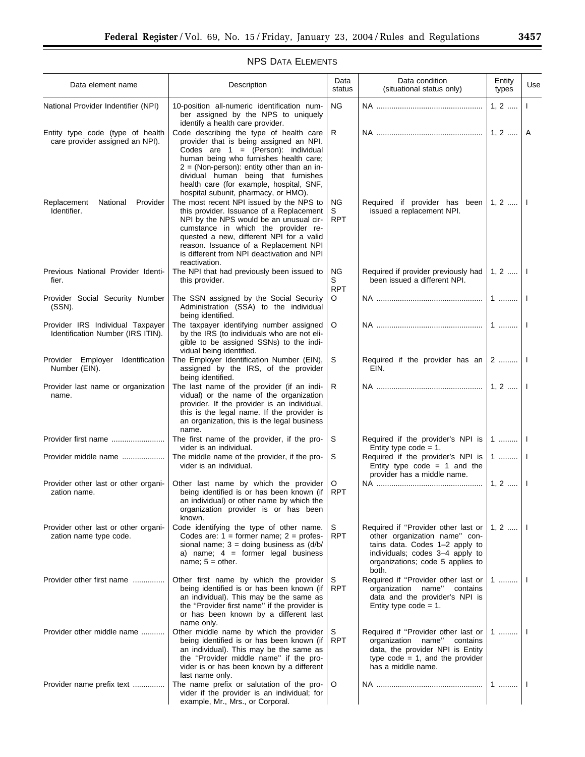## NPS Data Elements

| Data element name | Description | Data status | Data condition (situational status only) | Entity types | Use |
|---|---|---|---|---|---|
| National Provider Indentifier (NPI) | 10-position all-numeric identification number assigned by the NPS to uniquely identify a health care provider. | NG | NA | 1, 2 | I |
| Entity type code (type of health care provider assigned an NPI). | Code describing the type of health care provider that is being assigned an NPI. Codes are 1 = (Person): individual human being who furnishes health care; 2 = (Non-person): entity other than an individual human being that furnishes health care (for example, hospital, SNF, hospital subunit, pharmacy, or HMO). | R | NA | 1, 2 | A |
| Replacement National Provider Identifier. | The most recent NPI issued by the NPS to this provider. Issuance of a Replacement NPI by the NPS would be an unusual circumstance in which the provider requested a new, different NPI for a valid reason. Issuance of a Replacement NPI is different from NPI deactivation and NPI reactivation. | NG S RPT | Required if provider has been issued a replacement NPI. | 1, 2 | I |
| Previous National Provider Identifier. | The NPI that had previously been issued to this provider. | NG S RPT | Required if provider previously had been issued a different NPI. | 1, 2 | I |
| Provider Social Security Number (SSN). | The SSN assigned by the Social Security Administration (SSA) to the individual being identified. | O | NA | 1 | I |
| Provider IRS Individual Taxpayer Identification Number (IRS ITIN). | The taxpayer identifying number assigned by the IRS (to individuals who are not eligible to be assigned SSNs) to the individual being identified. | O | NA | 1 | I |
| Provider Employer Identification Number (EIN). | The Employer Identification Number (EIN), assigned by the IRS, of the provider being identified. | S | Required if the provider has an EIN. | 2 | I |
| Provider last name or organization name. | The last name of the provider (if an individual) or the name of the organization provider. If the provider is an individual, this is the legal name. If the provider is an organization, this is the legal business name. | R | NA | 1, 2 | I |
| Provider first name | The first name of the provider, if the provider is an individual. | S | Required if the provider's NPI is Entity type code = 1. | 1 | I |
| Provider middle name | The middle name of the provider, if the provider is an individual. | S | Required if the provider's NPI is Entity type code = 1 and the provider has a middle name. | 1 | I |
| Provider other last or other organization name. | Other last name by which the provider being identified is or has been known (if an individual) or other name by which the organization provider is or has been known. | O RPT | NA | 1, 2 | I |
| Provider other last or other organization name type code. | Code identifying the type of other name. Codes are: 1 = former name; 2 = professional name; 3 = doing business as (d/b/a) name; 4 = former legal business name; 5 = other. | S RPT | Required if "Provider other last or other organization name" contains data. Codes 1–2 apply to individuals; codes 3–4 apply to organizations; code 5 applies to both. | 1, 2 | I |
| Provider other first name | Other first name by which the provider being identified is or has been known (if an individual). This may be the same as the "Provider first name" if the provider is or has been known by a different last name only. | S RPT | Required if "Provider other last or organization name" contains data and the provider's NPI is Entity type code = 1. | 1 | I |
| Provider other middle name | Other middle name by which the provider being identified is or has been known (if an individual). This may be the same as the "Provider middle name" if the provider is or has been known by a different last name only. | S RPT | Required if "Provider other last or organization name" contains data, the provider NPI is Entity type code = 1, and the provider has a middle name. | 1 | I |
| Provider name prefix text | The name prefix or salutation of the provider if the provider is an individual; for example, Mr., Mrs., or Corporal. | O | NA | 1 | I |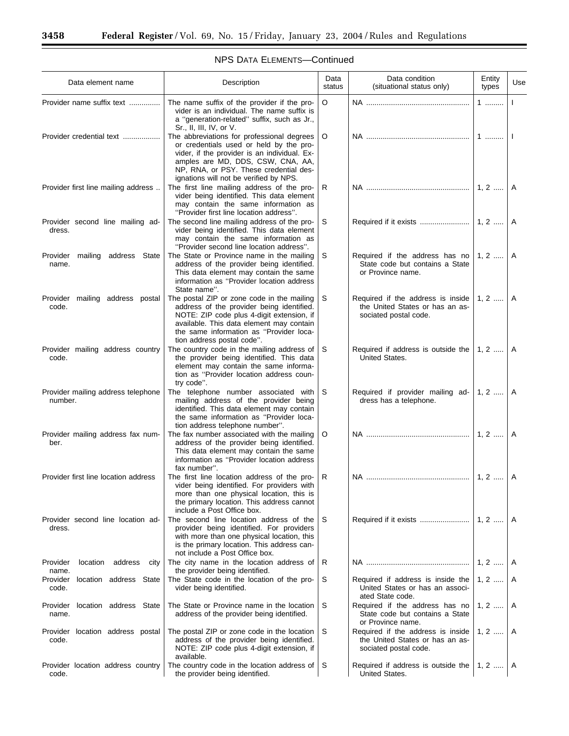## NPS DATA ELEMENTS—Continued

| Data element name | Description | Data status | Data condition (situational status only) | Entity types | Use |
|---|---|---|---|---|---|
| Provider name suffix text | The name suffix of the provider if the provider is an individual. The name suffix is a "generation-related" suffix, such as Jr., Sr., II, III, IV, or V. | O | NA | 1 | I |
| Provider credential text | The abbreviations for professional degrees or credentials used or held by the provider, if the provider is an individual. Examples are MD, DDS, CSW, CNA, AA, NP, RNA, or PSY. These credential designations will not be verified by NPS. | O | NA | 1 | I |
| Provider first line mailing address | The first line mailing address of the provider being identified. This data element may contain the same information as "Provider first line location address". | R | NA | 1, 2 | A |
| Provider second line mailing address. | The second line mailing address of the provider being identified. This data element may contain the same information as "Provider second line location address". | S | Required if it exists | 1, 2 | A |
| Provider mailing address State name. | The State or Province name in the mailing address of the provider being identified. This data element may contain the same information as "Provider location address State name". | S | Required if the address has no State code but contains a State or Province name. | 1, 2 | A |
| Provider mailing address postal code. | The postal ZIP or zone code in the mailing address of the provider being identified. NOTE: ZIP code plus 4-digit extension, if available. This data element may contain the same information as "Provider location address postal code". | S | Required if the address is inside the United States or has an associated postal code. | 1, 2 | A |
| Provider mailing address country code. | The country code in the mailing address of the provider being identified. This data element may contain the same information as "Provider location address country code". | S | Required if address is outside the United States. | 1, 2 | A |
| Provider mailing address telephone number. | The telephone number associated with mailing address of the provider being identified. This data element may contain the same information as "Provider location address telephone number". | S | Required if provider mailing address has a telephone. | 1, 2 | A |
| Provider mailing address fax number. | The fax number associated with the mailing address of the provider being identified. This data element may contain the same information as "Provider location address fax number". | O | NA | 1, 2 | A |
| Provider first line location address | The first line location address of the provider being identified. For providers with more than one physical location, this is the primary location. This address cannot include a Post Office box. | R | NA | 1, 2 | A |
| Provider second line location address. | The second line location address of the provider being identified. For providers with more than one physical location, this is the primary location. This address cannot include a Post Office box. | S | Required if it exists | 1, 2 | A |
| Provider location address city name. | The city name in the location address of the provider being identified. | R | NA | 1, 2 | A |
| Provider location address State code. | The State code in the location of the provider being identified. | S | Required if address is inside the United States or has an associated State code. | 1, 2 | A |
| Provider location address State name. | The State or Province name in the location address of the provider being identified. | S | Required if the address has no State code but contains a State or Province name. | 1, 2 | A |
| Provider location address postal code. | The postal ZIP or zone code in the location address of the provider being identified. NOTE: ZIP code plus 4-digit extension, if available. | S | Required if the address is inside the United States or has an associated postal code. | 1, 2 | A |
| Provider location address country code. | The country code in the location address of the provider being identified. | S | Required if address is outside the United States. | 1, 2 | A |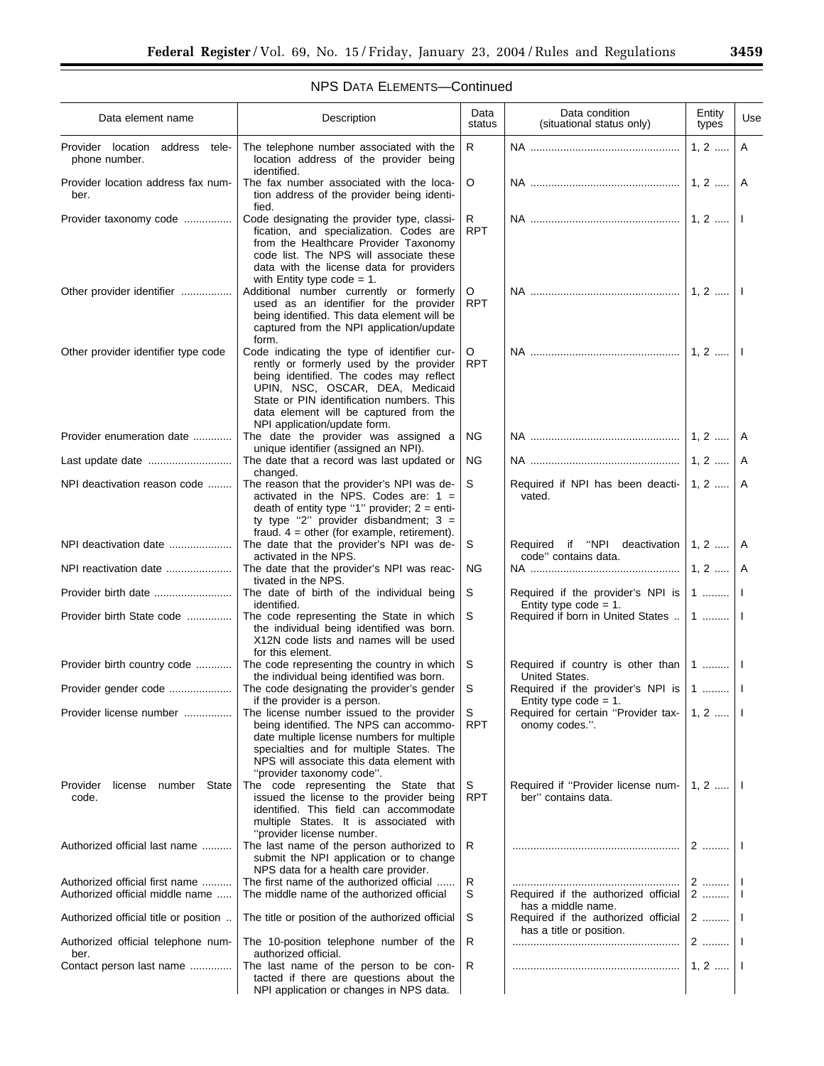NPS DATA ELEMENTS—Continued

| Data element name | Description | Data status | Data condition (situational status only) | Entity types | Use |
|---|---|---|---|---|---|
| Provider location address telephone number. | The telephone number associated with the location address of the provider being identified. | R | NA | 1, 2 | A |
| Provider location address fax number. | The fax number associated with the location address of the provider being identified. | O | NA | 1, 2 | A |
| Provider taxonomy code | Code designating the provider type, classification, and specialization. Codes are from the Healthcare Provider Taxonomy code list. The NPS will associate these data with the license data for providers with Entity type code = 1. | R RPT | NA | 1, 2 | I |
| Other provider identifier | Additional number currently or formerly used as an identifier for the provider being identified. This data element will be captured from the NPI application/update form. | O RPT | NA | 1, 2 | I |
| Other provider identifier type code | Code indicating the type of identifier currently or formerly used by the provider being identified. The codes may reflect UPIN, NSC, OSCAR, DEA, Medicaid State or PIN identification numbers. This data element will be captured from the NPI application/update form. | O RPT | NA | 1, 2 | I |
| Provider enumeration date | The date the provider was assigned a unique identifier (assigned an NPI). | NG | NA | 1, 2 | A |
| Last update date | The date that a record was last updated or changed. | NG | NA | 1, 2 | A |
| NPI deactivation reason code | The reason that the provider's NPI was deactivated in the NPS. Codes are: 1 = death of entity type "1" provider; 2 = entity type "2" provider disbandment; 3 = fraud. 4 = other (for example, retirement). | S | Required if NPI has been deactivated. | 1, 2 | A |
| NPI deactivation date | The date that the provider's NPI was deactivated in the NPS. | S | Required if "NPI deactivation code" contains data. | 1, 2 | A |
| NPI reactivation date | The date that the provider's NPI was reactivated in the NPS. | NG | NA | 1, 2 | A |
| Provider birth date | The date of birth of the individual being identified. | S | Required if the provider's NPI is Entity type code = 1. | 1 | I |
| Provider birth State code | The code representing the State in which the individual being identified was born. X12N code lists and names will be used for this element. | S | Required if born in United States | 1 | I |
| Provider birth country code | The code representing the country in which the individual being identified was born. | S | Required if country is other than United States. | 1 | I |
| Provider gender code | The code designating the provider's gender if the provider is a person. | S | Required if the provider's NPI is Entity type code = 1. | 1 | I |
| Provider license number | The license number issued to the provider being identified. The NPS can accommodate multiple license numbers for multiple specialties and for multiple States. The NPS will associate this data element with "provider taxonomy code". | S RPT | Required for certain "Provider taxonomy codes.". | 1, 2 | I |
| Provider license number State code. | The code representing the State that issued the license to the provider being identified. This field can accommodate multiple States. It is associated with "provider license number. | S RPT | Required if "Provider license number" contains data. | 1, 2 | I |
| Authorized official last name | The last name of the person authorized to submit the NPI application or to change NPS data for a health care provider. | R | | 2 | I |
| Authorized official first name | The first name of the authorized official | R | | 2 | I |
| Authorized official middle name | The middle name of the authorized official | S | Required if the authorized official has a middle name. | 2 | I |
| Authorized official title or position | The title or position of the authorized official | S | Required if the authorized official has a title or position. | 2 | I |
| Authorized official telephone number. | The 10-position telephone number of the authorized official. | R | | 2 | I |
| Contact person last name | The last name of the person to be contacted if there are questions about the NPI application or changes in NPS data. | R | | 1, 2 | I |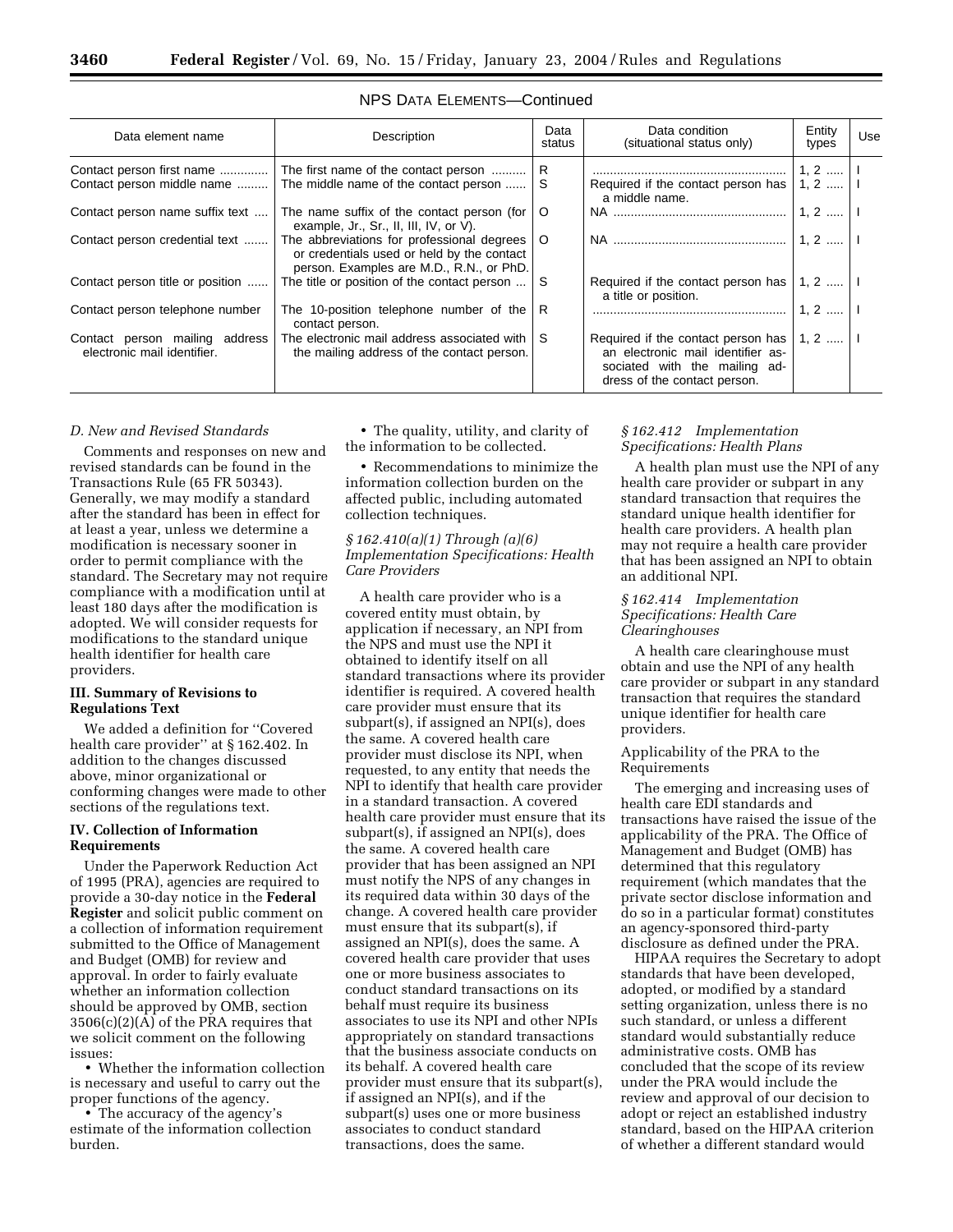NPS DATA ELEMENTS—Continued

| Data element name | Description | Data status | Data condition (situational status only) | Entity types | Use |
|---|---|---|---|---|---|
| Contact person first name | The first name of the contact person | R | | 1, 2 | I |
| Contact person middle name | The middle name of the contact person | S | Required if the contact person has a middle name. | 1, 2 | I |
| Contact person name suffix text | The name suffix of the contact person (for example, Jr., Sr., II, III, IV, or V). | O | NA | 1, 2 | I |
| Contact person credential text | The abbreviations for professional degrees or credentials used or held by the contact person. Examples are M.D., R.N., or PhD. | O | NA | 1, 2 | I |
| Contact person title or position | The title or position of the contact person | S | Required if the contact person has a title or position. | 1, 2 | I |
| Contact person telephone number | The 10-position telephone number of the contact person. | R | | 1, 2 | I |
| Contact person mailing address electronic mail identifier. | The electronic mail address associated with the mailing address of the contact person. | S | Required if the contact person has an electronic mail identifier associated with the mailing address of the contact person. | 1, 2 | I |

*D. New and Revised Standards*

Comments and responses on new and revised standards can be found in the Transactions Rule (65 FR 50343). Generally, we may modify a standard after the standard has been in effect for at least a year, unless we determine a modification is necessary sooner in order to permit compliance with the standard. The Secretary may not require compliance with a modification until at least 180 days after the modification is adopted. We will consider requests for modifications to the standard unique health identifier for health care providers.

**III. Summary of Revisions to Regulations Text**

We added a definition for ''Covered health care provider'' at § 162.402. In addition to the changes discussed above, minor organizational or conforming changes were made to other sections of the regulations text.

**IV. Collection of Information Requirements**

Under the Paperwork Reduction Act of 1995 (PRA), agencies are required to provide a 30-day notice in the **Federal Register** and solicit public comment on a collection of information requirement submitted to the Office of Management and Budget (OMB) for review and approval. In order to fairly evaluate whether an information collection should be approved by OMB, section 3506(c)(2)(A) of the PRA requires that we solicit comment on the following issues:

- Whether the information collection is necessary and useful to carry out the proper functions of the agency.
- The accuracy of the agency's estimate of the information collection burden.
- The quality, utility, and clarity of the information to be collected.
- Recommendations to minimize the information collection burden on the affected public, including automated collection techniques.

*§ 162.410(a)(1) Through (a)(6) Implementation Specifications: Health Care Providers*

A health care provider who is a covered entity must obtain, by application if necessary, an NPI from the NPS and must use the NPI it obtained to identify itself on all standard transactions where its provider identifier is required. A covered health care provider must ensure that its subpart(s), if assigned an NPI(s), does the same. A covered health care provider must disclose its NPI, when requested, to any entity that needs the NPI to identify that health care provider in a standard transaction. A covered health care provider must ensure that its subpart(s), if assigned an NPI(s), does the same. A covered health care provider that has been assigned an NPI must notify the NPS of any changes in its required data within 30 days of the change. A covered health care provider must ensure that its subpart(s), if assigned an NPI(s), does the same. A covered health care provider that uses one or more business associates to conduct standard transactions on its behalf must require its business associates to use its NPI and other NPIs appropriately on standard transactions that the business associate conducts on its behalf. A covered health care provider must ensure that its subpart(s), if assigned an NPI(s), and if the subpart(s) uses one or more business associates to conduct standard transactions, does the same.

*§ 162.412 Implementation Specifications: Health Plans*

A health plan must use the NPI of any health care provider or subpart in any standard transaction that requires the standard unique health identifier for health care providers. A health plan may not require a health care provider that has been assigned an NPI to obtain an additional NPI.

*§ 162.414 Implementation Specifications: Health Care Clearinghouses*

A health care clearinghouse must obtain and use the NPI of any health care provider or subpart in any standard transaction that requires the standard unique identifier for health care providers.

Applicability of the PRA to the Requirements

The emerging and increasing uses of health care EDI standards and transactions have raised the issue of the applicability of the PRA. The Office of Management and Budget (OMB) has determined that this regulatory requirement (which mandates that the private sector disclose information and do so in a particular format) constitutes an agency-sponsored third-party disclosure as defined under the PRA.

HIPAA requires the Secretary to adopt standards that have been developed, adopted, or modified by a standard setting organization, unless there is no such standard, or unless a different standard would substantially reduce administrative costs. OMB has concluded that the scope of its review under the PRA would include the review and approval of our decision to adopt or reject an established industry standard, based on the HIPAA criterion of whether a different standard would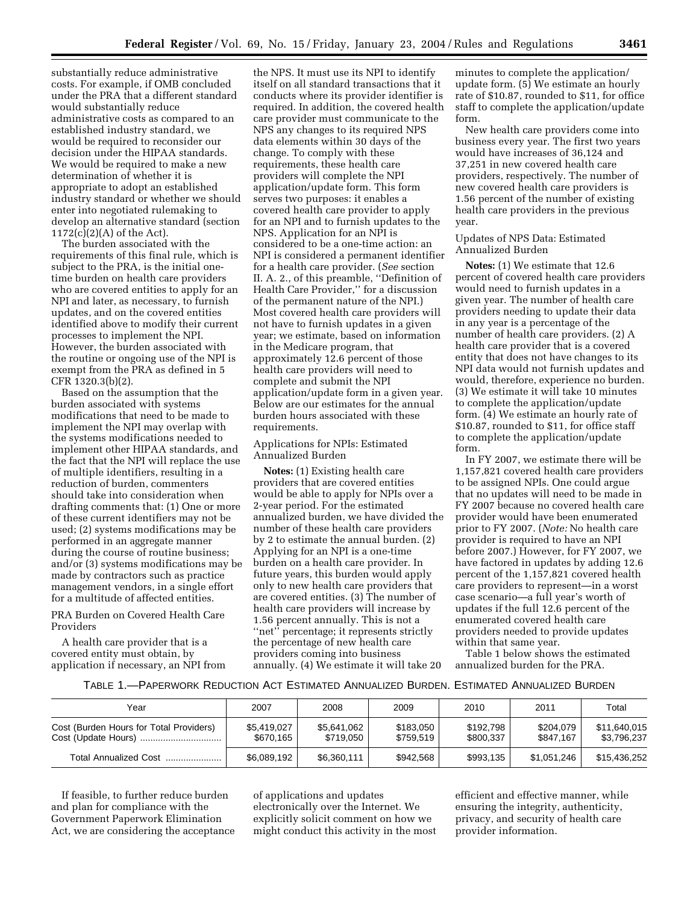substantially reduce administrative costs. For example, if OMB concluded under the PRA that a different standard would substantially reduce administrative costs as compared to an established industry standard, we would be required to reconsider our decision under the HIPAA standards. We would be required to make a new determination of whether it is appropriate to adopt an established industry standard or whether we should enter into negotiated rulemaking to develop an alternative standard (section 1172(c)(2)(A) of the Act).

The burden associated with the requirements of this final rule, which is subject to the PRA, is the initial one-time burden on health care providers who are covered entities to apply for an NPI and later, as necessary, to furnish updates, and on the covered entities identified above to modify their current processes to implement the NPI. However, the burden associated with the routine or ongoing use of the NPI is exempt from the PRA as defined in 5 CFR 1320.3(b)(2).

Based on the assumption that the burden associated with systems modifications that need to be made to implement the NPI may overlap with the systems modifications needed to implement other HIPAA standards, and the fact that the NPI will replace the use of multiple identifiers, resulting in a reduction of burden, commenters should take into consideration when drafting comments that: (1) One or more of these current identifiers may not be used; (2) systems modifications may be performed in an aggregate manner during the course of routine business; and/or (3) systems modifications may be made by contractors such as practice management vendors, in a single effort for a multitude of affected entities.

PRA Burden on Covered Health Care Providers

A health care provider that is a covered entity must obtain, by application if necessary, an NPI from the NPS. It must use its NPI to identify itself on all standard transactions that it conducts where its provider identifier is required. In addition, the covered health care provider must communicate to the NPS any changes to its required NPS data elements within 30 days of the change. To comply with these requirements, these health care providers will complete the NPI application/update form. This form serves two purposes: it enables a covered health care provider to apply for an NPI and to furnish updates to the NPS. Application for an NPI is considered to be a one-time action: an NPI is considered a permanent identifier for a health care provider. (*See* section II. A. 2., of this preamble, "Definition of Health Care Provider," for a discussion of the permanent nature of the NPI.) Most covered health care providers will not have to furnish updates in a given year; we estimate, based on information in the Medicare program, that approximately 12.6 percent of those health care providers will need to complete and submit the NPI application/update form in a given year. Below are our estimates for the annual burden hours associated with these requirements.

Applications for NPIs: Estimated Annualized Burden

**Notes:** (1) Existing health care providers that are covered entities would be able to apply for NPIs over a 2-year period. For the estimated annualized burden, we have divided the number of these health care providers by 2 to estimate the annual burden. (2) Applying for an NPI is a one-time burden on a health care provider. In future years, this burden would apply only to new health care providers that are covered entities. (3) The number of health care providers will increase by 1.56 percent annually. This is not a "net" percentage; it represents strictly the percentage of new health care providers coming into business annually. (4) We estimate it will take 20 minutes to complete the application/update form. (5) We estimate an hourly rate of $10.87, rounded to $11, for office staff to complete the application/update form.

New health care providers come into business every year. The first two years would have increases of 36,124 and 37,251 in new covered health care providers, respectively. The number of new covered health care providers is 1.56 percent of the number of existing health care providers in the previous year.

Updates of NPS Data: Estimated Annualized Burden

**Notes:** (1) We estimate that 12.6 percent of covered health care providers would need to furnish updates in a given year. The number of health care providers needing to update their data in any year is a percentage of the number of health care providers. (2) A health care provider that is a covered entity that does not have changes to its NPI data would not furnish updates and would, therefore, experience no burden. (3) We estimate it will take 10 minutes to complete the application/update form. (4) We estimate an hourly rate of $10.87, rounded to $11, for office staff to complete the application/update form.

In FY 2007, we estimate there will be 1,157,821 covered health care providers to be assigned NPIs. One could argue that no updates will need to be made in FY 2007 because no covered health care provider would have been enumerated prior to FY 2007. (*Note:* No health care provider is required to have an NPI before 2007.) However, for FY 2007, we have factored in updates by adding 12.6 percent of the 1,157,821 covered health care providers to represent—in a worst case scenario—a full year's worth of updates if the full 12.6 percent of the enumerated covered health care providers needed to provide updates within that same year.

Table 1 below shows the estimated annualized burden for the PRA.

TABLE 1.—PAPERWORK REDUCTION ACT ESTIMATED ANNUALIZED BURDEN. ESTIMATED ANNUALIZED BURDEN

| Year | 2007 | 2008 | 2009 | 2010 | 2011 | Total |
|---|---|---|---|---|---|---|
| Cost (Burden Hours for Total Providers) | $5,419,027 | $5,641,062 | $183,050 | $192,798 | $204,079 | $11,640,015 |
| Cost (Update Hours) | $670,165 | $719,050 | $759,519 | $800,337 | $847,167 | $3,796,237 |
| Total Annualized Cost | $6,089,192 | $6,360,111 | $942,568 | $993,135 | $1,051,246 | $15,436,252 |

If feasible, to further reduce burden and plan for compliance with the Government Paperwork Elimination Act, we are considering the acceptance of applications and updates electronically over the Internet. We explicitly solicit comment on how we might conduct this activity in the most efficient and effective manner, while ensuring the integrity, authenticity, privacy, and security of health care provider information.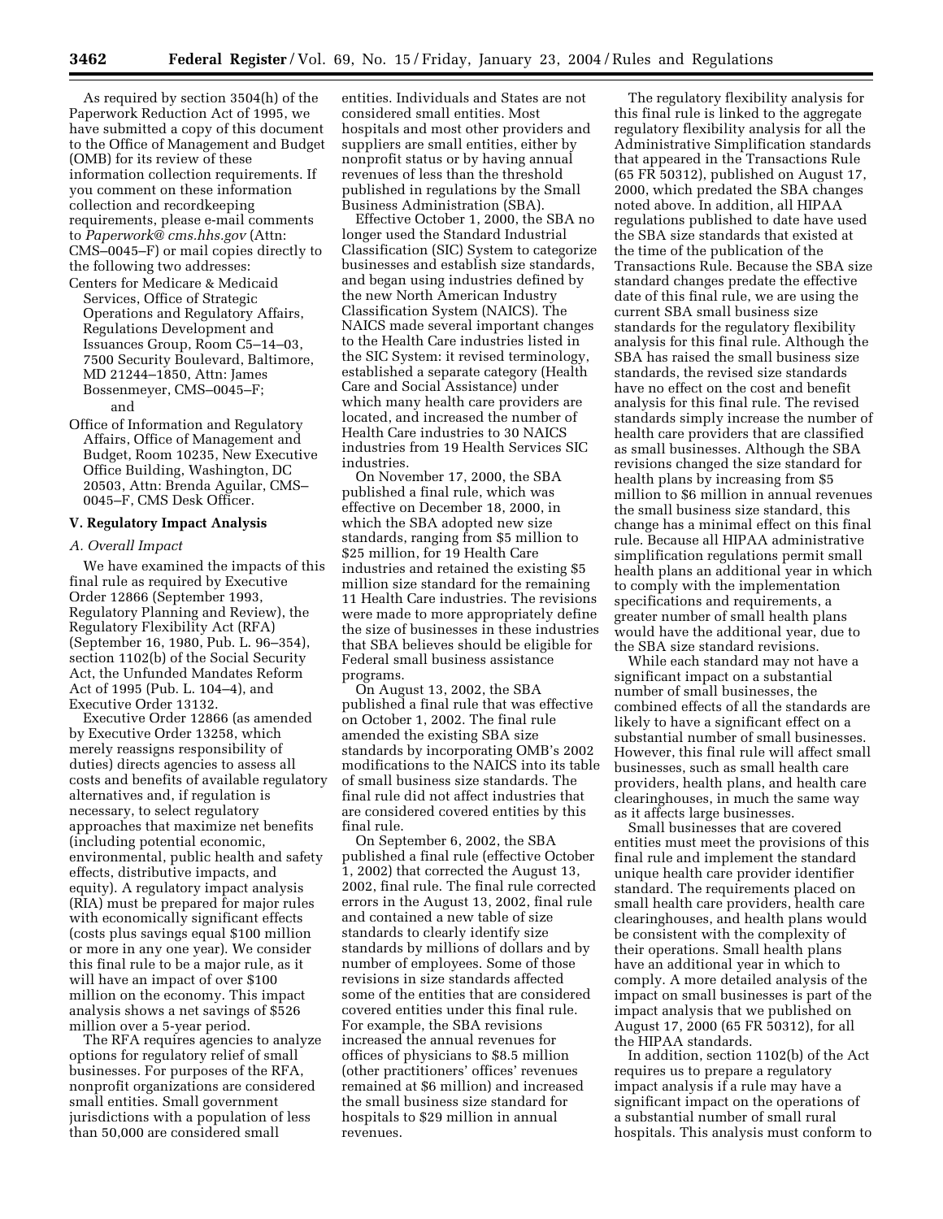As required by section 3504(h) of the Paperwork Reduction Act of 1995, we have submitted a copy of this document to the Office of Management and Budget (OMB) for its review of these information collection requirements. If you comment on these information collection and recordkeeping requirements, please e-mail comments to *Paperwork@cms.hhs.gov* (Attn: CMS–0045–F) or mail copies directly to the following two addresses:

Centers for Medicare & Medicaid Services, Office of Strategic Operations and Regulatory Affairs, Regulations Development and Issuances Group, Room C5–14–03, 7500 Security Boulevard, Baltimore, MD 21244–1850, Attn: James Bossenmeyer, CMS–0045–F; and

Office of Information and Regulatory Affairs, Office of Management and Budget, Room 10235, New Executive Office Building, Washington, DC 20503, Attn: Brenda Aguilar, CMS–0045–F, CMS Desk Officer.

## V. Regulatory Impact Analysis

### *A. Overall Impact*

We have examined the impacts of this final rule as required by Executive Order 12866 (September 1993, Regulatory Planning and Review), the Regulatory Flexibility Act (RFA) (September 16, 1980, Pub. L. 96–354), section 1102(b) of the Social Security Act, the Unfunded Mandates Reform Act of 1995 (Pub. L. 104–4), and Executive Order 13132.

Executive Order 12866 (as amended by Executive Order 13258, which merely reassigns responsibility of duties) directs agencies to assess all costs and benefits of available regulatory alternatives and, if regulation is necessary, to select regulatory approaches that maximize net benefits (including potential economic, environmental, public health and safety effects, distributive impacts, and equity). A regulatory impact analysis (RIA) must be prepared for major rules with economically significant effects (costs plus savings equal $100 million or more in any one year). We consider this final rule to be a major rule, as it will have an impact of over $100 million on the economy. This impact analysis shows a net savings of $526 million over a 5-year period.

The RFA requires agencies to analyze options for regulatory relief of small businesses. For purposes of the RFA, nonprofit organizations are considered small entities. Small government jurisdictions with a population of less than 50,000 are considered small entities. Individuals and States are not considered small entities. Most hospitals and most other providers and suppliers are small entities, either by nonprofit status or by having annual revenues of less than the threshold published in regulations by the Small Business Administration (SBA).

Effective October 1, 2000, the SBA no longer used the Standard Industrial Classification (SIC) System to categorize businesses and establish size standards, and began using industries defined by the new North American Industry Classification System (NAICS). The NAICS made several important changes to the Health Care industries listed in the SIC System: it revised terminology, established a separate category (Health Care and Social Assistance) under which many health care providers are located, and increased the number of Health Care industries to 30 NAICS industries from 19 Health Services SIC industries.

On November 17, 2000, the SBA published a final rule, which was effective on December 18, 2000, in which the SBA adopted new size standards, ranging from $5 million to $25 million, for 19 Health Care industries and retained the existing $5 million size standard for the remaining 11 Health Care industries. The revisions were made to more appropriately define the size of businesses in these industries that SBA believes should be eligible for Federal small business assistance programs.

On August 13, 2002, the SBA published a final rule that was effective on October 1, 2002. The final rule amended the existing SBA size standards by incorporating OMB's 2002 modifications to the NAICS into its table of small business size standards. The final rule did not affect industries that are considered covered entities by this final rule.

On September 6, 2002, the SBA published a final rule (effective October 1, 2002) that corrected the August 13, 2002, final rule. The final rule corrected errors in the August 13, 2002, final rule and contained a new table of size standards to clearly identify size standards by millions of dollars and by number of employees. Some of those revisions in size standards affected some of the entities that are considered covered entities under this final rule. For example, the SBA revisions increased the annual revenues for offices of physicians to $8.5 million (other practitioners' offices' revenues remained at $6 million) and increased the small business size standard for hospitals to $29 million in annual revenues.

The regulatory flexibility analysis for this final rule is linked to the aggregate regulatory flexibility analysis for all the Administrative Simplification standards that appeared in the Transactions Rule (65 FR 50312), published on August 17, 2000, which predated the SBA changes noted above. In addition, all HIPAA regulations published to date have used the SBA size standards that existed at the time of the publication of the Transactions Rule. Because the SBA size standard changes predate the effective date of this final rule, we are using the current SBA small business size standards for the regulatory flexibility analysis for this final rule. Although the SBA has raised the small business size standards, the revised size standards have no effect on the cost and benefit analysis for this final rule. The revised standards simply increase the number of health care providers that are classified as small businesses. Although the SBA revisions changed the size standard for health plans by increasing from $5 million to $6 million in annual revenues the small business size standard, this change has a minimal effect on this final rule. Because all HIPAA administrative simplification regulations permit small health plans an additional year in which to comply with the implementation specifications and requirements, a greater number of small health plans would have the additional year, due to the SBA size standard revisions.

While each standard may not have a significant impact on a substantial number of small businesses, the combined effects of all the standards are likely to have a significant effect on a substantial number of small businesses. However, this final rule will affect small businesses, such as small health care providers, health plans, and health care clearinghouses, in much the same way as it affects large businesses.

Small businesses that are covered entities must meet the provisions of this final rule and implement the standard unique health care provider identifier standard. The requirements placed on small health care providers, health care clearinghouses, and health plans would be consistent with the complexity of their operations. Small health plans have an additional year in which to comply. A more detailed analysis of the impact on small businesses is part of the impact analysis that we published on August 17, 2000 (65 FR 50312), for all the HIPAA standards.

In addition, section 1102(b) of the Act requires us to prepare a regulatory impact analysis if a rule may have a significant impact on the operations of a substantial number of small rural hospitals. This analysis must conform to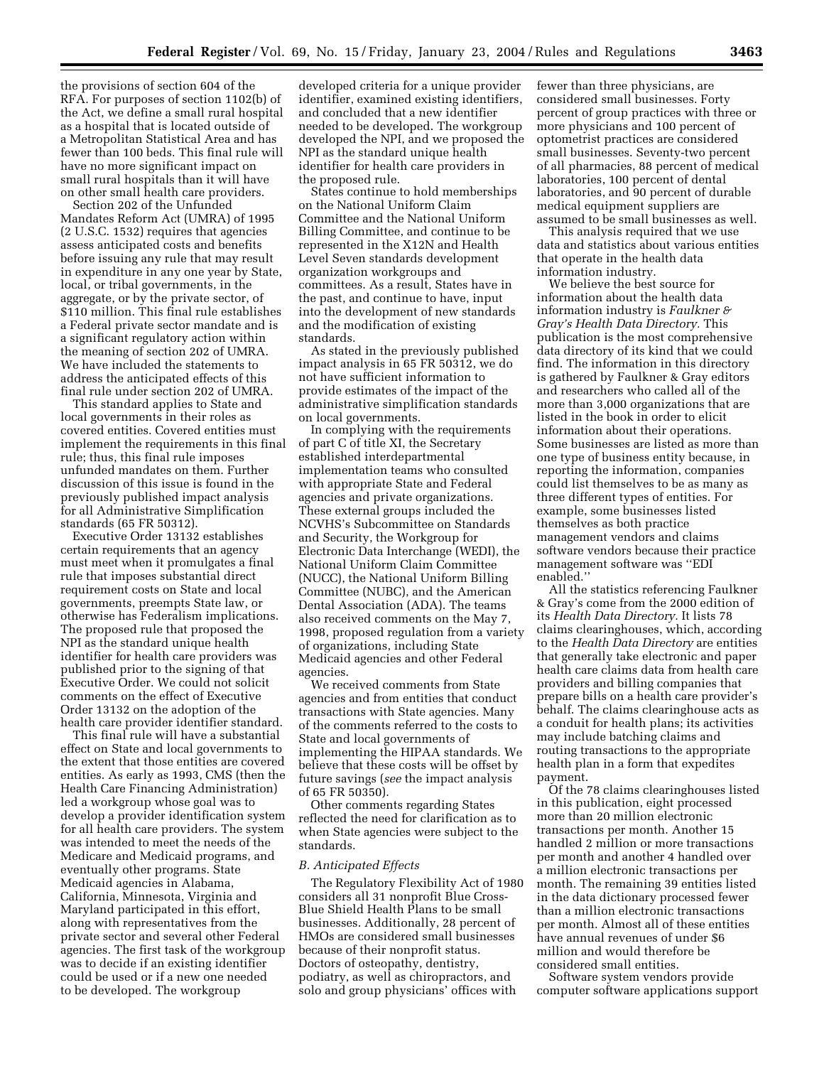the provisions of section 604 of the RFA. For purposes of section 1102(b) of the Act, we define a small rural hospital as a hospital that is located outside of a Metropolitan Statistical Area and has fewer than 100 beds. This final rule will have no more significant impact on small rural hospitals than it will have on other small health care providers.

Section 202 of the Unfunded Mandates Reform Act (UMRA) of 1995 (2 U.S.C. 1532) requires that agencies assess anticipated costs and benefits before issuing any rule that may result in expenditure in any one year by State, local, or tribal governments, in the aggregate, or by the private sector, of $110 million. This final rule establishes a Federal private sector mandate and is a significant regulatory action within the meaning of section 202 of UMRA. We have included the statements to address the anticipated effects of this final rule under section 202 of UMRA.

This standard applies to State and local governments in their roles as covered entities. Covered entities must implement the requirements in this final rule; thus, this final rule imposes unfunded mandates on them. Further discussion of this issue is found in the previously published impact analysis for all Administrative Simplification standards (65 FR 50312).

Executive Order 13132 establishes certain requirements that an agency must meet when it promulgates a final rule that imposes substantial direct requirement costs on State and local governments, preempts State law, or otherwise has Federalism implications. The proposed rule that proposed the NPI as the standard unique health identifier for health care providers was published prior to the signing of that Executive Order. We could not solicit comments on the effect of Executive Order 13132 on the adoption of the health care provider identifier standard.

This final rule will have a substantial effect on State and local governments to the extent that those entities are covered entities. As early as 1993, CMS (then the Health Care Financing Administration) led a workgroup whose goal was to develop a provider identification system for all health care providers. The system was intended to meet the needs of the Medicare and Medicaid programs, and eventually other programs. State Medicaid agencies in Alabama, California, Minnesota, Virginia and Maryland participated in this effort, along with representatives from the private sector and several other Federal agencies. The first task of the workgroup was to decide if an existing identifier could be used or if a new one needed to be developed. The workgroup developed criteria for a unique provider identifier, examined existing identifiers, and concluded that a new identifier needed to be developed. The workgroup developed the NPI, and we proposed the NPI as the standard unique health identifier for health care providers in the proposed rule.

States continue to hold memberships on the National Uniform Claim Committee and the National Uniform Billing Committee, and continue to be represented in the X12N and Health Level Seven standards development organization workgroups and committees. As a result, States have in the past, and continue to have, input into the development of new standards and the modification of existing standards.

As stated in the previously published impact analysis in 65 FR 50312, we do not have sufficient information to provide estimates of the impact of the administrative simplification standards on local governments.

In complying with the requirements of part C of title XI, the Secretary established interdepartmental implementation teams who consulted with appropriate State and Federal agencies and private organizations. These external groups included the NCVHS's Subcommittee on Standards and Security, the Workgroup for Electronic Data Interchange (WEDI), the National Uniform Claim Committee (NUCC), the National Uniform Billing Committee (NUBC), and the American Dental Association (ADA). The teams also received comments on the May 7, 1998, proposed regulation from a variety of organizations, including State Medicaid agencies and other Federal agencies.

We received comments from State agencies and from entities that conduct transactions with State agencies. Many of the comments referred to the costs to State and local governments of implementing the HIPAA standards. We believe that these costs will be offset by future savings (*see* the impact analysis of 65 FR 50350).

Other comments regarding States reflected the need for clarification as to when State agencies were subject to the standards.

### *B. Anticipated Effects*

The Regulatory Flexibility Act of 1980 considers all 31 nonprofit Blue Cross-Blue Shield Health Plans to be small businesses. Additionally, 28 percent of HMOs are considered small businesses because of their nonprofit status. Doctors of osteopathy, dentistry, podiatry, as well as chiropractors, and solo and group physicians' offices with fewer than three physicians, are considered small businesses. Forty percent of group practices with three or more physicians and 100 percent of optometrist practices are considered small businesses. Seventy-two percent of all pharmacies, 88 percent of medical laboratories, 100 percent of dental laboratories, and 90 percent of durable medical equipment suppliers are assumed to be small businesses as well.

This analysis required that we use data and statistics about various entities that operate in the health data information industry.

We believe the best source for information about the health data information industry is *Faulkner & Gray's Health Data Directory.* This publication is the most comprehensive data directory of its kind that we could find. The information in this directory is gathered by Faulkner & Gray editors and researchers who called all of the more than 3,000 organizations that are listed in the book in order to elicit information about their operations. Some businesses are listed as more than one type of business entity because, in reporting the information, companies could list themselves to be as many as three different types of entities. For example, some businesses listed themselves as both practice management vendors and claims software vendors because their practice management software was ''EDI enabled.''

All the statistics referencing Faulkner & Gray's come from the 2000 edition of its *Health Data Directory.* It lists 78 claims clearinghouses, which, according to the *Health Data Directory* are entities that generally take electronic and paper health care claims data from health care providers and billing companies that prepare bills on a health care provider's behalf. The claims clearinghouse acts as a conduit for health plans; its activities may include batching claims and routing transactions to the appropriate health plan in a form that expedites payment.

Of the 78 claims clearinghouses listed in this publication, eight processed more than 20 million electronic transactions per month. Another 15 handled 2 million or more transactions per month and another 4 handled over a million electronic transactions per month. The remaining 39 entities listed in the data dictionary processed fewer than a million electronic transactions per month. Almost all of these entities have annual revenues of under $6 million and would therefore be considered small entities.

Software system vendors provide computer software applications support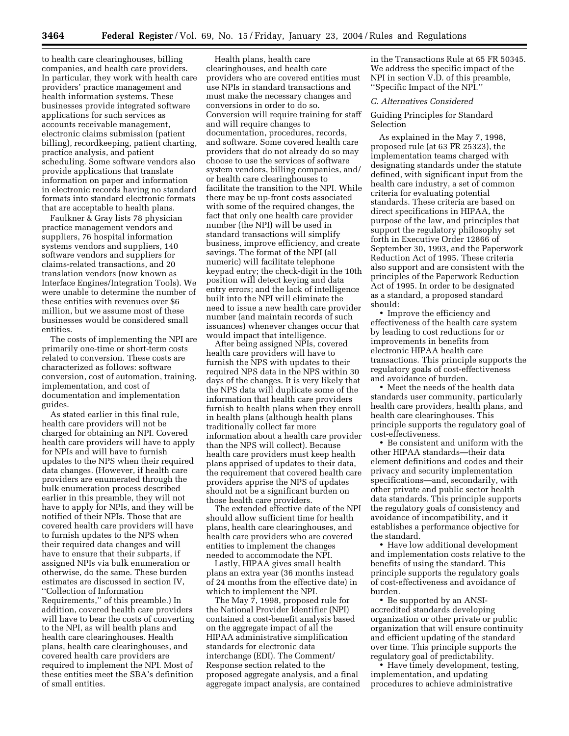to health care clearinghouses, billing companies, and health care providers. In particular, they work with health care providers' practice management and health information systems. These businesses provide integrated software applications for such services as accounts receivable management, electronic claims submission (patient billing), recordkeeping, patient charting, practice analysis, and patient scheduling. Some software vendors also provide applications that translate information on paper and information in electronic records having no standard formats into standard electronic formats that are acceptable to health plans.

Faulkner & Gray lists 78 physician practice management vendors and suppliers, 76 hospital information systems vendors and suppliers, 140 software vendors and suppliers for claims-related transactions, and 20 translation vendors (now known as Interface Engines/Integration Tools). We were unable to determine the number of these entities with revenues over $6 million, but we assume most of these businesses would be considered small entities.

The costs of implementing the NPI are primarily one-time or short-term costs related to conversion. These costs are characterized as follows: software conversion, cost of automation, training, implementation, and cost of documentation and implementation guides.

As stated earlier in this final rule, health care providers will not be charged for obtaining an NPI. Covered health care providers will have to apply for NPIs and will have to furnish updates to the NPS when their required data changes. (However, if health care providers are enumerated through the bulk enumeration process described earlier in this preamble, they will not have to apply for NPIs, and they will be notified of their NPIs. Those that are covered health care providers will have to furnish updates to the NPS when their required data changes and will have to ensure that their subparts, if assigned NPIs via bulk enumeration or otherwise, do the same. These burden estimates are discussed in section IV, ''Collection of Information Requirements,'' of this preamble.) In addition, covered health care providers will have to bear the costs of converting to the NPI, as will health plans and health care clearinghouses. Health plans, health care clearinghouses, and covered health care providers are required to implement the NPI. Most of these entities meet the SBA's definition of small entities.

Health plans, health care clearinghouses, and health care providers who are covered entities must use NPIs in standard transactions and must make the necessary changes and conversions in order to do so. Conversion will require training for staff and will require changes to documentation, procedures, records, and software. Some covered health care providers that do not already do so may choose to use the services of software system vendors, billing companies, and/or health care clearinghouses to facilitate the transition to the NPI. While there may be up-front costs associated with some of the required changes, the fact that only one health care provider number (the NPI) will be used in standard transactions will simplify business, improve efficiency, and create savings. The format of the NPI (all numeric) will facilitate telephone keypad entry; the check-digit in the 10th position will detect keying and data entry errors; and the lack of intelligence built into the NPI will eliminate the need to issue a new health care provider number (and maintain records of such issuances) whenever changes occur that would impact that intelligence.

After being assigned NPIs, covered health care providers will have to furnish the NPS with updates to their required NPS data in the NPS within 30 days of the changes. It is very likely that the NPS data will duplicate some of the information that health care providers furnish to health plans when they enroll in health plans (although health plans traditionally collect far more information about a health care provider than the NPS will collect). Because health care providers must keep health plans apprised of updates to their data, the requirement that covered health care providers apprise the NPS of updates should not be a significant burden on those health care providers.

The extended effective date of the NPI should allow sufficient time for health plans, health care clearinghouses, and health care providers who are covered entities to implement the changes needed to accommodate the NPI.

Lastly, HIPAA gives small health plans an extra year (36 months instead of 24 months from the effective date) in which to implement the NPI.

The May 7, 1998, proposed rule for the National Provider Identifier (NPI) contained a cost-benefit analysis based on the aggregate impact of all the HIPAA administrative simplification standards for electronic data interchange (EDI). The Comment/Response section related to the proposed aggregate analysis, and a final aggregate impact analysis, are contained in the Transactions Rule at 65 FR 50345. We address the specific impact of the NPI in section V.D. of this preamble, ''Specific Impact of the NPI.''

### *C. Alternatives Considered*

Guiding Principles for Standard Selection

As explained in the May 7, 1998, proposed rule (at 63 FR 25323), the implementation teams charged with designating standards under the statute defined, with significant input from the health care industry, a set of common criteria for evaluating potential standards. These criteria are based on direct specifications in HIPAA, the purpose of the law, and principles that support the regulatory philosophy set forth in Executive Order 12866 of September 30, 1993, and the Paperwork Reduction Act of 1995. These criteria also support and are consistent with the principles of the Paperwork Reduction Act of 1995. In order to be designated as a standard, a proposed standard should:

- Improve the efficiency and effectiveness of the health care system by leading to cost reductions for or improvements in benefits from electronic HIPAA health care transactions. This principle supports the regulatory goals of cost-effectiveness and avoidance of burden.
- Meet the needs of the health data standards user community, particularly health care providers, health plans, and health care clearinghouses. This principle supports the regulatory goal of cost-effectiveness.
- Be consistent and uniform with the other HIPAA standards—their data element definitions and codes and their privacy and security implementation specifications—and, secondarily, with other private and public sector health data standards. This principle supports the regulatory goals of consistency and avoidance of incompatibility, and it establishes a performance objective for the standard.
- Have low additional development and implementation costs relative to the benefits of using the standard. This principle supports the regulatory goals of cost-effectiveness and avoidance of burden.
- Be supported by an ANSI-accredited standards developing organization or other private or public organization that will ensure continuity and efficient updating of the standard over time. This principle supports the regulatory goal of predictability.
- Have timely development, testing, implementation, and updating procedures to achieve administrative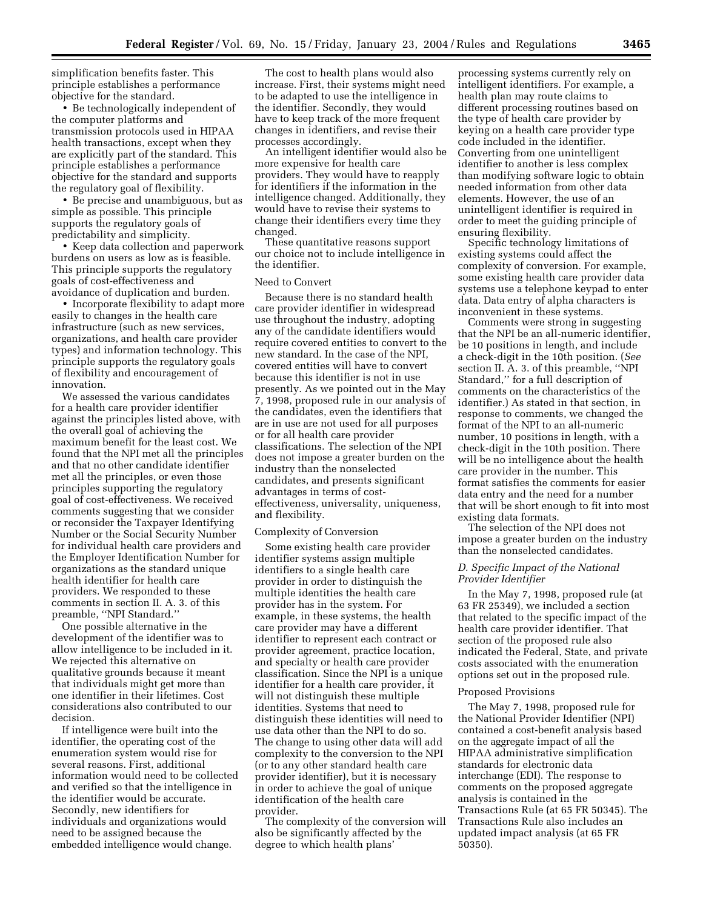simplification benefits faster. This principle establishes a performance objective for the standard.

• Be technologically independent of the computer platforms and transmission protocols used in HIPAA health transactions, except when they are explicitly part of the standard. This principle establishes a performance objective for the standard and supports the regulatory goal of flexibility.

• Be precise and unambiguous, but as simple as possible. This principle supports the regulatory goals of predictability and simplicity.

• Keep data collection and paperwork burdens on users as low as is feasible. This principle supports the regulatory goals of cost-effectiveness and avoidance of duplication and burden.

• Incorporate flexibility to adapt more easily to changes in the health care infrastructure (such as new services, organizations, and health care provider types) and information technology. This principle supports the regulatory goals of flexibility and encouragement of innovation.

We assessed the various candidates for a health care provider identifier against the principles listed above, with the overall goal of achieving the maximum benefit for the least cost. We found that the NPI met all the principles and that no other candidate identifier met all the principles, or even those principles supporting the regulatory goal of cost-effectiveness. We received comments suggesting that we consider or reconsider the Taxpayer Identifying Number or the Social Security Number for individual health care providers and the Employer Identification Number for organizations as the standard unique health identifier for health care providers. We responded to these comments in section II. A. 3. of this preamble, ''NPI Standard.''

One possible alternative in the development of the identifier was to allow intelligence to be included in it. We rejected this alternative on qualitative grounds because it meant that individuals might get more than one identifier in their lifetimes. Cost considerations also contributed to our decision.

If intelligence were built into the identifier, the operating cost of the enumeration system would rise for several reasons. First, additional information would need to be collected and verified so that the intelligence in the identifier would be accurate. Secondly, new identifiers for individuals and organizations would need to be assigned because the embedded intelligence would change.

The cost to health plans would also increase. First, their systems might need to be adapted to use the intelligence in the identifier. Secondly, they would have to keep track of the more frequent changes in identifiers, and revise their processes accordingly.

An intelligent identifier would also be more expensive for health care providers. They would have to reapply for identifiers if the information in the intelligence changed. Additionally, they would have to revise their systems to change their identifiers every time they changed.

These quantitative reasons support our choice not to include intelligence in the identifier.

Need to Convert

Because there is no standard health care provider identifier in widespread use throughout the industry, adopting any of the candidate identifiers would require covered entities to convert to the new standard. In the case of the NPI, covered entities will have to convert because this identifier is not in use presently. As we pointed out in the May 7, 1998, proposed rule in our analysis of the candidates, even the identifiers that are in use are not used for all purposes or for all health care provider classifications. The selection of the NPI does not impose a greater burden on the industry than the nonselected candidates, and presents significant advantages in terms of cost-effectiveness, universality, uniqueness, and flexibility.

Complexity of Conversion

Some existing health care provider identifier systems assign multiple identifiers to a single health care provider in order to distinguish the multiple identities the health care provider has in the system. For example, in these systems, the health care provider may have a different identifier to represent each contract or provider agreement, practice location, and specialty or health care provider classification. Since the NPI is a unique identifier for a health care provider, it will not distinguish these multiple identities. Systems that need to distinguish these identities will need to use data other than the NPI to do so. The change to using other data will add complexity to the conversion to the NPI (or to any other standard health care provider identifier), but it is necessary in order to achieve the goal of unique identification of the health care provider.

The complexity of the conversion will also be significantly affected by the degree to which health plans' processing systems currently rely on intelligent identifiers. For example, a health plan may route claims to different processing routines based on the type of health care provider by keying on a health care provider type code included in the identifier. Converting from one unintelligent identifier to another is less complex than modifying software logic to obtain needed information from other data elements. However, the use of an unintelligent identifier is required in order to meet the guiding principle of ensuring flexibility.

Specific technology limitations of existing systems could affect the complexity of conversion. For example, some existing health care provider data systems use a telephone keypad to enter data. Data entry of alpha characters is inconvenient in these systems.

Comments were strong in suggesting that the NPI be an all-numeric identifier, be 10 positions in length, and include a check-digit in the 10th position. (*See* section II. A. 3. of this preamble, ''NPI Standard,'' for a full description of comments on the characteristics of the identifier.) As stated in that section, in response to comments, we changed the format of the NPI to an all-numeric number, 10 positions in length, with a check-digit in the 10th position. There will be no intelligence about the health care provider in the number. This format satisfies the comments for easier data entry and the need for a number that will be short enough to fit into most existing data formats.

The selection of the NPI does not impose a greater burden on the industry than the nonselected candidates.

### *D. Specific Impact of the National Provider Identifier*

In the May 7, 1998, proposed rule (at 63 FR 25349), we included a section that related to the specific impact of the health care provider identifier. That section of the proposed rule also indicated the Federal, State, and private costs associated with the enumeration options set out in the proposed rule.

Proposed Provisions

The May 7, 1998, proposed rule for the National Provider Identifier (NPI) contained a cost-benefit analysis based on the aggregate impact of all the HIPAA administrative simplification standards for electronic data interchange (EDI). The response to comments on the proposed aggregate analysis is contained in the Transactions Rule (at 65 FR 50345). The Transactions Rule also includes an updated impact analysis (at 65 FR 50350).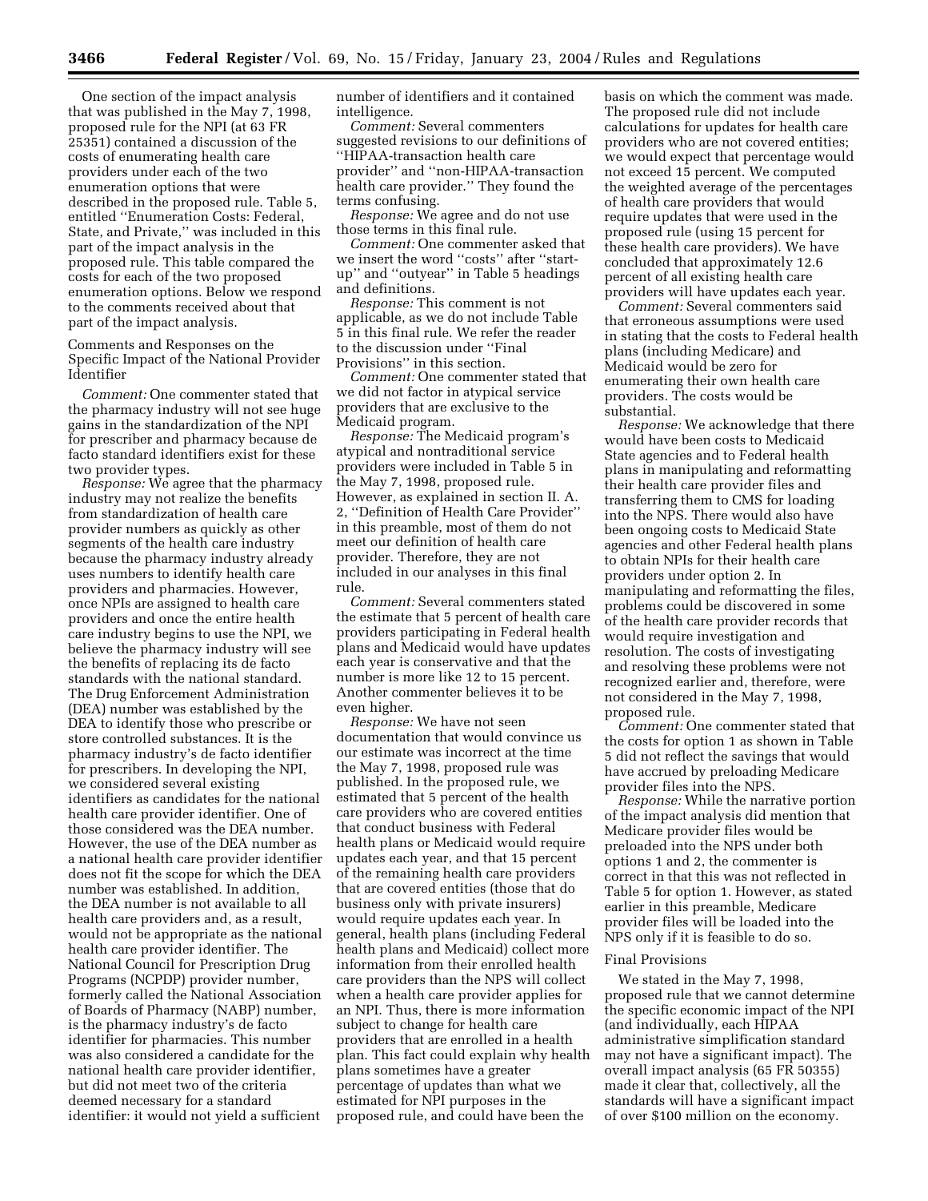One section of the impact analysis that was published in the May 7, 1998, proposed rule for the NPI (at 63 FR 25351) contained a discussion of the costs of enumerating health care providers under each of the two enumeration options that were described in the proposed rule. Table 5, entitled "Enumeration Costs: Federal, State, and Private," was included in this part of the impact analysis in the proposed rule. This table compared the costs for each of the two proposed enumeration options. Below we respond to the comments received about that part of the impact analysis.

Comments and Responses on the Specific Impact of the National Provider Identifier

*Comment:* One commenter stated that the pharmacy industry will not see huge gains in the standardization of the NPI for prescriber and pharmacy because de facto standard identifiers exist for these two provider types.

*Response:* We agree that the pharmacy industry may not realize the benefits from standardization of health care provider numbers as quickly as other segments of the health care industry because the pharmacy industry already uses numbers to identify health care providers and pharmacies. However, once NPIs are assigned to health care providers and once the entire health care industry begins to use the NPI, we believe the pharmacy industry will see the benefits of replacing its de facto standards with the national standard. The Drug Enforcement Administration (DEA) number was established by the DEA to identify those who prescribe or store controlled substances. It is the pharmacy industry's de facto identifier for prescribers. In developing the NPI, we considered several existing identifiers as candidates for the national health care provider identifier. One of those considered was the DEA number. However, the use of the DEA number as a national health care provider identifier does not fit the scope for which the DEA number was established. In addition, the DEA number is not available to all health care providers and, as a result, would not be appropriate as the national health care provider identifier. The National Council for Prescription Drug Programs (NCPDP) provider number, formerly called the National Association of Boards of Pharmacy (NABP) number, is the pharmacy industry's de facto identifier for pharmacies. This number was also considered a candidate for the national health care provider identifier, but did not meet two of the criteria deemed necessary for a standard identifier: it would not yield a sufficient number of identifiers and it contained intelligence.

*Comment:* Several commenters suggested revisions to our definitions of "HIPAA-transaction health care provider" and "non-HIPAA-transaction health care provider." They found the terms confusing.

*Response:* We agree and do not use those terms in this final rule.

*Comment:* One commenter asked that we insert the word "costs" after "start-up" and "outyear" in Table 5 headings and definitions.

*Response:* This comment is not applicable, as we do not include Table 5 in this final rule. We refer the reader to the discussion under "Final Provisions" in this section.

*Comment:* One commenter stated that we did not factor in atypical service providers that are exclusive to the Medicaid program.

*Response:* The Medicaid program's atypical and nontraditional service providers were included in Table 5 in the May 7, 1998, proposed rule. However, as explained in section II. A. 2, "Definition of Health Care Provider" in this preamble, most of them do not meet our definition of health care provider. Therefore, they are not included in our analyses in this final rule.

*Comment:* Several commenters stated the estimate that 5 percent of health care providers participating in Federal health plans and Medicaid would have updates each year is conservative and that the number is more like 12 to 15 percent. Another commenter believes it to be even higher.

*Response:* We have not seen documentation that would convince us our estimate was incorrect at the time the May 7, 1998, proposed rule was published. In the proposed rule, we estimated that 5 percent of the health care providers who are covered entities that conduct business with Federal health plans or Medicaid would require updates each year, and that 15 percent of the remaining health care providers that are covered entities (those that do business only with private insurers) would require updates each year. In general, health plans (including Federal health plans and Medicaid) collect more information from their enrolled health care providers than the NPS will collect when a health care provider applies for an NPI. Thus, there is more information subject to change for health care providers that are enrolled in a health plan. This fact could explain why health plans sometimes have a greater percentage of updates than what we estimated for NPI purposes in the proposed rule, and could have been the basis on which the comment was made. The proposed rule did not include calculations for updates for health care providers who are not covered entities; we would expect that percentage would not exceed 15 percent. We computed the weighted average of the percentages of health care providers that would require updates that were used in the proposed rule (using 15 percent for these health care providers). We have concluded that approximately 12.6 percent of all existing health care providers will have updates each year.

*Comment:* Several commenters said that erroneous assumptions were used in stating that the costs to Federal health plans (including Medicare) and Medicaid would be zero for enumerating their own health care providers. The costs would be substantial.

*Response:* We acknowledge that there would have been costs to Medicaid State agencies and to Federal health plans in manipulating and reformatting their health care provider files and transferring them to CMS for loading into the NPS. There would also have been ongoing costs to Medicaid State agencies and other Federal health plans to obtain NPIs for their health care providers under option 2. In manipulating and reformatting the files, problems could be discovered in some of the health care provider records that would require investigation and resolution. The costs of investigating and resolving these problems were not recognized earlier and, therefore, were not considered in the May 7, 1998, proposed rule.

*Comment:* One commenter stated that the costs for option 1 as shown in Table 5 did not reflect the savings that would have accrued by preloading Medicare provider files into the NPS.

*Response:* While the narrative portion of the impact analysis did mention that Medicare provider files would be preloaded into the NPS under both options 1 and 2, the commenter is correct in that this was not reflected in Table 5 for option 1. However, as stated earlier in this preamble, Medicare provider files will be loaded into the NPS only if it is feasible to do so.

Final Provisions

We stated in the May 7, 1998, proposed rule that we cannot determine the specific economic impact of the NPI (and individually, each HIPAA administrative simplification standard may not have a significant impact). The overall impact analysis (65 FR 50355) made it clear that, collectively, all the standards will have a significant impact of over $100 million on the economy.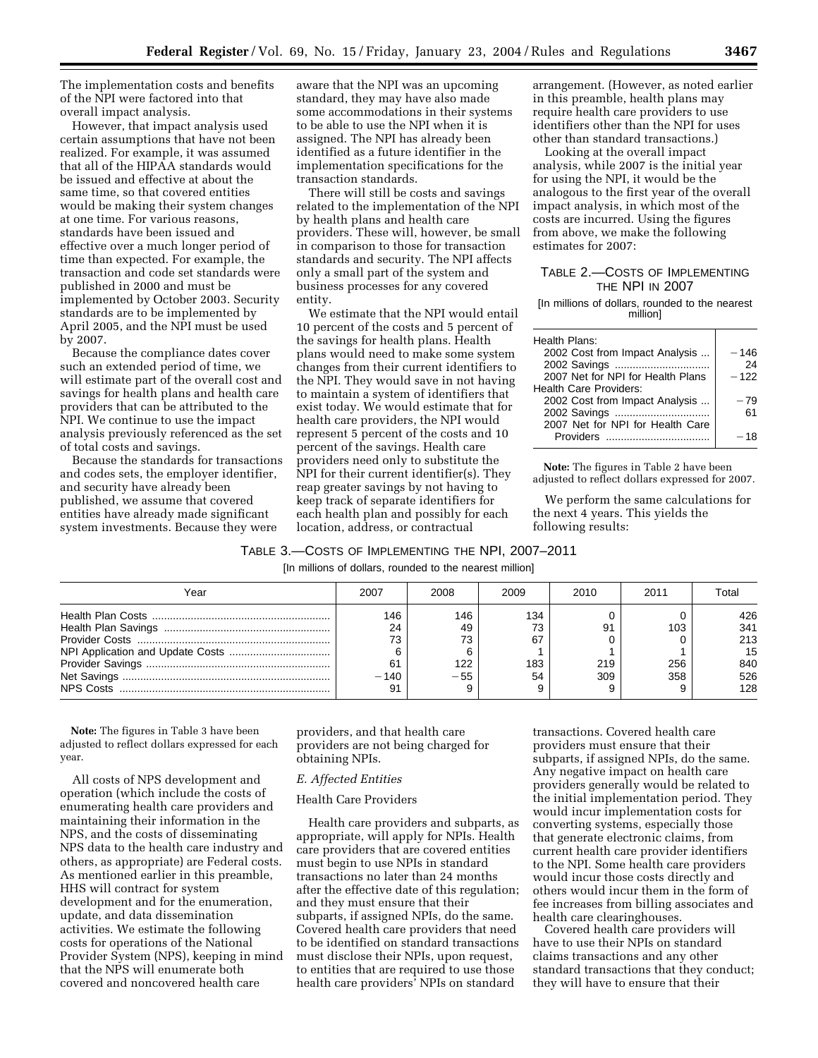The implementation costs and benefits of the NPI were factored into that overall impact analysis.

However, that impact analysis used certain assumptions that have not been realized. For example, it was assumed that all of the HIPAA standards would be issued and effective at about the same time, so that covered entities would be making their system changes at one time. For various reasons, standards have been issued and effective over a much longer period of time than expected. For example, the transaction and code set standards were published in 2000 and must be implemented by October 2003. Security standards are to be implemented by April 2005, and the NPI must be used by 2007.

Because the compliance dates cover such an extended period of time, we will estimate part of the overall cost and savings for health plans and health care providers that can be attributed to the NPI. We continue to use the impact analysis previously referenced as the set of total costs and savings.

Because the standards for transactions and codes sets, the employer identifier, and security have already been published, we assume that covered entities have already made significant system investments. Because they were aware that the NPI was an upcoming standard, they may have also made some accommodations in their systems to be able to use the NPI when it is assigned. The NPI has already been identified as a future identifier in the implementation specifications for the transaction standards.

There will still be costs and savings related to the implementation of the NPI by health plans and health care providers. These will, however, be small in comparison to those for transaction standards and security. The NPI affects only a small part of the system and business processes for any covered entity.

We estimate that the NPI would entail 10 percent of the costs and 5 percent of the savings for health plans. Health plans would need to make some system changes from their current identifiers to the NPI. They would save in not having to maintain a system of identifiers that exist today. We would estimate that for health care providers, the NPI would represent 5 percent of the costs and 10 percent of the savings. Health care providers need only to substitute the NPI for their current identifier(s). They reap greater savings by not having to keep track of separate identifiers for each health plan and possibly for each location, address, or contractual arrangement. (However, as noted earlier in this preamble, health plans may require health care providers to use identifiers other than the NPI for uses other than standard transactions.)

Looking at the overall impact analysis, while 2007 is the initial year for using the NPI, it would be the analogous to the first year of the overall impact analysis, in which most of the costs are incurred. Using the figures from above, we make the following estimates for 2007:

TABLE 2.—COSTS OF IMPLEMENTING THE NPI IN 2007

[In millions of dollars, rounded to the nearest million]

| | |
|---|---|
| Health Plans: | |
| 2002 Cost from Impact Analysis | −146 |
| 2002 Savings | 24 |
| 2007 Net for NPI for Health Plans | −122 |
| Health Care Providers: | |
| 2002 Cost from Impact Analysis | −79 |
| 2002 Savings | 61 |
| 2007 Net for NPI for Health Care Providers | −18 |

**Note:** The figures in Table 2 have been adjusted to reflect dollars expressed for 2007.

We perform the same calculations for the next 4 years. This yields the following results:

TABLE 3.—COSTS OF IMPLEMENTING THE NPI, 2007–2011

[In millions of dollars, rounded to the nearest million]

| Year | 2007 | 2008 | 2009 | 2010 | 2011 | Total |
|---|---|---|---|---|---|---|
| Health Plan Costs | 146 | 146 | 134 | 0 | 0 | 426 |
| Health Plan Savings | 24 | 49 | 73 | 91 | 103 | 341 |
| Provider Costs | 73 | 73 | 67 | 0 | 0 | 213 |
| NPI Application and Update Costs | 6 | 6 | 1 | 1 | 1 | 15 |
| Provider Savings | 61 | 122 | 183 | 219 | 256 | 840 |
| Net Savings | −140 | −55 | 54 | 309 | 358 | 526 |
| NPS Costs | 91 | 9 | 9 | 9 | 9 | 128 |

**Note:** The figures in Table 3 have been adjusted to reflect dollars expressed for each year.

All costs of NPS development and operation (which include the costs of enumerating health care providers and maintaining their information in the NPS, and the costs of disseminating NPS data to the health care industry and others, as appropriate) are Federal costs. As mentioned earlier in this preamble, HHS will contract for system development and for the enumeration, update, and data dissemination activities. We estimate the following costs for operations of the National Provider System (NPS), keeping in mind that the NPS will enumerate both covered and noncovered health care providers, and that health care providers are not being charged for obtaining NPIs.

*E. Affected Entities*

Health Care Providers

Health care providers and subparts, as appropriate, will apply for NPIs. Health care providers that are covered entities must begin to use NPIs in standard transactions no later than 24 months after the effective date of this regulation; and they must ensure that their subparts, if assigned NPIs, do the same. Covered health care providers that need to be identified on standard transactions must disclose their NPIs, upon request, to entities that are required to use those health care providers' NPIs on standard transactions. Covered health care providers must ensure that their subparts, if assigned NPIs, do the same. Any negative impact on health care providers generally would be related to the initial implementation period. They would incur implementation costs for converting systems, especially those that generate electronic claims, from current health care provider identifiers to the NPI. Some health care providers would incur those costs directly and others would incur them in the form of fee increases from billing associates and health care clearinghouses.

Covered health care providers will have to use their NPIs on standard claims transactions and any other standard transactions that they conduct; they will have to ensure that their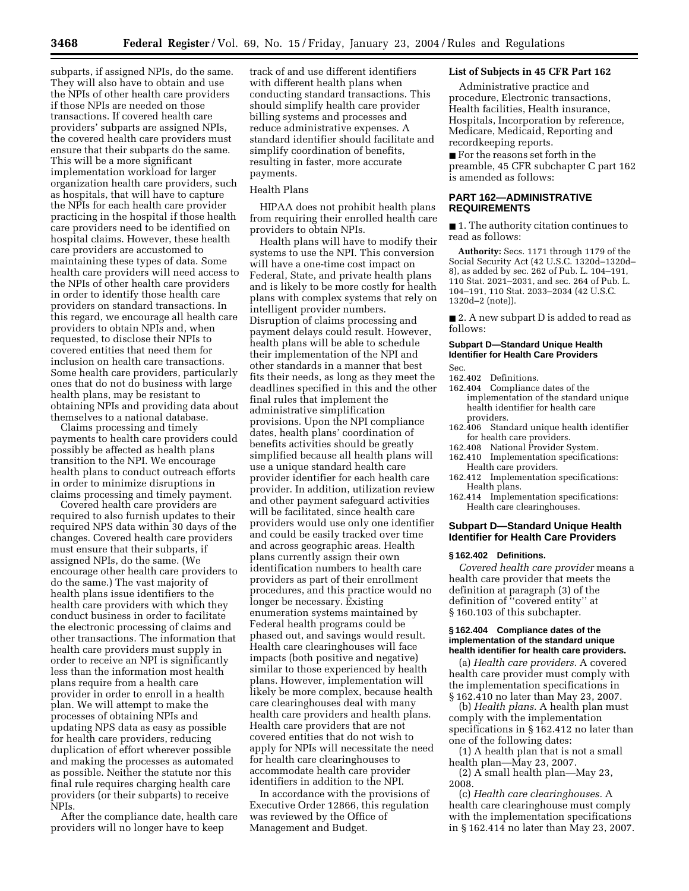subparts, if assigned NPIs, do the same. They will also have to obtain and use the NPIs of other health care providers if those NPIs are needed on those transactions. If covered health care providers' subparts are assigned NPIs, the covered health care providers must ensure that their subparts do the same. This will be a more significant implementation workload for larger organization health care providers, such as hospitals, that will have to capture the NPIs for each health care provider practicing in the hospital if those health care providers need to be identified on hospital claims. However, these health care providers are accustomed to maintaining these types of data. Some health care providers will need access to the NPIs of other health care providers in order to identify those health care providers on standard transactions. In this regard, we encourage all health care providers to obtain NPIs and, when requested, to disclose their NPIs to covered entities that need them for inclusion on health care transactions. Some health care providers, particularly ones that do not do business with large health plans, may be resistant to obtaining NPIs and providing data about themselves to a national database.

Claims processing and timely payments to health care providers could possibly be affected as health plans transition to the NPI. We encourage health plans to conduct outreach efforts in order to minimize disruptions in claims processing and timely payment.

Covered health care providers are required to also furnish updates to their required NPS data within 30 days of the changes. Covered health care providers must ensure that their subparts, if assigned NPIs, do the same. (We encourage other health care providers to do the same.) The vast majority of health plans issue identifiers to the health care providers with which they conduct business in order to facilitate the electronic processing of claims and other transactions. The information that health care providers must supply in order to receive an NPI is significantly less than the information most health plans require from a health care provider in order to enroll in a health plan. We will attempt to make the processes of obtaining NPIs and updating NPS data as easy as possible for health care providers, reducing duplication of effort wherever possible and making the processes as automated as possible. Neither the statute nor this final rule requires charging health care providers (or their subparts) to receive NPIs.

After the compliance date, health care providers will no longer have to keep track of and use different identifiers with different health plans when conducting standard transactions. This should simplify health care provider billing systems and processes and reduce administrative expenses. A standard identifier should facilitate and simplify coordination of benefits, resulting in faster, more accurate payments.

Health Plans

HIPAA does not prohibit health plans from requiring their enrolled health care providers to obtain NPIs.

Health plans will have to modify their systems to use the NPI. This conversion will have a one-time cost impact on Federal, State, and private health plans and is likely to be more costly for health plans with complex systems that rely on intelligent provider numbers. Disruption of claims processing and payment delays could result. However, health plans will be able to schedule their implementation of the NPI and other standards in a manner that best fits their needs, as long as they meet the deadlines specified in this and the other final rules that implement the administrative simplification provisions. Upon the NPI compliance dates, health plans' coordination of benefits activities should be greatly simplified because all health plans will use a unique standard health care provider identifier for each health care provider. In addition, utilization review and other payment safeguard activities will be facilitated, since health care providers would use only one identifier and could be easily tracked over time and across geographic areas. Health plans currently assign their own identification numbers to health care providers as part of their enrollment procedures, and this practice would no longer be necessary. Existing enumeration systems maintained by Federal health programs could be phased out, and savings would result. Health care clearinghouses will face impacts (both positive and negative) similar to those experienced by health plans. However, implementation will likely be more complex, because health care clearinghouses deal with many health care providers and health plans. Health care providers that are not covered entities that do not wish to apply for NPIs will necessitate the need for health care clearinghouses to accommodate health care provider identifiers in addition to the NPI.

In accordance with the provisions of Executive Order 12866, this regulation was reviewed by the Office of Management and Budget.

**List of Subjects in 45 CFR Part 162**

Administrative practice and procedure, Electronic transactions, Health facilities, Health insurance, Hospitals, Incorporation by reference, Medicare, Medicaid, Reporting and recordkeeping reports.

■ For the reasons set forth in the preamble, 45 CFR subchapter C part 162 is amended as follows:

## PART 162—ADMINISTRATIVE REQUIREMENTS

■ 1. The authority citation continues to read as follows:

**Authority:** Secs. 1171 through 1179 of the Social Security Act (42 U.S.C. 1320d–1320d–8), as added by sec. 262 of Pub. L. 104–191, 110 Stat. 2021–2031, and sec. 264 of Pub. L. 104–191, 110 Stat. 2033–2034 (42 U.S.C. 1320d–2 (note)).

■ 2. A new subpart D is added to read as follows:

### Subpart D—Standard Unique Health Identifier for Health Care Providers

Sec.
- 162.402 Definitions.
- 162.404 Compliance dates of the implementation of the standard unique health identifier for health care providers.
- 162.406 Standard unique health identifier for health care providers.
- 162.408 National Provider System.
- 162.410 Implementation specifications: Health care providers.
- 162.412 Implementation specifications: Health plans.
- 162.414 Implementation specifications: Health care clearinghouses.

### Subpart D—Standard Unique Health Identifier for Health Care Providers

#### § 162.402 Definitions.

*Covered health care provider* means a health care provider that meets the definition at paragraph (3) of the definition of "covered entity" at § 160.103 of this subchapter.

#### § 162.404 Compliance dates of the implementation of the standard unique health identifier for health care providers.

(a) *Health care providers.* A covered health care provider must comply with the implementation specifications in § 162.410 no later than May 23, 2007.

(b) *Health plans.* A health plan must comply with the implementation specifications in § 162.412 no later than one of the following dates:

(1) A health plan that is not a small health plan—May 23, 2007.

(2) A small health plan—May 23, 2008.

(c) *Health care clearinghouses.* A health care clearinghouse must comply with the implementation specifications in § 162.414 no later than May 23, 2007.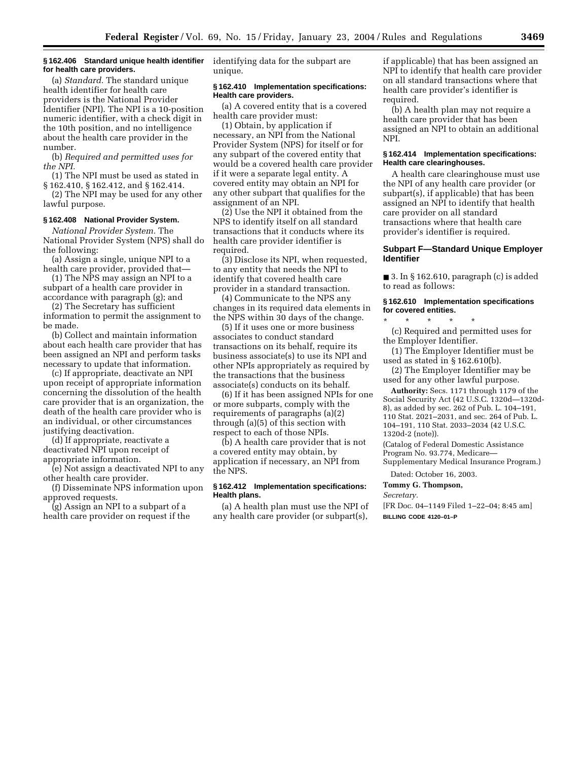### § 162.406 Standard unique health identifier for health care providers.

(a) *Standard.* The standard unique health identifier for health care providers is the National Provider Identifier (NPI). The NPI is a 10-position numeric identifier, with a check digit in the 10th position, and no intelligence about the health care provider in the number.

(b) *Required and permitted uses for the NPI.*

(1) The NPI must be used as stated in § 162.410, § 162.412, and § 162.414.

(2) The NPI may be used for any other lawful purpose.

### § 162.408 National Provider System.

*National Provider System.* The National Provider System (NPS) shall do the following:

(a) Assign a single, unique NPI to a health care provider, provided that—

(1) The NPS may assign an NPI to a subpart of a health care provider in accordance with paragraph (g); and

(2) The Secretary has sufficient information to permit the assignment to be made.

(b) Collect and maintain information about each health care provider that has been assigned an NPI and perform tasks necessary to update that information.

(c) If appropriate, deactivate an NPI upon receipt of appropriate information concerning the dissolution of the health care provider that is an organization, the death of the health care provider who is an individual, or other circumstances justifying deactivation.

(d) If appropriate, reactivate a deactivated NPI upon receipt of appropriate information.

(e) Not assign a deactivated NPI to any other health care provider.

(f) Disseminate NPS information upon approved requests.

(g) Assign an NPI to a subpart of a health care provider on request if the identifying data for the subpart are unique.

### § 162.410 Implementation specifications: Health care providers.

(a) A covered entity that is a covered health care provider must:

(1) Obtain, by application if necessary, an NPI from the National Provider System (NPS) for itself or for any subpart of the covered entity that would be a covered health care provider if it were a separate legal entity. A covered entity may obtain an NPI for any other subpart that qualifies for the assignment of an NPI.

(2) Use the NPI it obtained from the NPS to identify itself on all standard transactions that it conducts where its health care provider identifier is required.

(3) Disclose its NPI, when requested, to any entity that needs the NPI to identify that covered health care provider in a standard transaction.

(4) Communicate to the NPS any changes in its required data elements in the NPS within 30 days of the change.

(5) If it uses one or more business associates to conduct standard transactions on its behalf, require its business associate(s) to use its NPI and other NPIs appropriately as required by the transactions that the business associate(s) conducts on its behalf.

(6) If it has been assigned NPIs for one or more subparts, comply with the requirements of paragraphs (a)(2) through (a)(5) of this section with respect to each of those NPIs.

(b) A health care provider that is not a covered entity may obtain, by application if necessary, an NPI from the NPS.

### § 162.412 Implementation specifications: Health plans.

(a) A health plan must use the NPI of any health care provider (or subpart(s), if applicable) that has been assigned an NPI to identify that health care provider on all standard transactions where that health care provider's identifier is required.

(b) A health plan may not require a health care provider that has been assigned an NPI to obtain an additional NPI.

### § 162.414 Implementation specifications: Health care clearinghouses.

A health care clearinghouse must use the NPI of any health care provider (or subpart(s), if applicable) that has been assigned an NPI to identify that health care provider on all standard transactions where that health care provider's identifier is required.

## Subpart F—Standard Unique Employer Identifier

■ 3. In § 162.610, paragraph (c) is added to read as follows:

### § 162.610 Implementation specifications for covered entities.

\* \* \* \* \*

(c) Required and permitted uses for the Employer Identifier.

(1) The Employer Identifier must be used as stated in § 162.610(b).

(2) The Employer Identifier may be used for any other lawful purpose.

**Authority:** Secs. 1171 through 1179 of the Social Security Act (42 U.S.C. 1320d—1320d-8), as added by sec. 262 of Pub. L. 104–191, 110 Stat. 2021–2031, and sec. 264 of Pub. L. 104–191, 110 Stat. 2033–2034 (42 U.S.C. 1320d-2 (note)).

(Catalog of Federal Domestic Assistance Program No. 93.774, Medicare—Supplementary Medical Insurance Program.)

Dated: October 16, 2003.

**Tommy G. Thompson,**

*Secretary.*

[FR Doc. 04–1149 Filed 1–22–04; 8:45 am]

**BILLING CODE 4120–01–P**